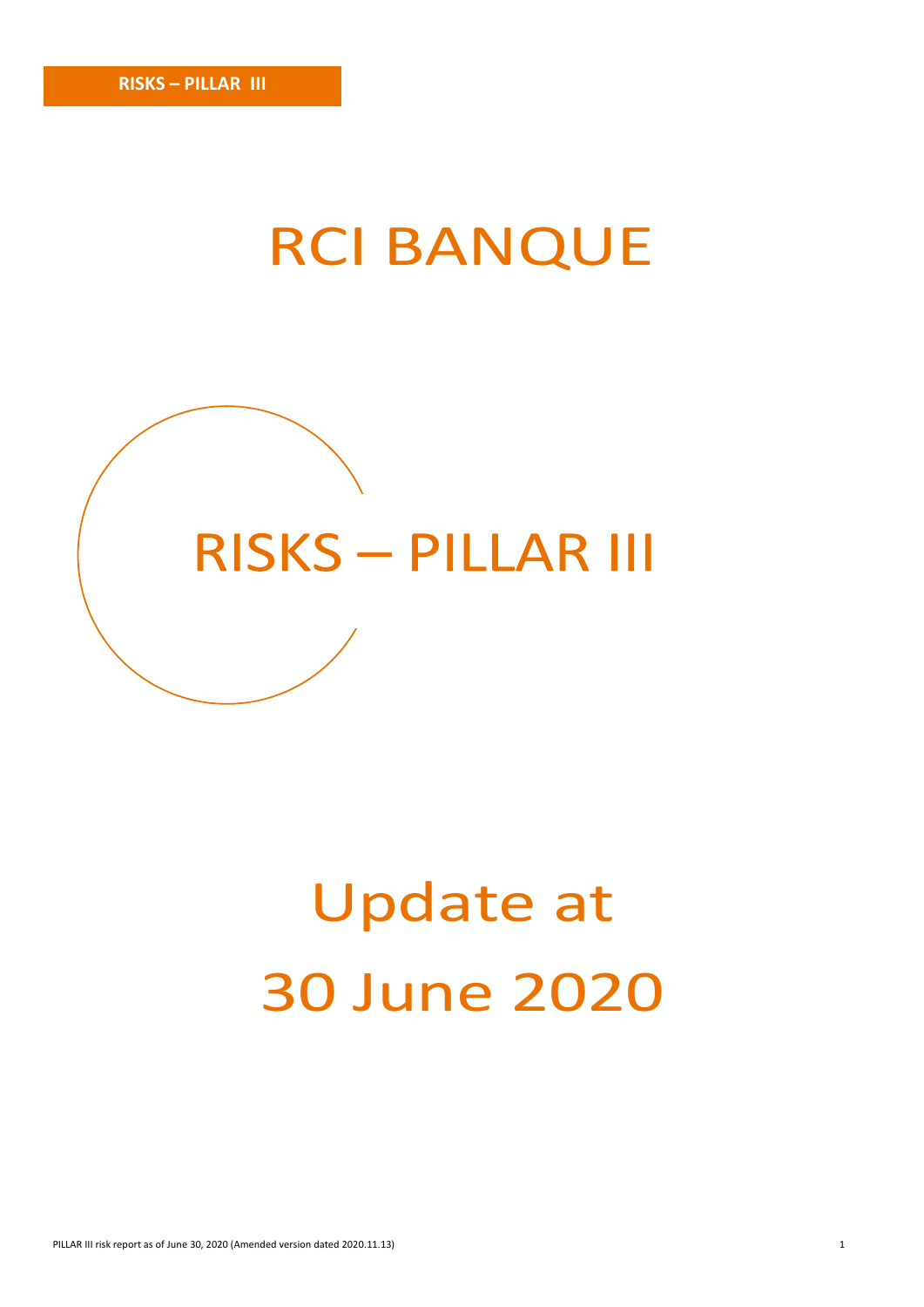# RCI BANQUE

# RISKS – PILLAR III

# Update at 30 June 2020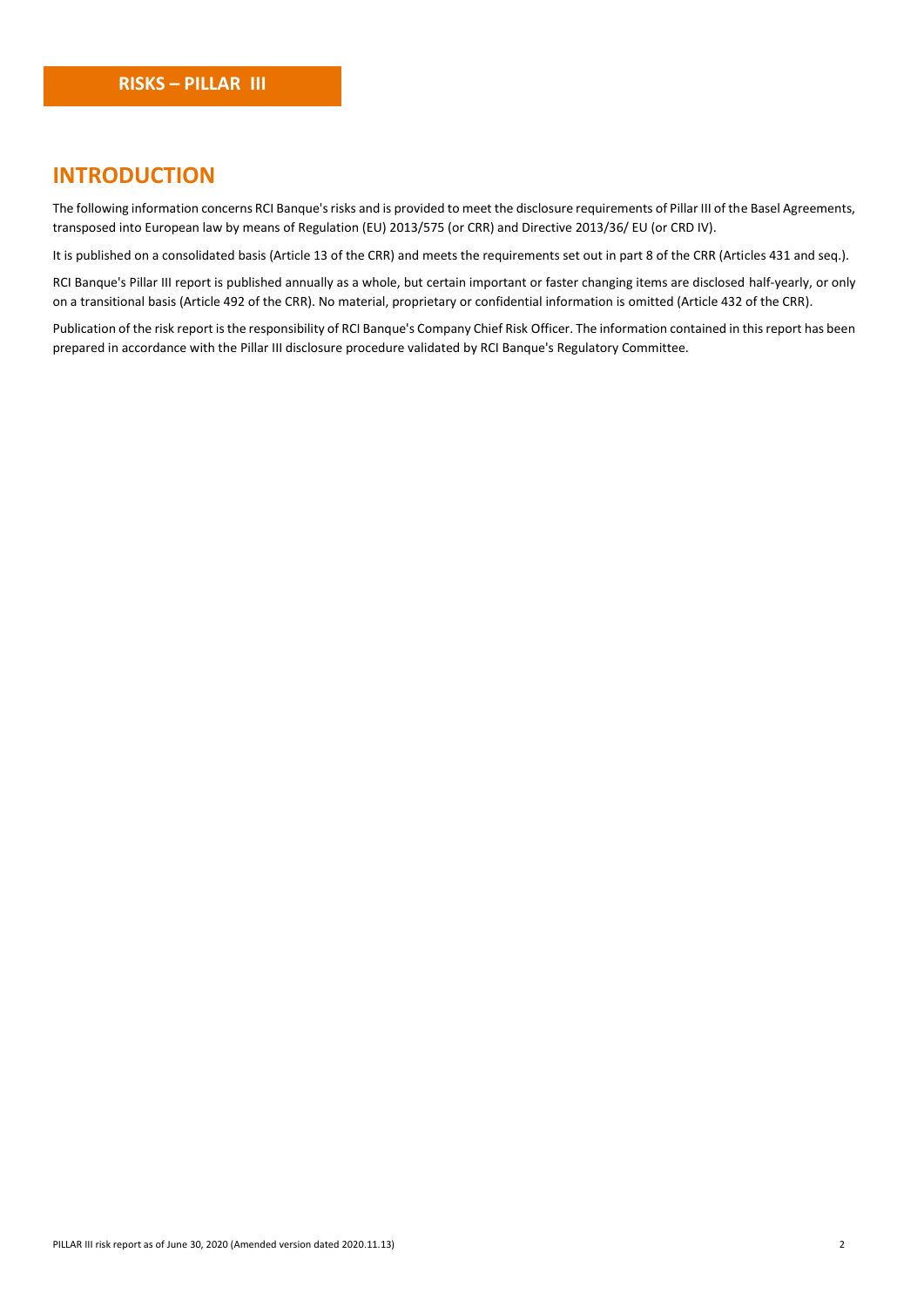# RISKS – PILLAR III

## INTRODUCTION

The following information concerns RCI Banque's risks and is provided to meet the disclosure requirements of Pillar III of the Basel Agreements, transposed into European law by means of Regulation (EU) 2013/575 (or CRR) and Directive 2013/36/ EU (or CRD IV).

It is published on a consolidated basis (Article 13 of the CRR) and meets the requirements set out in part 8 of the CRR (Articles 431 and seq.).

RCI Banque's Pillar III report is published annually as a whole, but certain important or faster changing items are disclosed half-yearly, or only on a transitional basis (Article 492 of the CRR). No material, proprietary or confidential information is omitted (Article 432 of the CRR).

Publication of the risk report is the responsibility of RCI Banque's Company Chief Risk Officer. The information contained in this report has been prepared in accordance with the Pillar III disclosure procedure validated by RCI Banque's Regulatory Committee.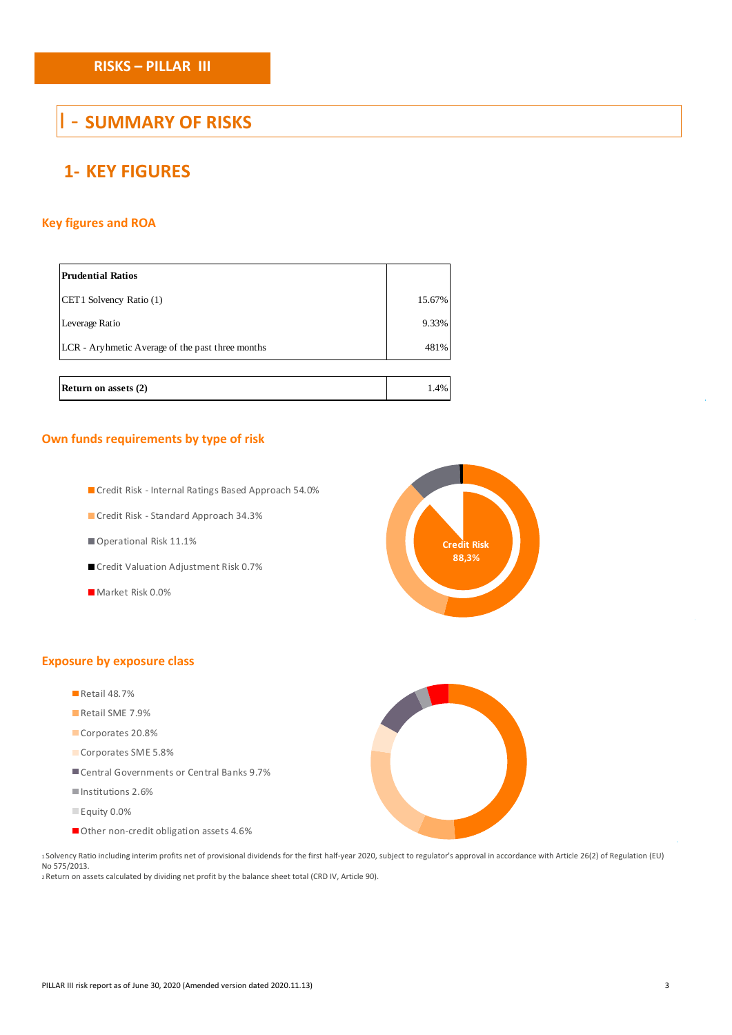# RISKS – PILLAR III

# I - SUMMARY OF RISKS

## 1- KEY FIGURES

### Key figures and ROA

| Prudential Ratios | |
|---|---|
| CET1 Solvency Ratio (1) | 15.67% |
| Leverage Ratio | 9.33% |
| LCR - Aryhmetic Average of the past three months | 481% |

| Return on assets (2) | 1.4% |
|---|---|

### Own funds requirements by type of risk

- Credit Risk - Internal Ratings Based Approach 54.0%
- Credit Risk - Standard Approach 34.3%
- Operational Risk 11.1%
- Credit Valuation Adjustment Risk 0.7%
- Market Risk 0.0%

Credit Risk 88,3%

### Exposure by exposure class

- Retail 48.7%
- Retail SME 7.9%
- Corporates 20.8%
- Corporates SME 5.8%
- Central Governments or Central Banks 9.7%
- Institutions 2.6%
- Equity 0.0%
- Other non-credit obligation assets 4.6%

[1] Solvency Ratio including interim profits net of provisional dividends for the first half-year 2020, subject to regulator's approval in accordance with Article 26(2) of Regulation (EU) No 575/2013.

[2] Return on assets calculated by dividing net profit by the balance sheet total (CRD IV, Article 90).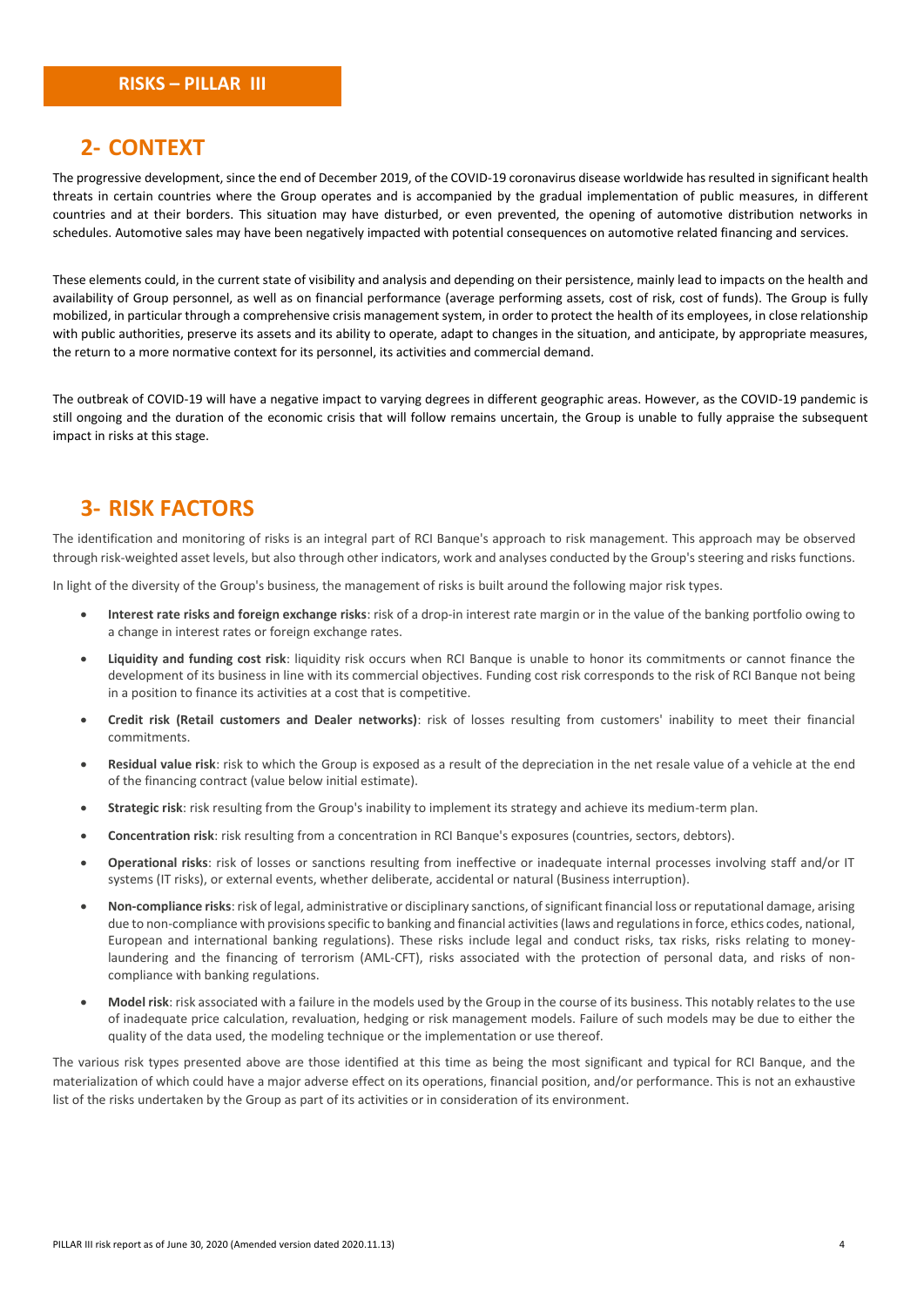## 2- CONTEXT

The progressive development, since the end of December 2019, of the COVID-19 coronavirus disease worldwide has resulted in significant health threats in certain countries where the Group operates and is accompanied by the gradual implementation of public measures, in different countries and at their borders. This situation may have disturbed, or even prevented, the opening of automotive distribution networks in schedules. Automotive sales may have been negatively impacted with potential consequences on automotive related financing and services.

These elements could, in the current state of visibility and analysis and depending on their persistence, mainly lead to impacts on the health and availability of Group personnel, as well as on financial performance (average performing assets, cost of risk, cost of funds). The Group is fully mobilized, in particular through a comprehensive crisis management system, in order to protect the health of its employees, in close relationship with public authorities, preserve its assets and its ability to operate, adapt to changes in the situation, and anticipate, by appropriate measures, the return to a more normative context for its personnel, its activities and commercial demand.

The outbreak of COVID-19 will have a negative impact to varying degrees in different geographic areas. However, as the COVID-19 pandemic is still ongoing and the duration of the economic crisis that will follow remains uncertain, the Group is unable to fully appraise the subsequent impact in risks at this stage.

## 3- RISK FACTORS

The identification and monitoring of risks is an integral part of RCI Banque's approach to risk management. This approach may be observed through risk-weighted asset levels, but also through other indicators, work and analyses conducted by the Group's steering and risks functions.

In light of the diversity of the Group's business, the management of risks is built around the following major risk types.

- **Interest rate risks and foreign exchange risks**: risk of a drop-in interest rate margin or in the value of the banking portfolio owing to a change in interest rates or foreign exchange rates.
- **Liquidity and funding cost risk**: liquidity risk occurs when RCI Banque is unable to honor its commitments or cannot finance the development of its business in line with its commercial objectives. Funding cost risk corresponds to the risk of RCI Banque not being in a position to finance its activities at a cost that is competitive.
- **Credit risk (Retail customers and Dealer networks)**: risk of losses resulting from customers' inability to meet their financial commitments.
- **Residual value risk**: risk to which the Group is exposed as a result of the depreciation in the net resale value of a vehicle at the end of the financing contract (value below initial estimate).
- **Strategic risk**: risk resulting from the Group's inability to implement its strategy and achieve its medium-term plan.
- **Concentration risk**: risk resulting from a concentration in RCI Banque's exposures (countries, sectors, debtors).
- **Operational risks**: risk of losses or sanctions resulting from ineffective or inadequate internal processes involving staff and/or IT systems (IT risks), or external events, whether deliberate, accidental or natural (Business interruption).
- **Non-compliance risks**: risk of legal, administrative or disciplinary sanctions, of significant financial loss or reputational damage, arising due to non-compliance with provisions specific to banking and financial activities (laws and regulations in force, ethics codes, national, European and international banking regulations). These risks include legal and conduct risks, tax risks, risks relating to money-laundering and the financing of terrorism (AML-CFT), risks associated with the protection of personal data, and risks of non-compliance with banking regulations.
- **Model risk**: risk associated with a failure in the models used by the Group in the course of its business. This notably relates to the use of inadequate price calculation, revaluation, hedging or risk management models. Failure of such models may be due to either the quality of the data used, the modeling technique or the implementation or use thereof.

The various risk types presented above are those identified at this time as being the most significant and typical for RCI Banque, and the materialization of which could have a major adverse effect on its operations, financial position, and/or performance. This is not an exhaustive list of the risks undertaken by the Group as part of its activities or in consideration of its environment.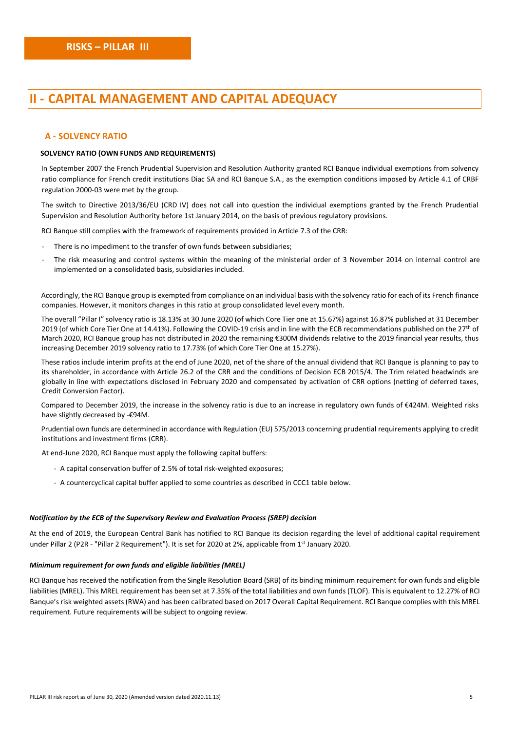## II - CAPITAL MANAGEMENT AND CAPITAL ADEQUACY

### A - SOLVENCY RATIO

**SOLVENCY RATIO (OWN FUNDS AND REQUIREMENTS)**

In September 2007 the French Prudential Supervision and Resolution Authority granted RCI Banque individual exemptions from solvency ratio compliance for French credit institutions Diac SA and RCI Banque S.A., as the exemption conditions imposed by Article 4.1 of CRBF regulation 2000-03 were met by the group.

The switch to Directive 2013/36/EU (CRD IV) does not call into question the individual exemptions granted by the French Prudential Supervision and Resolution Authority before 1st January 2014, on the basis of previous regulatory provisions.

RCI Banque still complies with the framework of requirements provided in Article 7.3 of the CRR:

- There is no impediment to the transfer of own funds between subsidiaries;
- The risk measuring and control systems within the meaning of the ministerial order of 3 November 2014 on internal control are implemented on a consolidated basis, subsidiaries included.

Accordingly, the RCI Banque group is exempted from compliance on an individual basis with the solvency ratio for each of its French finance companies. However, it monitors changes in this ratio at group consolidated level every month.

The overall "Pillar I" solvency ratio is 18.13% at 30 June 2020 (of which Core Tier one at 15.67%) against 16.87% published at 31 December 2019 (of which Core Tier One at 14.41%). Following the COVID-19 crisis and in line with the ECB recommendations published on the 27th of March 2020, RCI Banque group has not distributed in 2020 the remaining €300M dividends relative to the 2019 financial year results, thus increasing December 2019 solvency ratio to 17.73% (of which Core Tier One at 15.27%).

These ratios include interim profits at the end of June 2020, net of the share of the annual dividend that RCI Banque is planning to pay to its shareholder, in accordance with Article 26.2 of the CRR and the conditions of Decision ECB 2015/4. The Trim related headwinds are globally in line with expectations disclosed in February 2020 and compensated by activation of CRR options (netting of deferred taxes, Credit Conversion Factor).

Compared to December 2019, the increase in the solvency ratio is due to an increase in regulatory own funds of €424M. Weighted risks have slightly decreased by -€94M.

Prudential own funds are determined in accordance with Regulation (EU) 575/2013 concerning prudential requirements applying to credit institutions and investment firms (CRR).

At end-June 2020, RCI Banque must apply the following capital buffers:

- A capital conservation buffer of 2.5% of total risk-weighted exposures;
- A countercyclical capital buffer applied to some countries as described in CCC1 table below.

***Notification by the ECB of the Supervisory Review and Evaluation Process (SREP) decision***

At the end of 2019, the European Central Bank has notified to RCI Banque its decision regarding the level of additional capital requirement under Pillar 2 (P2R - "Pillar 2 Requirement"). It is set for 2020 at 2%, applicable from 1st January 2020.

***Minimum requirement for own funds and eligible liabilities (MREL)***

RCI Banque has received the notification from the Single Resolution Board (SRB) of its binding minimum requirement for own funds and eligible liabilities (MREL). This MREL requirement has been set at 7.35% of the total liabilities and own funds (TLOF). This is equivalent to 12.27% of RCI Banque's risk weighted assets (RWA) and has been calibrated based on 2017 Overall Capital Requirement. RCI Banque complies with this MREL requirement. Future requirements will be subject to ongoing review.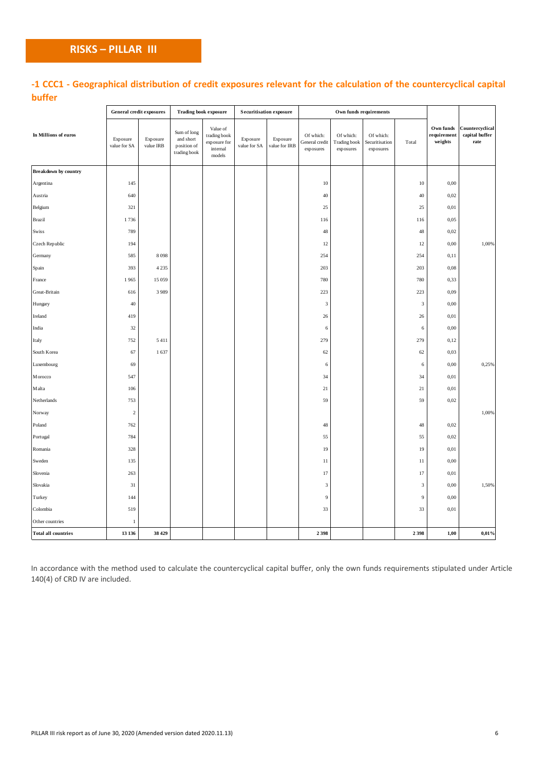**RISKS – PILLAR III**

## -1 CCC1 - Geographical distribution of credit exposures relevant for the calculation of the countercyclical capital buffer

| In Millions of euros | General credit exposures | | Trading book exposure | | Securitisation exposure | | Own funds requirements | | | | Own funds requirement weights | Countercyclical capital buffer rate |
|---|---|---|---|---|---|---|---|---|---|---|---|---|
| | Exposure value for SA | Exposure value IRB | Sum of long and short position of trading book | Value of trading book exposure for internal models | Exposure value for SA | Exposure value for IRB | Of which: General credit exposures | Of which: Trading book exposures | Of which: Securitisation exposures | Total | | |
| **Breakdown by country** | | | | | | | | | | | | |
| Argentina | 145 | | | | | | 10 | | | 10 | 0,00 | |
| Austria | 640 | | | | | | 40 | | | 40 | 0,02 | |
| Belgium | 321 | | | | | | 25 | | | 25 | 0,01 | |
| Brazil | 1 736 | | | | | | 116 | | | 116 | 0,05 | |
| Swiss | 789 | | | | | | 48 | | | 48 | 0,02 | |
| Czech Republic | 194 | | | | | | 12 | | | 12 | 0,00 | 1,00% |
| Germany | 585 | 8 098 | | | | | 254 | | | 254 | 0,11 | |
| Spain | 393 | 4 235 | | | | | 203 | | | 203 | 0,08 | |
| France | 1 965 | 15 059 | | | | | 780 | | | 780 | 0,33 | |
| Great-Britain | 616 | 3 989 | | | | | 223 | | | 223 | 0,09 | |
| Hungary | 40 | | | | | | 3 | | | 3 | 0,00 | |
| Ireland | 419 | | | | | | 26 | | | 26 | 0,01 | |
| India | 32 | | | | | | 6 | | | 6 | 0,00 | |
| Italy | 752 | 5 411 | | | | | 279 | | | 279 | 0,12 | |
| South Korea | 67 | 1 637 | | | | | 62 | | | 62 | 0,03 | |
| Luxembourg | 69 | | | | | | 6 | | | 6 | 0,00 | 0,25% |
| Morocco | 547 | | | | | | 34 | | | 34 | 0,01 | |
| Malta | 106 | | | | | | 21 | | | 21 | 0,01 | |
| Netherlands | 753 | | | | | | 59 | | | 59 | 0,02 | |
| Norway | 2 | | | | | | | | | | | 1,00% |
| Poland | 762 | | | | | | 48 | | | 48 | 0,02 | |
| Portugal | 784 | | | | | | 55 | | | 55 | 0,02 | |
| Romania | 328 | | | | | | 19 | | | 19 | 0,01 | |
| Sweden | 135 | | | | | | 11 | | | 11 | 0,00 | |
| Slovenia | 263 | | | | | | 17 | | | 17 | 0,01 | |
| Slovakia | 31 | | | | | | 3 | | | 3 | 0,00 | 1,50% |
| Turkey | 144 | | | | | | 9 | | | 9 | 0,00 | |
| Colombia | 519 | | | | | | 33 | | | 33 | 0,01 | |
| Other countries | 1 | | | | | | | | | | | |
| **Total all countries** | **13 136** | **38 429** | | | | | **2 398** | | | **2 398** | **1,00** | **0,01%** |

In accordance with the method used to calculate the countercyclical capital buffer, only the own funds requirements stipulated under Article 140(4) of CRD IV are included.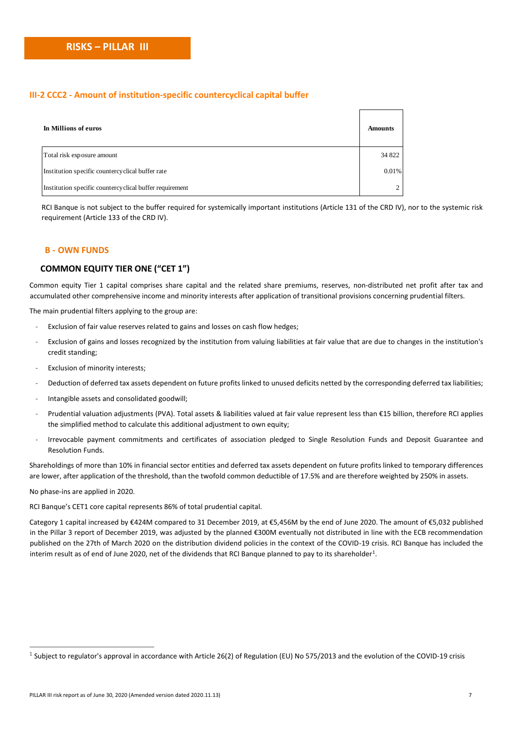## III-2 CCC2 - Amount of institution-specific countercyclical capital buffer

| In Millions of euros | Amounts |
|---|---|
| Total risk exposure amount | 34 822 |
| Institution specific countercyclical buffer rate | 0.01% |
| Institution specific countercyclical buffer requirement | 2 |

RCI Banque is not subject to the buffer required for systemically important institutions (Article 131 of the CRD IV), nor to the systemic risk requirement (Article 133 of the CRD IV).

## B - OWN FUNDS

### COMMON EQUITY TIER ONE ("CET 1")

Common equity Tier 1 capital comprises share capital and the related share premiums, reserves, non-distributed net profit after tax and accumulated other comprehensive income and minority interests after application of transitional provisions concerning prudential filters.

The main prudential filters applying to the group are:

- Exclusion of fair value reserves related to gains and losses on cash flow hedges;
- Exclusion of gains and losses recognized by the institution from valuing liabilities at fair value that are due to changes in the institution's credit standing;
- Exclusion of minority interests;
- Deduction of deferred tax assets dependent on future profits linked to unused deficits netted by the corresponding deferred tax liabilities;
- Intangible assets and consolidated goodwill;
- Prudential valuation adjustments (PVA). Total assets & liabilities valued at fair value represent less than €15 billion, therefore RCI applies the simplified method to calculate this additional adjustment to own equity;
- Irrevocable payment commitments and certificates of association pledged to Single Resolution Funds and Deposit Guarantee and Resolution Funds.

Shareholdings of more than 10% in financial sector entities and deferred tax assets dependent on future profits linked to temporary differences are lower, after application of the threshold, than the twofold common deductible of 17.5% and are therefore weighted by 250% in assets.

No phase-ins are applied in 2020.

RCI Banque's CET1 core capital represents 86% of total prudential capital.

Category 1 capital increased by €424M compared to 31 December 2019, at €5,456M by the end of June 2020. The amount of €5,032 published in the Pillar 3 report of December 2019, was adjusted by the planned €300M eventually not distributed in line with the ECB recommendation published on the 27th of March 2020 on the distribution dividend policies in the context of the COVID-19 crisis. RCI Banque has included the interim result as of end of June 2020, net of the dividends that RCI Banque planned to pay to its shareholder[1].

[1] Subject to regulator's approval in accordance with Article 26(2) of Regulation (EU) No 575/2013 and the evolution of the COVID-19 crisis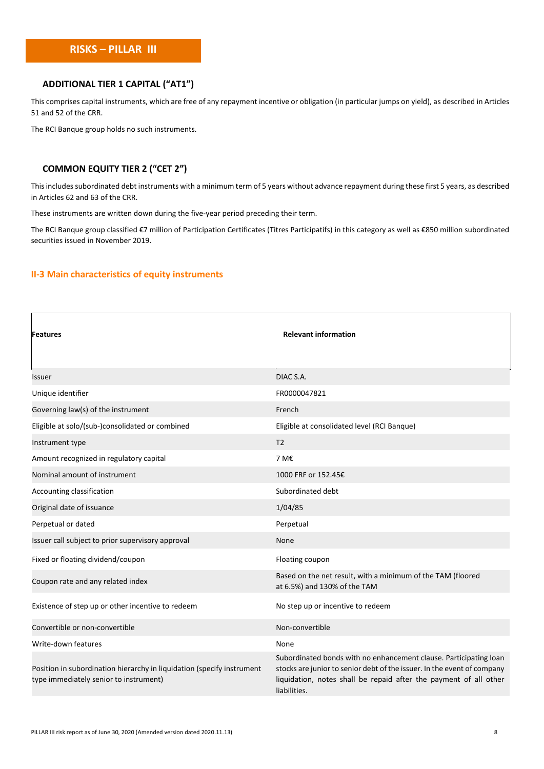## RISKS – PILLAR III

### ADDITIONAL TIER 1 CAPITAL ("AT1")

This comprises capital instruments, which are free of any repayment incentive or obligation (in particular jumps on yield), as described in Articles 51 and 52 of the CRR.

The RCI Banque group holds no such instruments.

### COMMON EQUITY TIER 2 ("CET 2")

This includes subordinated debt instruments with a minimum term of 5 years without advance repayment during these first 5 years, as described in Articles 62 and 63 of the CRR.

These instruments are written down during the five-year period preceding their term.

The RCI Banque group classified €7 million of Participation Certificates (Titres Participatifs) in this category as well as €850 million subordinated securities issued in November 2019.

### II-3 Main characteristics of equity instruments

| Features | Relevant information |
|---|---|
| Issuer | DIAC S.A. |
| Unique identifier | FR0000047821 |
| Governing law(s) of the instrument | French |
| Eligible at solo/(sub-)consolidated or combined | Eligible at consolidated level (RCI Banque) |
| Instrument type | T2 |
| Amount recognized in regulatory capital | 7 M€ |
| Nominal amount of instrument | 1000 FRF or 152.45€ |
| Accounting classification | Subordinated debt |
| Original date of issuance | 1/04/85 |
| Perpetual or dated | Perpetual |
| Issuer call subject to prior supervisory approval | None |
| Fixed or floating dividend/coupon | Floating coupon |
| Coupon rate and any related index | Based on the net result, with a minimum of the TAM (floored at 6.5%) and 130% of the TAM |
| Existence of step up or other incentive to redeem | No step up or incentive to redeem |
| Convertible or non-convertible | Non-convertible |
| Write-down features | None |
| Position in subordination hierarchy in liquidation (specify instrument type immediately senior to instrument) | Subordinated bonds with no enhancement clause. Participating loan stocks are junior to senior debt of the issuer. In the event of company liquidation, notes shall be repaid after the payment of all other liabilities. |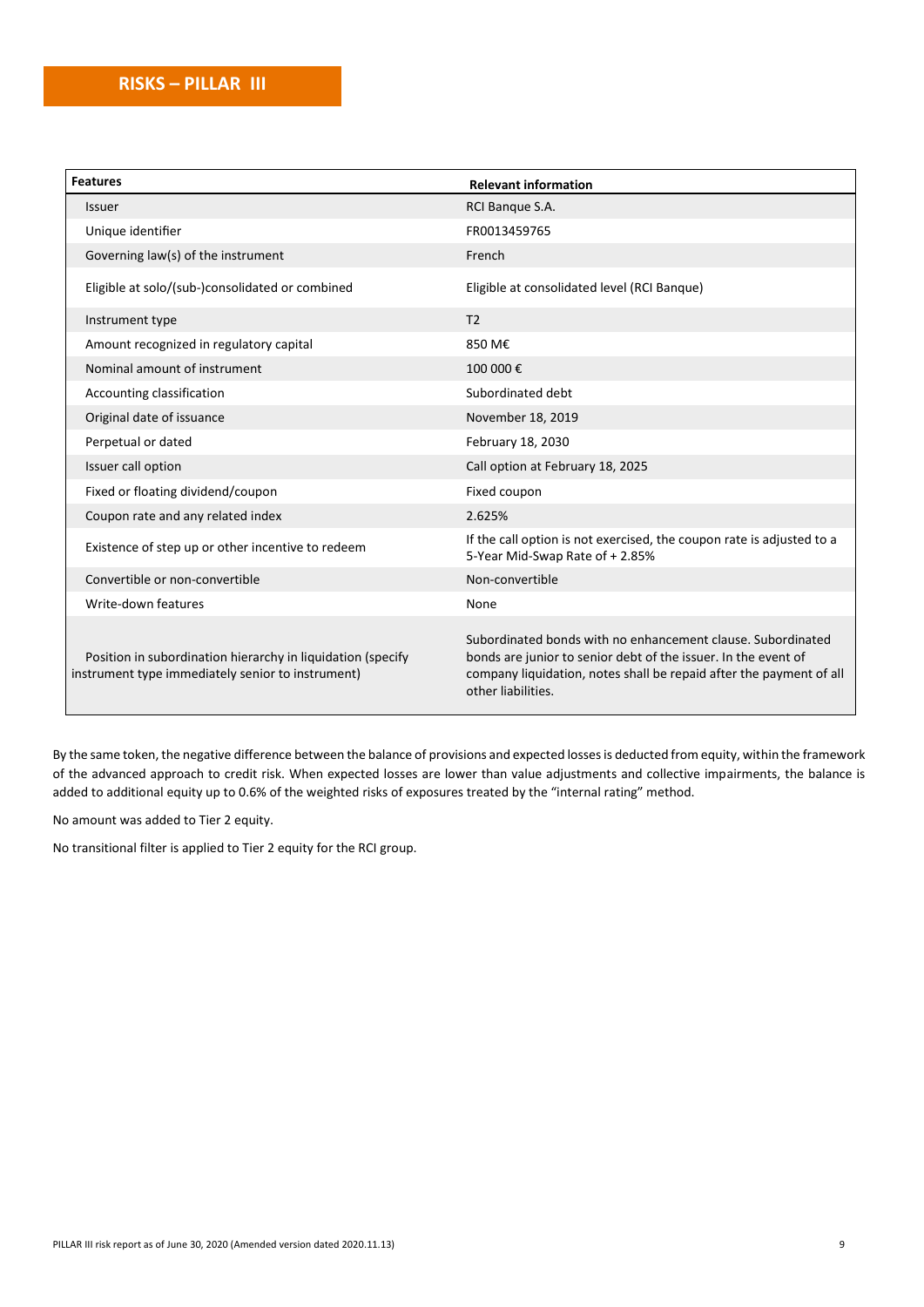| Features | Relevant information |
|---|---|
| Issuer | RCI Banque S.A. |
| Unique identifier | FR0013459765 |
| Governing law(s) of the instrument | French |
| Eligible at solo/(sub-)consolidated or combined | Eligible at consolidated level (RCI Banque) |
| Instrument type | T2 |
| Amount recognized in regulatory capital | 850 M€ |
| Nominal amount of instrument | 100 000 € |
| Accounting classification | Subordinated debt |
| Original date of issuance | November 18, 2019 |
| Perpetual or dated | February 18, 2030 |
| Issuer call option | Call option at February 18, 2025 |
| Fixed or floating dividend/coupon | Fixed coupon |
| Coupon rate and any related index | 2.625% |
| Existence of step up or other incentive to redeem | If the call option is not exercised, the coupon rate is adjusted to a 5-Year Mid-Swap Rate of + 2.85% |
| Convertible or non-convertible | Non-convertible |
| Write-down features | None |
| Position in subordination hierarchy in liquidation (specify instrument type immediately senior to instrument) | Subordinated bonds with no enhancement clause. Subordinated bonds are junior to senior debt of the issuer. In the event of company liquidation, notes shall be repaid after the payment of all other liabilities. |

By the same token, the negative difference between the balance of provisions and expected losses is deducted from equity, within the framework of the advanced approach to credit risk. When expected losses are lower than value adjustments and collective impairments, the balance is added to additional equity up to 0.6% of the weighted risks of exposures treated by the "internal rating" method.

No amount was added to Tier 2 equity.

No transitional filter is applied to Tier 2 equity for the RCI group.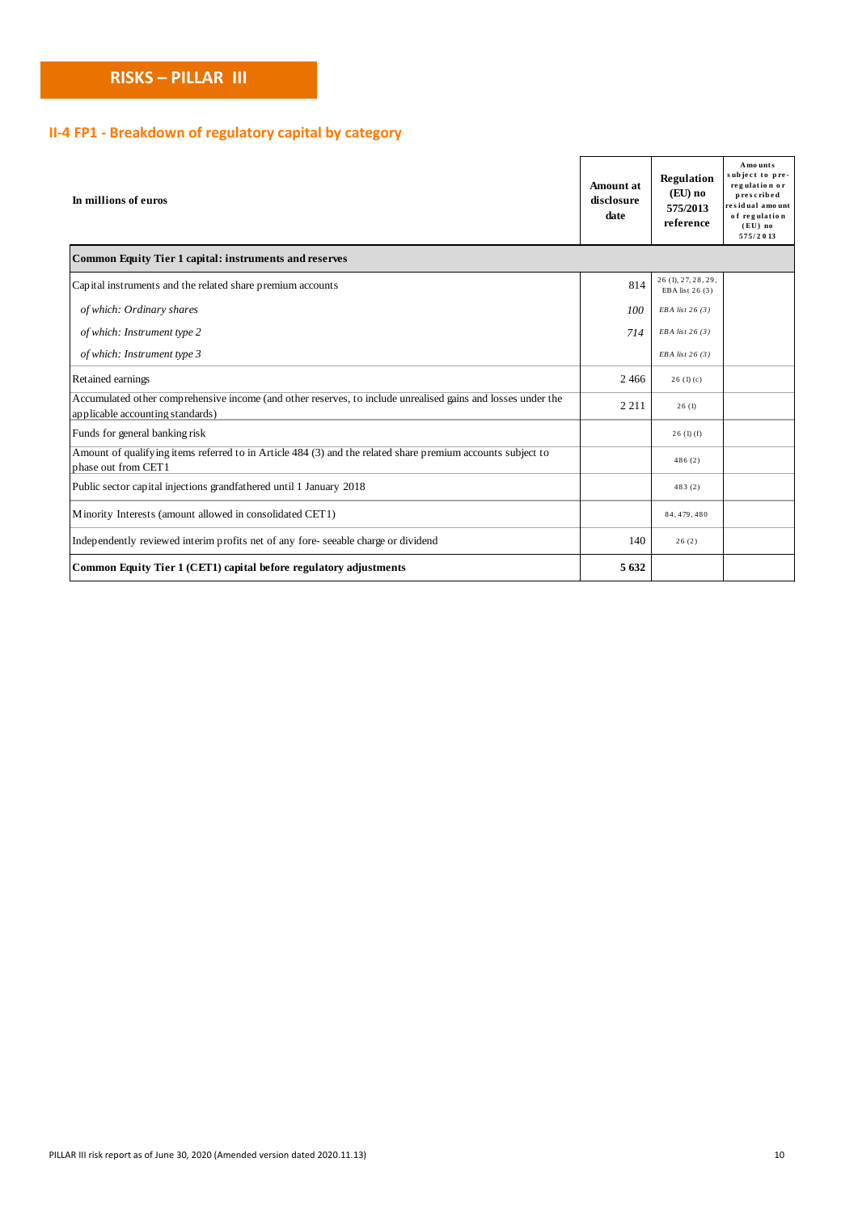# RISKS – PILLAR III

## II-4 FP1 - Breakdown of regulatory capital by category

| In millions of euros | Amount at disclosure date | Regulation (EU) no 575/2013 reference | Amounts subject to pre-regulation or prescribed residual amount of regulation (EU) no 575/2013 |
|---|---|---|---|
| **Common Equity Tier 1 capital: instruments and reserves** | | | |
| Capital instruments and the related share premium accounts | 814 | 26 (1), 27, 28, 29, EBA list 26 (3) | |
| *of which: Ordinary shares* | *100* | *EBA list 26 (3)* | |
| *of which: Instrument type 2* | *714* | *EBA list 26 (3)* | |
| *of which: Instrument type 3* | | *EBA list 26 (3)* | |
| Retained earnings | 2 466 | 26 (1) (c) | |
| Accumulated other comprehensive income (and other reserves, to include unrealised gains and losses under the applicable accounting standards) | 2 211 | 26 (1) | |
| Funds for general banking risk | | 26 (1) (f) | |
| Amount of qualifying items referred to in Article 484 (3) and the related share premium accounts subject to phase out from CET1 | | 486 (2) | |
| Public sector capital injections grandfathered until 1 January 2018 | | 483 (2) | |
| Minority Interests (amount allowed in consolidated CET1) | | 84, 479, 480 | |
| Independently reviewed interim profits net of any fore- seeable charge or dividend | 140 | 26 (2) | |
| **Common Equity Tier 1 (CET1) capital before regulatory adjustments** | **5 632** | | |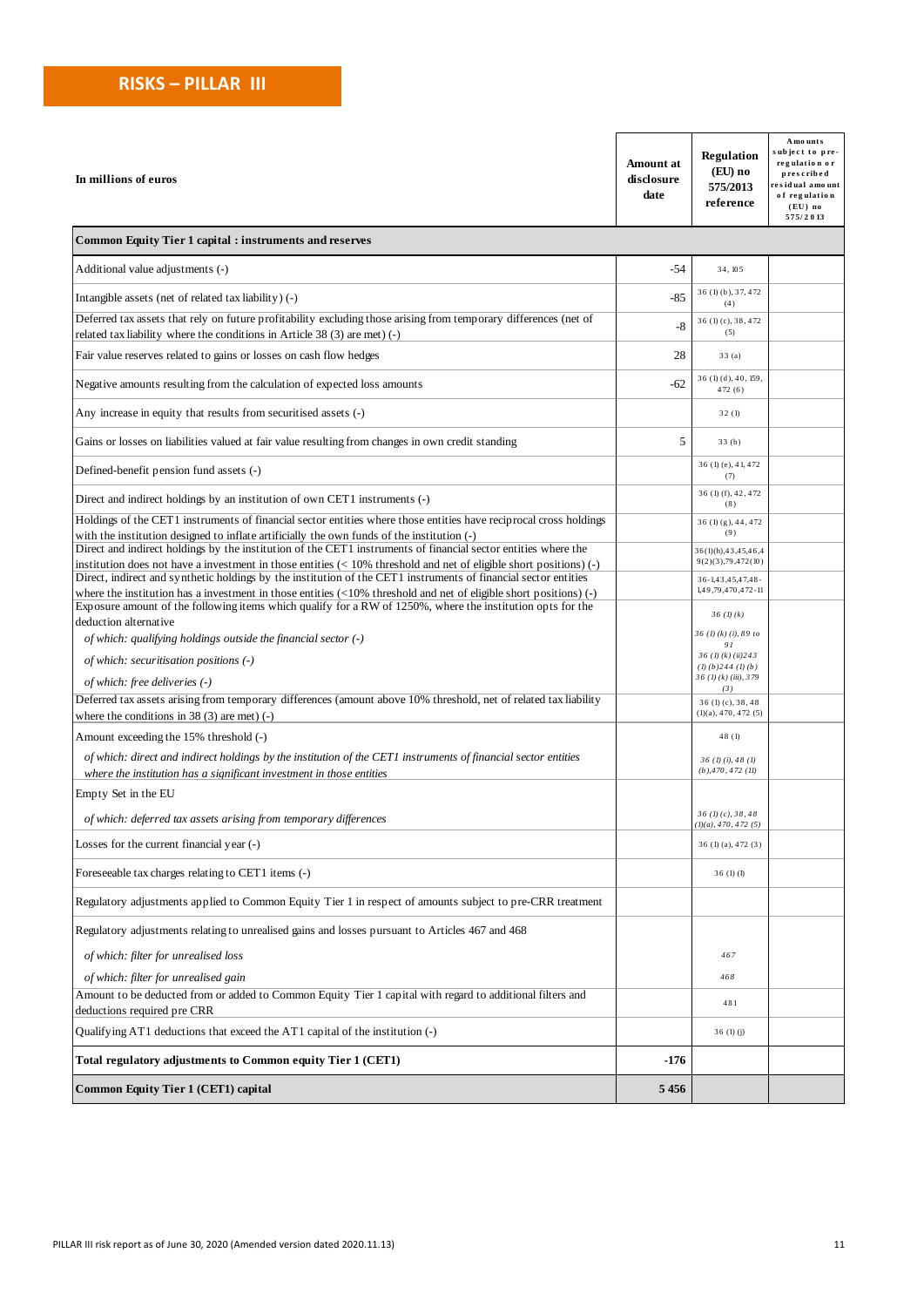# RISKS – PILLAR III

| In millions of euros | Amount at disclosure date | Regulation (EU) no 575/2013 reference | Amounts subject to pre-regulation or prescribed residual amount of regulation (EU) no 575/2013 |
|---|---|---|---|
| **Common Equity Tier 1 capital : instruments and reserves** | | | |
| Additional value adjustments (-) | -54 | 34, 105 | |
| Intangible assets (net of related tax liability) (-) | -85 | 36 (1) (b), 37, 472 (4) | |
| Deferred tax assets that rely on future profitability excluding those arising from temporary differences (net of related tax liability where the conditions in Article 38 (3) are met) (-) | -8 | 36 (1) (c), 38, 472 (5) | |
| Fair value reserves related to gains or losses on cash flow hedges | 28 | 33 (a) | |
| Negative amounts resulting from the calculation of expected loss amounts | -62 | 36 (1) (d), 40, 159, 472 (6) | |
| Any increase in equity that results from securitised assets (-) | | 32 (1) | |
| Gains or losses on liabilities valued at fair value resulting from changes in own credit standing | 5 | 33 (b) | |
| Defined-benefit pension fund assets (-) | | 36 (1) (e), 41, 472 (7) | |
| Direct and indirect holdings by an institution of own CET1 instruments (-) | | 36 (1) (f), 42, 472 (8) | |
| Holdings of the CET1 instruments of financial sector entities where those entities have reciprocal cross holdings with the institution designed to inflate artificially the own funds of the institution (-) | | 36 (1) (g), 44, 472 (9) | |
| Direct and indirect holdings by the institution of the CET1 instruments of financial sector entities where the institution does not have a investment in those entities (< 10% threshold and net of eligible short positions) (-) | | 36(1)(h),43,45,46,49(2)(3),79,472(10) | |
| Direct, indirect and synthetic holdings by the institution of the CET1 instruments of financial sector entities where the institution has a investment in those entities (<10% threshold and net of eligible short positions) (-) | | 36-1,43,45,47,48-1,49,79,470,472-11 | |
| Exposure amount of the following items which qualify for a RW of 1250%, where the institution opts for the deduction alternative | | *36 (1) (k)* | |
| *of which: qualifying holdings outside the financial sector (-)* | | *36 (1) (k) (i), 89 to 91* | |
| *of which: securitisation positions (-)* | | *36 (1) (k) (ii)243 (1) (b)244 (1) (b)* | |
| *of which: free deliveries (-)* | | *36 (1) (k) (iii), 379 (3)* | |
| Deferred tax assets arising from temporary differences (amount above 10% threshold, net of related tax liability where the conditions in 38 (3) are met) (-) | | 36 (1) (c), 38, 48 (1)(a), 470, 472 (5) | |
| Amount exceeding the 15% threshold (-) | | 48 (1) | |
| *of which: direct and indirect holdings by the institution of the CET1 instruments of financial sector entities where the institution has a significant investment in those entities* | | *36 (1) (i), 48 (1) (b),470, 472 (11)* | |
| Empty Set in the EU | | | |
| *of which: deferred tax assets arising from temporary differences* | | *36 (1) (c), 38, 48 (1)(a), 470, 472 (5)* | |
| Losses for the current financial year (-) | | 36 (1) (a), 472 (3) | |
| Foreseeable tax charges relating to CET1 items (-) | | 36 (1) (l) | |
| Regulatory adjustments applied to Common Equity Tier 1 in respect of amounts subject to pre-CRR treatment | | | |
| Regulatory adjustments relating to unrealised gains and losses pursuant to Articles 467 and 468 | | | |
| *of which: filter for unrealised loss* | | *467* | |
| *of which: filter for unrealised gain* | | *468* | |
| Amount to be deducted from or added to Common Equity Tier 1 capital with regard to additional filters and deductions required pre CRR | | 481 | |
| Qualifying AT1 deductions that exceed the AT1 capital of the institution (-) | | 36 (1) (j) | |
| **Total regulatory adjustments to Common equity Tier 1 (CET1)** | **-176** | | |
| **Common Equity Tier 1 (CET1) capital** | **5 456** | | |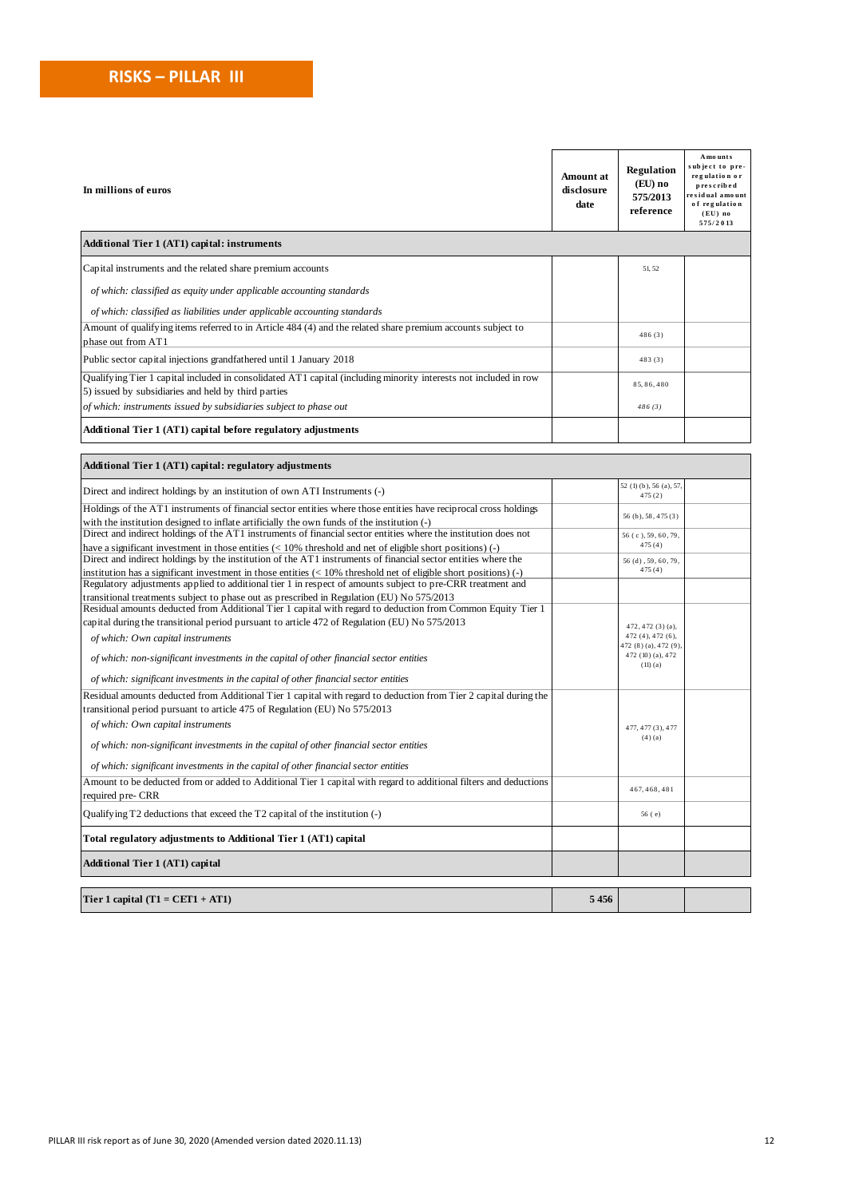# RISKS – PILLAR III

| In millions of euros | Amount at disclosure date | Regulation (EU) no 575/2013 reference | Amounts subject to pre-regulation or prescribed residual amount of regulation (EU) no 575/2013 |
|---|---|---|---|
| **Additional Tier 1 (AT1) capital: instruments** | | | |
| Capital instruments and the related share premium accounts | | 51, 52 | |
| *of which: classified as equity under applicable accounting standards* | | | |
| *of which: classified as liabilities under applicable accounting standards* | | | |
| Amount of qualifying items referred to in Article 484 (4) and the related share premium accounts subject to phase out from AT1 | | 486 (3) | |
| Public sector capital injections grandfathered until 1 January 2018 | | 483 (3) | |
| Qualifying Tier 1 capital included in consolidated AT1 capital (including minority interests not included in row 5) issued by subsidiaries and held by third parties | | 85, 86, 480 | |
| *of which: instruments issued by subsidiaries subject to phase out* | | *486 (3)* | |
| **Additional Tier 1 (AT1) capital before regulatory adjustments** | | | |
| **Additional Tier 1 (AT1) capital: regulatory adjustments** | | | |
| Direct and indirect holdings by an institution of own ATI Instruments (-) | | 52 (1) (b), 56 (a), 57, 475 (2) | |
| Holdings of the AT1 instruments of financial sector entities where those entities have reciprocal cross holdings with the institution designed to inflate artificially the own funds of the institution (-) | | 56 (b), 58, 475 (3) | |
| Direct and indirect holdings of the AT1 instruments of financial sector entities where the institution does not have a significant investment in those entities (< 10% threshold and net of eligible short positions) (-) | | 56 ( c ), 59, 60, 79, 475 (4) | |
| Direct and indirect holdings by the institution of the AT1 instruments of financial sector entities where the institution has a significant investment in those entities (< 10% threshold net of eligible short positions) (-) | | 56 (d) , 59, 60, 79, 475 (4) | |
| Regulatory adjustments applied to additional tier 1 in respect of amounts subject to pre-CRR treatment and transitional treatments subject to phase out as prescribed in Regulation (EU) No 575/2013 | | | |
| Residual amounts deducted from Additional Tier 1 capital with regard to deduction from Common Equity Tier 1 capital during the transitional period pursuant to article 472 of Regulation (EU) No 575/2013 | | 472, 472 (3) (a), 472 (4), 472 (6), 472 (8) (a), 472 (9), 472 (10) (a), 472 (11) (a) | |
| *of which: Own capital instruments* | | | |
| *of which: non-significant investments in the capital of other financial sector entities* | | | |
| *of which: significant investments in the capital of other financial sector entities* | | | |
| Residual amounts deducted from Additional Tier 1 capital with regard to deduction from Tier 2 capital during the transitional period pursuant to article 475 of Regulation (EU) No 575/2013 | | 477, 477 (3), 477 (4) (a) | |
| *of which: Own capital instruments* | | | |
| *of which: non-significant investments in the capital of other financial sector entities* | | | |
| *of which: significant investments in the capital of other financial sector entities* | | | |
| Amount to be deducted from or added to Additional Tier 1 capital with regard to additional filters and deductions required pre- CRR | | 467, 468, 481 | |
| Qualifying T2 deductions that exceed the T2 capital of the institution (-) | | 56 ( e) | |
| **Total regulatory adjustments to Additional Tier 1 (AT1) capital** | | | |
| **Additional Tier 1 (AT1) capital** | | | |
| **Tier 1 capital (T1 = CET1 + AT1)** | 5 456 | | |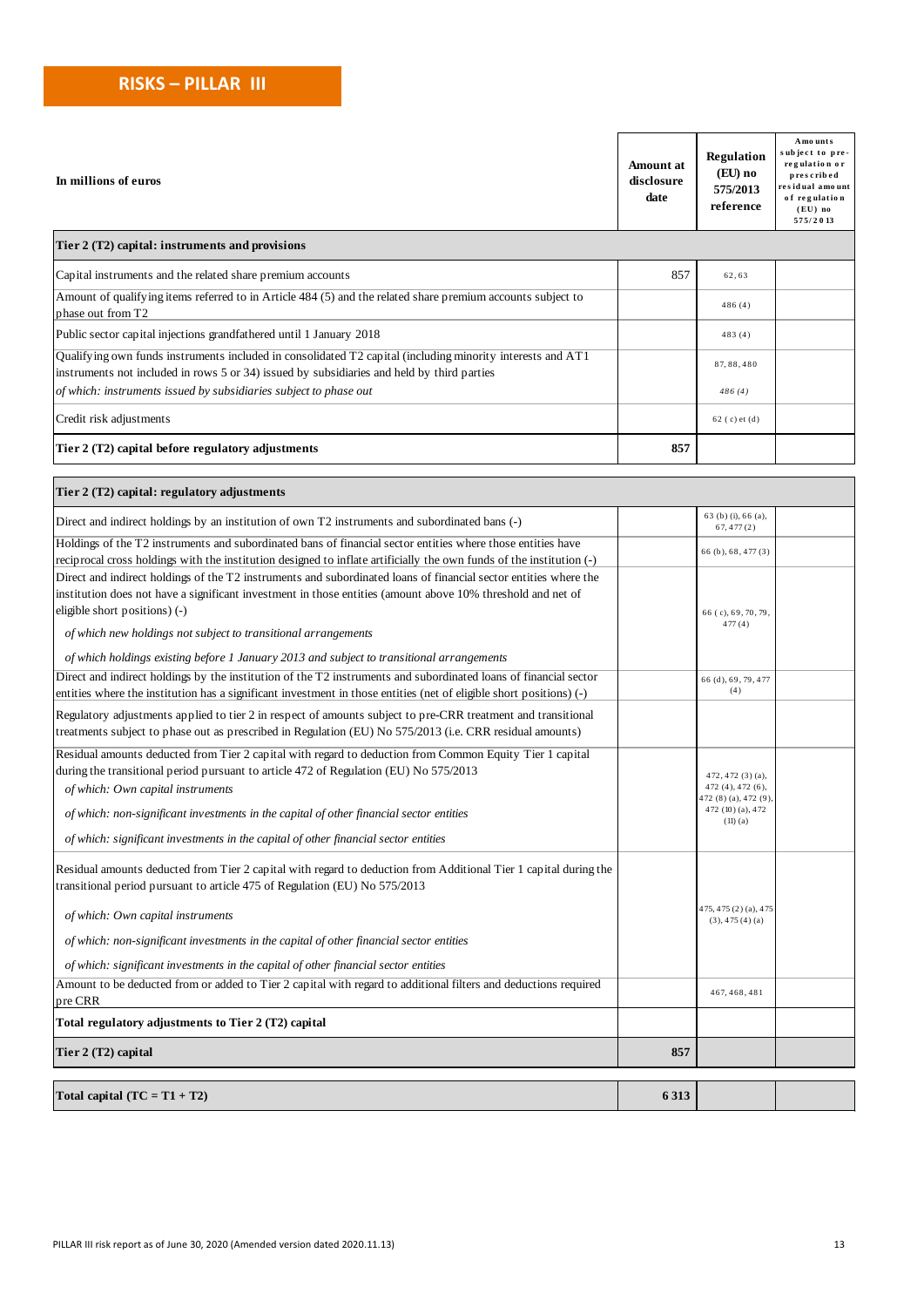## RISKS – PILLAR III

| In millions of euros | Amount at disclosure date | Regulation (EU) no 575/2013 reference | Amounts subject to pre-regulation or prescribed residual amount of regulation (EU) no 575/2013 |
|---|---|---|---|
| **Tier 2 (T2) capital: instruments and provisions** | | | |
| Capital instruments and the related share premium accounts | 857 | 62, 63 | |
| Amount of qualifying items referred to in Article 484 (5) and the related share premium accounts subject to phase out from T2 | | 486 (4) | |
| Public sector capital injections grandfathered until 1 January 2018 | | 483 (4) | |
| Qualifying own funds instruments included in consolidated T2 capital (including minority interests and AT1 instruments not included in rows 5 or 34) issued by subsidiaries and held by third parties | | 87, 88, 480 | |
| *of which: instruments issued by subsidiaries subject to phase out* | | *486 (4)* | |
| Credit risk adjustments | | 62 ( c) et (d) | |
| **Tier 2 (T2) capital before regulatory adjustments** | **857** | | |
| **Tier 2 (T2) capital: regulatory adjustments** | | | |
| Direct and indirect holdings by an institution of own T2 instruments and subordinated bans (-) | | 63 (b) (i), 66 (a), 67, 477 (2) | |
| Holdings of the T2 instruments and subordinated bans of financial sector entities where those entities have reciprocal cross holdings with the institution designed to inflate artificially the own funds of the institution (-) | | 66 (b), 68, 477 (3) | |
| Direct and indirect holdings of the T2 instruments and subordinated loans of financial sector entities where the institution does not have a significant investment in those entities (amount above 10% threshold and net of eligible short positions) (-) | | 66 ( c), 69, 70, 79, 477 (4) | |
| *of which new holdings not subject to transitional arrangements* | | | |
| *of which holdings existing before 1 January 2013 and subject to transitional arrangements* | | | |
| Direct and indirect holdings by the institution of the T2 instruments and subordinated loans of financial sector entities where the institution has a significant investment in those entities (net of eligible short positions) (-) | | 66 (d), 69, 79, 477 (4) | |
| Regulatory adjustments applied to tier 2 in respect of amounts subject to pre-CRR treatment and transitional treatments subject to phase out as prescribed in Regulation (EU) No 575/2013 (i.e. CRR residual amounts) | | | |
| Residual amounts deducted from Tier 2 capital with regard to deduction from Common Equity Tier 1 capital during the transitional period pursuant to article 472 of Regulation (EU) No 575/2013 | | 472, 472 (3) (a), 472 (4), 472 (6), 472 (8) (a), 472 (9), 472 (10) (a), 472 (11) (a) | |
| *of which: Own capital instruments* | | | |
| *of which: non-significant investments in the capital of other financial sector entities* | | | |
| *of which: significant investments in the capital of other financial sector entities* | | | |
| Residual amounts deducted from Tier 2 capital with regard to deduction from Additional Tier 1 capital during the transitional period pursuant to article 475 of Regulation (EU) No 575/2013 | | 475, 475 (2) (a), 475 (3), 475 (4) (a) | |
| *of which: Own capital instruments* | | | |
| *of which: non-significant investments in the capital of other financial sector entities* | | | |
| *of which: significant investments in the capital of other financial sector entities* | | | |
| Amount to be deducted from or added to Tier 2 capital with regard to additional filters and deductions required pre CRR | | 467, 468, 481 | |
| **Total regulatory adjustments to Tier 2 (T2) capital** | | | |
| **Tier 2 (T2) capital** | **857** | | |
| **Total capital (TC = T1 + T2)** | **6 313** | | |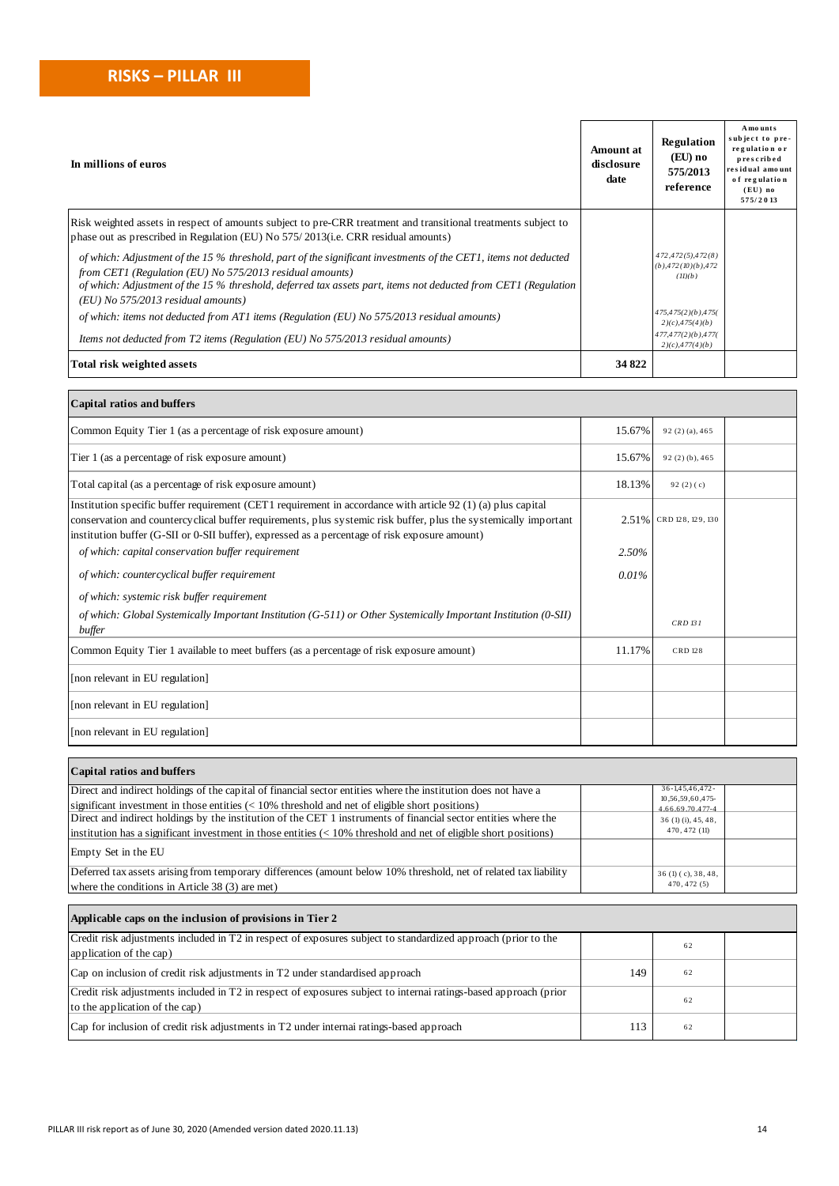# RISKS – PILLAR III

| In millions of euros | Amount at disclosure date | Regulation (EU) no 575/2013 reference | Amounts subject to pre-regulation or prescribed residual amount of regulation (EU) no 575/2013 |
|---|---|---|---|
| Risk weighted assets in respect of amounts subject to pre-CRR treatment and transitional treatments subject to phase out as prescribed in Regulation (EU) No 575/ 2013(i.e. CRR residual amounts) | | | |
| *of which: Adjustment of the 15 % threshold, part of the significant investments of the CET1, items not deducted from CET1 (Regulation (EU) No 575/2013 residual amounts)* | | *472,472(5),472(8)(b),472(10)(b),472(11)(b)* | |
| *of which: Adjustment of the 15 % threshold, deferred tax assets part, items not deducted from CET1 (Regulation (EU) No 575/2013 residual amounts)* | | | |
| *of which: items not deducted from AT1 items (Regulation (EU) No 575/2013 residual amounts)* | | *475,475(2)(b),475(2)(c),475(4)(b)* | |
| *Items not deducted from T2 items (Regulation (EU) No 575/2013 residual amounts)* | | *477,477(2)(b),477(2)(c),477(4)(b)* | |
| **Total risk weighted assets** | **34 822** | | |

| Capital ratios and buffers | | | |
|---|---|---|---|
| Common Equity Tier 1 (as a percentage of risk exposure amount) | 15.67% | 92 (2) (a), 465 | |
| Tier 1 (as a percentage of risk exposure amount) | 15.67% | 92 (2) (b), 465 | |
| Total capital (as a percentage of risk exposure amount) | 18.13% | 92 (2) (c) | |
| Institution specific buffer requirement (CET1 requirement in accordance with article 92 (1) (a) plus capital conservation and countercyclical buffer requirements, plus systemic risk buffer, plus the systemically important institution buffer (G-SII or 0-SII buffer), expressed as a percentage of risk exposure amount) | 2.51% | CRD 128, 129, 130 | |
| *of which: capital conservation buffer requirement* | *2.50%* | | |
| *of which: countercyclical buffer requirement* | *0.01%* | | |
| *of which: systemic risk buffer requirement* | | | |
| *of which: Global Systemically Important Institution (G-511) or Other Systemically Important Institution (0-SII) buffer* | | *CRD 131* | |
| Common Equity Tier 1 available to meet buffers (as a percentage of risk exposure amount) | 11.17% | CRD 128 | |
| [non relevant in EU regulation] | | | |
| [non relevant in EU regulation] | | | |
| [non relevant in EU regulation] | | | |

| Capital ratios and buffers | | | |
|---|---|---|---|
| Direct and indirect holdings of the capital of financial sector entities where the institution does not have a significant investment in those entities (< 10% threshold and net of eligible short positions) | | 36-1,45,46,472-10,56,59,60,475-4.66,69,70,477-4 | |
| Direct and indirect holdings by the institution of the CET 1 instruments of financial sector entities where the institution has a significant investment in those entities (< 10% threshold and net of eligible short positions) | | 36 (1) (i), 45, 48, 470, 472 (11) | |
| Empty Set in the EU | | | |
| Deferred tax assets arising from temporary differences (amount below 10% threshold, net of related tax liability where the conditions in Article 38 (3) are met) | | 36 (1) ( c), 38, 48, 470, 472 (5) | |

| Applicable caps on the inclusion of provisions in Tier 2 | | | |
|---|---|---|---|
| Credit risk adjustments included in T2 in respect of exposures subject to standardized approach (prior to the application of the cap) | | 62 | |
| Cap on inclusion of credit risk adjustments in T2 under standardised approach | 149 | 62 | |
| Credit risk adjustments included in T2 in respect of exposures subject to internal ratings-based approach (prior to the application of the cap) | | 62 | |
| Cap for inclusion of credit risk adjustments in T2 under internal ratings-based approach | 113 | 62 | |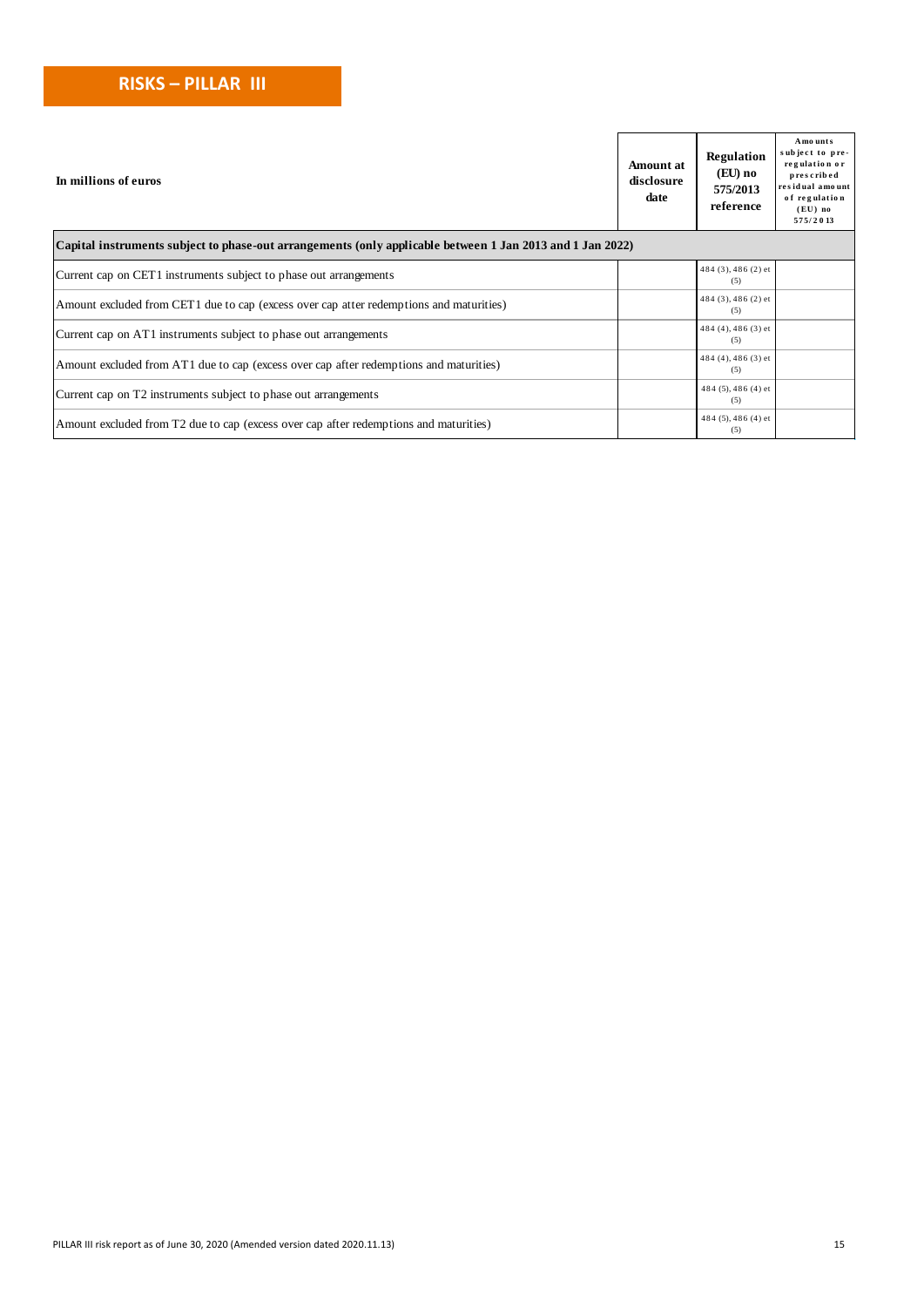## RISKS – PILLAR III

| In millions of euros | Amount at disclosure date | Regulation (EU) no 575/2013 reference | Amounts subject to pre-regulation or prescribed residual amount of regulation (EU) no 575/2013 |
|---|---|---|---|
| **Capital instruments subject to phase-out arrangements (only applicable between 1 Jan 2013 and 1 Jan 2022)** | | | |
| Current cap on CET1 instruments subject to phase out arrangements | | 484 (3), 486 (2) et (5) | |
| Amount excluded from CET1 due to cap (excess over cap atter redemptions and maturities) | | 484 (3), 486 (2) et (5) | |
| Current cap on AT1 instruments subject to phase out arrangements | | 484 (4), 486 (3) et (5) | |
| Amount excluded from AT1 due to cap (excess over cap after redemptions and maturities) | | 484 (4), 486 (3) et (5) | |
| Current cap on T2 instruments subject to phase out arrangements | | 484 (5), 486 (4) et (5) | |
| Amount excluded from T2 due to cap (excess over cap after redemptions and maturities) | | 484 (5), 486 (4) et (5) | |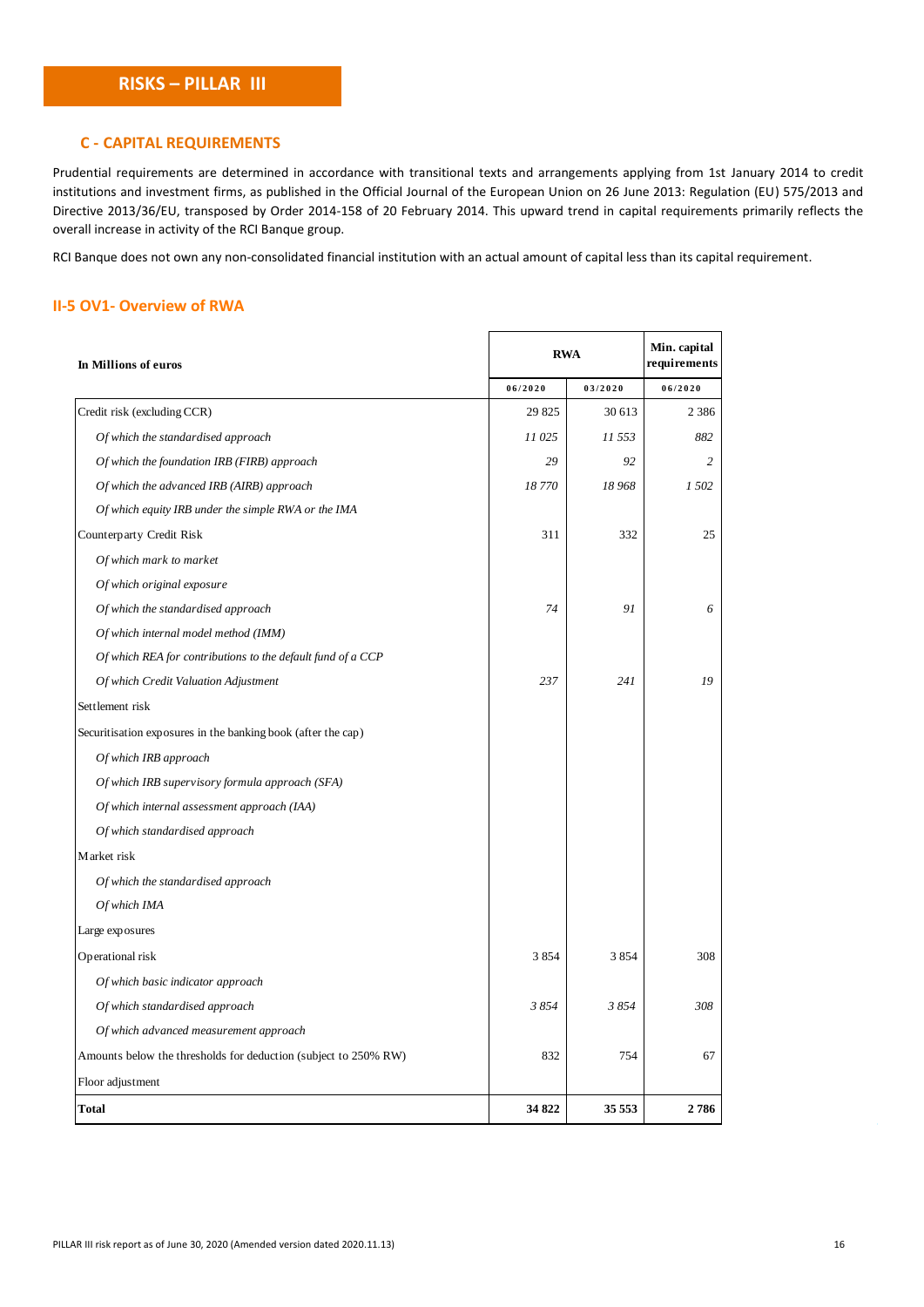# RISKS – PILLAR III

## C - CAPITAL REQUIREMENTS

Prudential requirements are determined in accordance with transitional texts and arrangements applying from 1st January 2014 to credit institutions and investment firms, as published in the Official Journal of the European Union on 26 June 2013: Regulation (EU) 575/2013 and Directive 2013/36/EU, transposed by Order 2014-158 of 20 February 2014. This upward trend in capital requirements primarily reflects the overall increase in activity of the RCI Banque group.

RCI Banque does not own any non-consolidated financial institution with an actual amount of capital less than its capital requirement.

## II-5 OV1- Overview of RWA

| In Millions of euros | RWA | | Min. capital requirements |
|---|---|---|---|
| | 06/2020 | 03/2020 | 06/2020 |
| Credit risk (excluding CCR) | 29 825 | 30 613 | 2 386 |
| *Of which the standardised approach* | *11 025* | *11 553* | *882* |
| *Of which the foundation IRB (FIRB) approach* | *29* | *92* | *2* |
| *Of which the advanced IRB (AIRB) approach* | *18 770* | *18 968* | *1 502* |
| *Of which equity IRB under the simple RWA or the IMA* | | | |
| Counterparty Credit Risk | 311 | 332 | 25 |
| *Of which mark to market* | | | |
| *Of which original exposure* | | | |
| *Of which the standardised approach* | *74* | *91* | *6* |
| *Of which internal model method (IMM)* | | | |
| *Of which REA for contributions to the default fund of a CCP* | | | |
| *Of which Credit Valuation Adjustment* | *237* | *241* | *19* |
| Settlement risk | | | |
| Securitisation exposures in the banking book (after the cap) | | | |
| *Of which IRB approach* | | | |
| *Of which IRB supervisory formula approach (SFA)* | | | |
| *Of which internal assessment approach (IAA)* | | | |
| *Of which standardised approach* | | | |
| Market risk | | | |
| *Of which the standardised approach* | | | |
| *Of which IMA* | | | |
| Large exposures | | | |
| Operational risk | 3 854 | 3 854 | 308 |
| *Of which basic indicator approach* | | | |
| *Of which standardised approach* | *3 854* | *3 854* | *308* |
| *Of which advanced measurement approach* | | | |
| Amounts below the thresholds for deduction (subject to 250% RW) | 832 | 754 | 67 |
| Floor adjustment | | | |
| **Total** | **34 822** | **35 553** | **2 786** |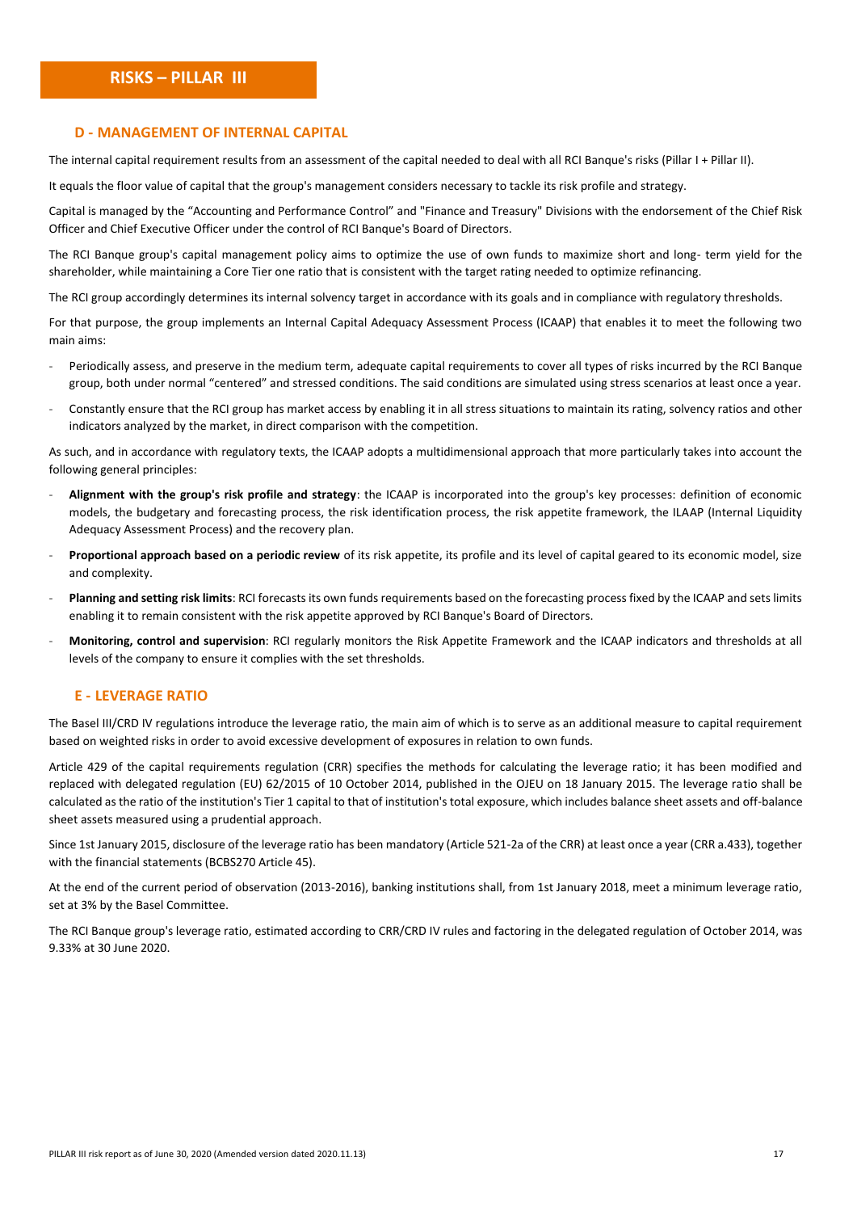## D - MANAGEMENT OF INTERNAL CAPITAL

The internal capital requirement results from an assessment of the capital needed to deal with all RCI Banque's risks (Pillar I + Pillar II).

It equals the floor value of capital that the group's management considers necessary to tackle its risk profile and strategy.

Capital is managed by the “Accounting and Performance Control” and "Finance and Treasury" Divisions with the endorsement of the Chief Risk Officer and Chief Executive Officer under the control of RCI Banque's Board of Directors.

The RCI Banque group's capital management policy aims to optimize the use of own funds to maximize short and long- term yield for the shareholder, while maintaining a Core Tier one ratio that is consistent with the target rating needed to optimize refinancing.

The RCI group accordingly determines its internal solvency target in accordance with its goals and in compliance with regulatory thresholds.

For that purpose, the group implements an Internal Capital Adequacy Assessment Process (ICAAP) that enables it to meet the following two main aims:

- Periodically assess, and preserve in the medium term, adequate capital requirements to cover all types of risks incurred by the RCI Banque group, both under normal “centered” and stressed conditions. The said conditions are simulated using stress scenarios at least once a year.
- Constantly ensure that the RCI group has market access by enabling it in all stress situations to maintain its rating, solvency ratios and other indicators analyzed by the market, in direct comparison with the competition.

As such, and in accordance with regulatory texts, the ICAAP adopts a multidimensional approach that more particularly takes into account the following general principles:

- **Alignment with the group's risk profile and strategy**: the ICAAP is incorporated into the group's key processes: definition of economic models, the budgetary and forecasting process, the risk identification process, the risk appetite framework, the ILAAP (Internal Liquidity Adequacy Assessment Process) and the recovery plan.
- **Proportional approach based on a periodic review** of its risk appetite, its profile and its level of capital geared to its economic model, size and complexity.
- **Planning and setting risk limits**: RCI forecasts its own funds requirements based on the forecasting process fixed by the ICAAP and sets limits enabling it to remain consistent with the risk appetite approved by RCI Banque's Board of Directors.
- **Monitoring, control and supervision**: RCI regularly monitors the Risk Appetite Framework and the ICAAP indicators and thresholds at all levels of the company to ensure it complies with the set thresholds.

## E - LEVERAGE RATIO

The Basel III/CRD IV regulations introduce the leverage ratio, the main aim of which is to serve as an additional measure to capital requirement based on weighted risks in order to avoid excessive development of exposures in relation to own funds.

Article 429 of the capital requirements regulation (CRR) specifies the methods for calculating the leverage ratio; it has been modified and replaced with delegated regulation (EU) 62/2015 of 10 October 2014, published in the OJEU on 18 January 2015. The leverage ratio shall be calculated as the ratio of the institution's Tier 1 capital to that of institution's total exposure, which includes balance sheet assets and off-balance sheet assets measured using a prudential approach.

Since 1st January 2015, disclosure of the leverage ratio has been mandatory (Article 521-2a of the CRR) at least once a year (CRR a.433), together with the financial statements (BCBS270 Article 45).

At the end of the current period of observation (2013-2016), banking institutions shall, from 1st January 2018, meet a minimum leverage ratio, set at 3% by the Basel Committee.

The RCI Banque group's leverage ratio, estimated according to CRR/CRD IV rules and factoring in the delegated regulation of October 2014, was 9.33% at 30 June 2020.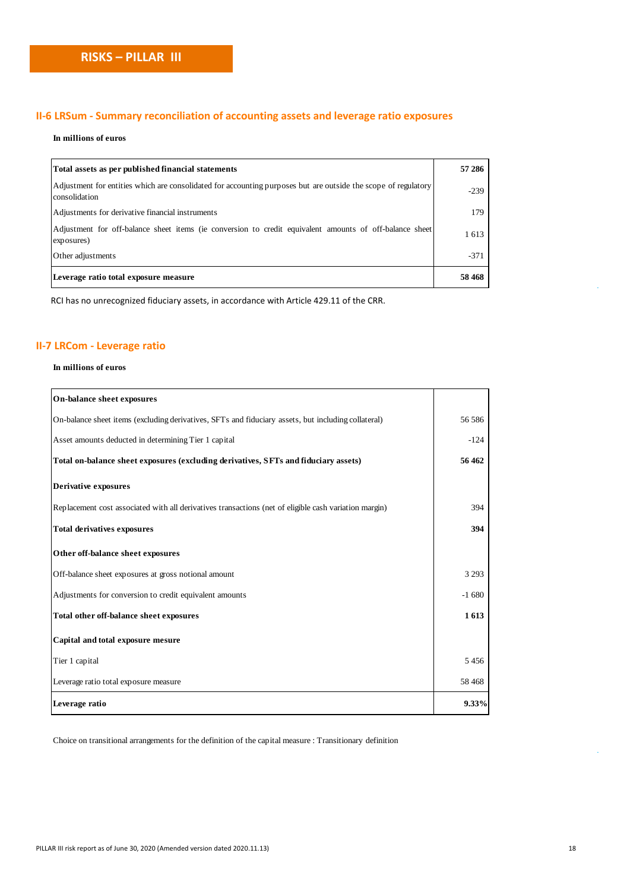## II-6 LRSum - Summary reconciliation of accounting assets and leverage ratio exposures

**In millions of euros**

| | |
|---|---|
| **Total assets as per published financial statements** | **57 286** |
| Adjustment for entities which are consolidated for accounting purposes but are outside the scope of regulatory consolidation | -239 |
| Adjustments for derivative financial instruments | 179 |
| Adjustment for off-balance sheet items (ie conversion to credit equivalent amounts of off-balance sheet exposures) | 1 613 |
| Other adjustments | -371 |
| **Leverage ratio total exposure measure** | **58 468** |

RCI has no unrecognized fiduciary assets, in accordance with Article 429.11 of the CRR.

## II-7 LRCom - Leverage ratio

**In millions of euros**

| | |
|---|---|
| **On-balance sheet exposures** | |
| On-balance sheet items (excluding derivatives, SFTs and fiduciary assets, but including collateral) | 56 586 |
| Asset amounts deducted in determining Tier 1 capital | -124 |
| **Total on-balance sheet exposures (excluding derivatives, SFTs and fiduciary assets)** | **56 462** |
| **Derivative exposures** | |
| Replacement cost associated with all derivatives transactions (net of eligible cash variation margin) | 394 |
| **Total derivatives exposures** | **394** |
| **Other off-balance sheet exposures** | |
| Off-balance sheet exposures at gross notional amount | 3 293 |
| Adjustments for conversion to credit equivalent amounts | -1 680 |
| **Total other off-balance sheet exposures** | **1 613** |
| **Capital and total exposure mesure** | |
| Tier 1 capital | 5 456 |
| Leverage ratio total exposure measure | 58 468 |
| **Leverage ratio** | **9.33%** |

Choice on transitional arrangements for the definition of the capital measure : Transitionary definition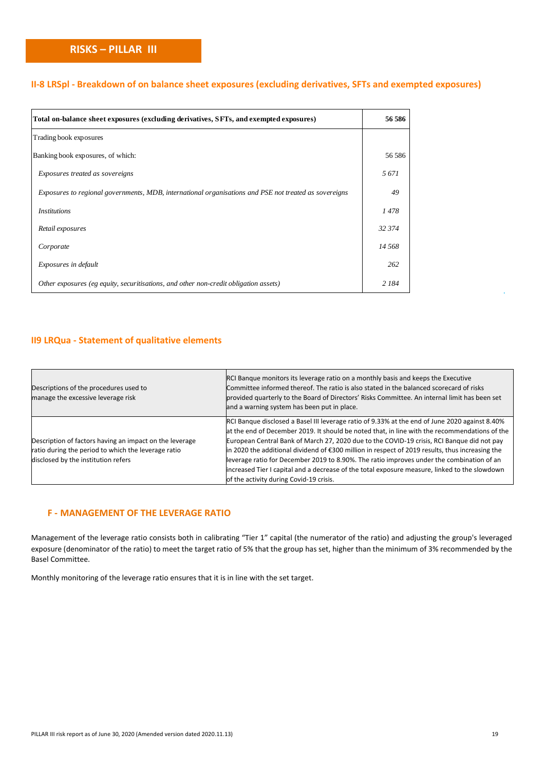# RISKS – PILLAR III

## II-8 LRSpl - Breakdown of on balance sheet exposures (excluding derivatives, SFTs and exempted exposures)

| **Total on-balance sheet exposures (excluding derivatives, SFTs, and exempted exposures)** | **56 586** |
|---|---|
| Trading book exposures | |
| Banking book exposures, of which: | 56 586 |
| *Exposures treated as sovereigns* | *5 671* |
| *Exposures to regional governments, MDB, international organisations and PSE not treated as sovereigns* | *49* |
| *Institutions* | *1 478* |
| *Retail exposures* | *32 374* |
| *Corporate* | *14 568* |
| *Exposures in default* | *262* |
| *Other exposures (eg equity, securitisations, and other non-credit obligation assets)* | *2 184* |

## II9 LRQua - Statement of qualitative elements

| | |
|---|---|
| Descriptions of the procedures used to manage the excessive leverage risk | RCI Banque monitors its leverage ratio on a monthly basis and keeps the Executive Committee informed thereof. The ratio is also stated in the balanced scorecard of risks provided quarterly to the Board of Directors' Risks Committee. An internal limit has been set and a warning system has been put in place. |
| Description of factors having an impact on the leverage ratio during the period to which the leverage ratio disclosed by the institution refers | RCI Banque disclosed a Basel III leverage ratio of 9.33% at the end of June 2020 against 8.40% at the end of December 2019. It should be noted that, in line with the recommendations of the European Central Bank of March 27, 2020 due to the COVID-19 crisis, RCI Banque did not pay in 2020 the additional dividend of €300 million in respect of 2019 results, thus increasing the leverage ratio for December 2019 to 8.90%. The ratio improves under the combination of an increased Tier I capital and a decrease of the total exposure measure, linked to the slowdown of the activity during Covid-19 crisis. |

## F - MANAGEMENT OF THE LEVERAGE RATIO

Management of the leverage ratio consists both in calibrating "Tier 1" capital (the numerator of the ratio) and adjusting the group's leveraged exposure (denominator of the ratio) to meet the target ratio of 5% that the group has set, higher than the minimum of 3% recommended by the Basel Committee.

Monthly monitoring of the leverage ratio ensures that it is in line with the set target.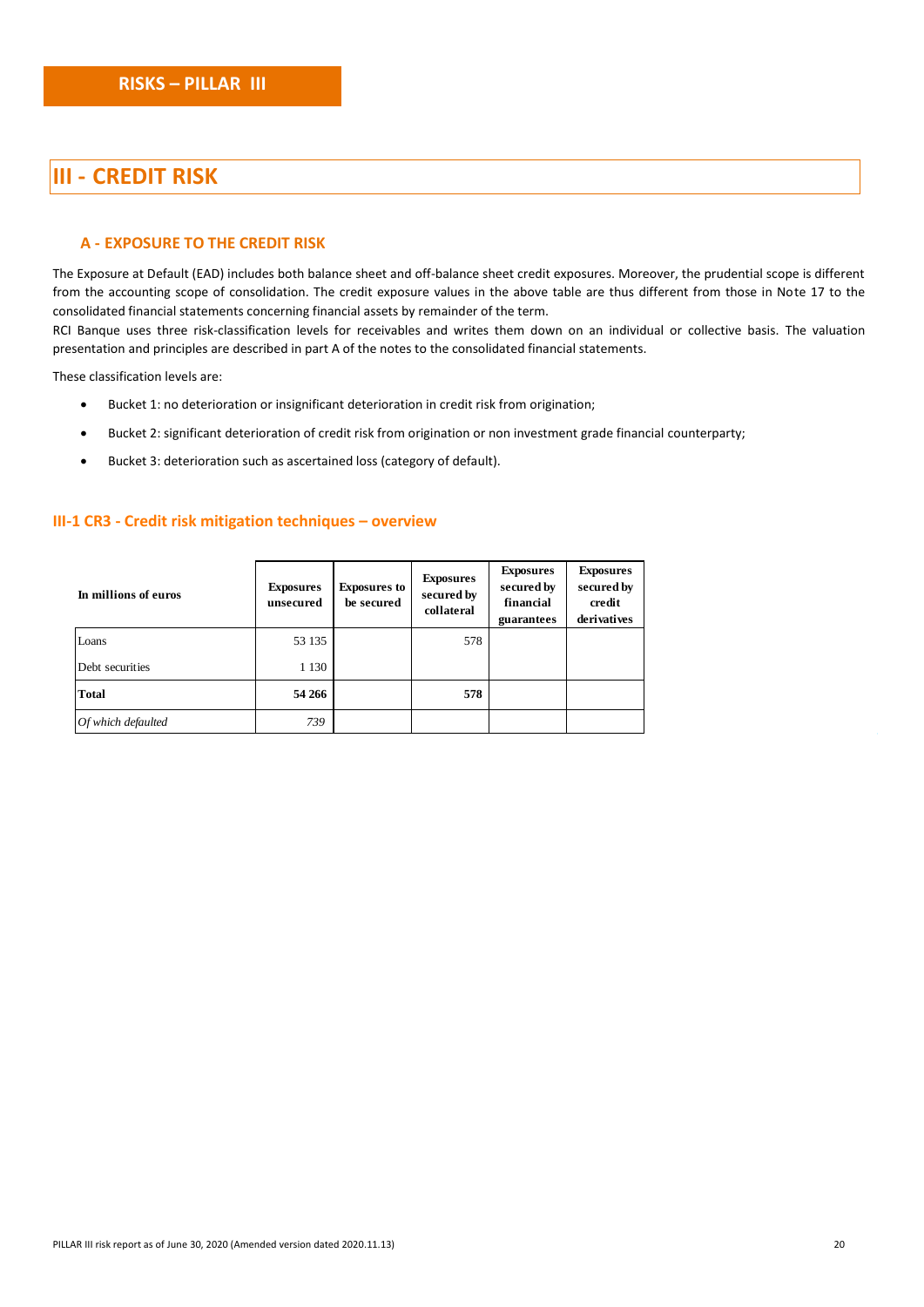RISKS – PILLAR III

# III - CREDIT RISK

## A - EXPOSURE TO THE CREDIT RISK

The Exposure at Default (EAD) includes both balance sheet and off-balance sheet credit exposures. Moreover, the prudential scope is different from the accounting scope of consolidation. The credit exposure values in the above table are thus different from those in Note 17 to the consolidated financial statements concerning financial assets by remainder of the term.

RCI Banque uses three risk-classification levels for receivables and writes them down on an individual or collective basis. The valuation presentation and principles are described in part A of the notes to the consolidated financial statements.

These classification levels are:

- Bucket 1: no deterioration or insignificant deterioration in credit risk from origination;
- Bucket 2: significant deterioration of credit risk from origination or non investment grade financial counterparty;
- Bucket 3: deterioration such as ascertained loss (category of default).

### III-1 CR3 - Credit risk mitigation techniques – overview

| In millions of euros | Exposures unsecured | Exposures to be secured | Exposures secured by collateral | Exposures secured by financial guarantees | Exposures secured by credit derivatives |
|---|---|---|---|---|---|
| Loans | 53 135 | | 578 | | |
| Debt securities | 1 130 | | | | |
| **Total** | **54 266** | | **578** | | |
| *Of which defaulted* | *739* | | | | |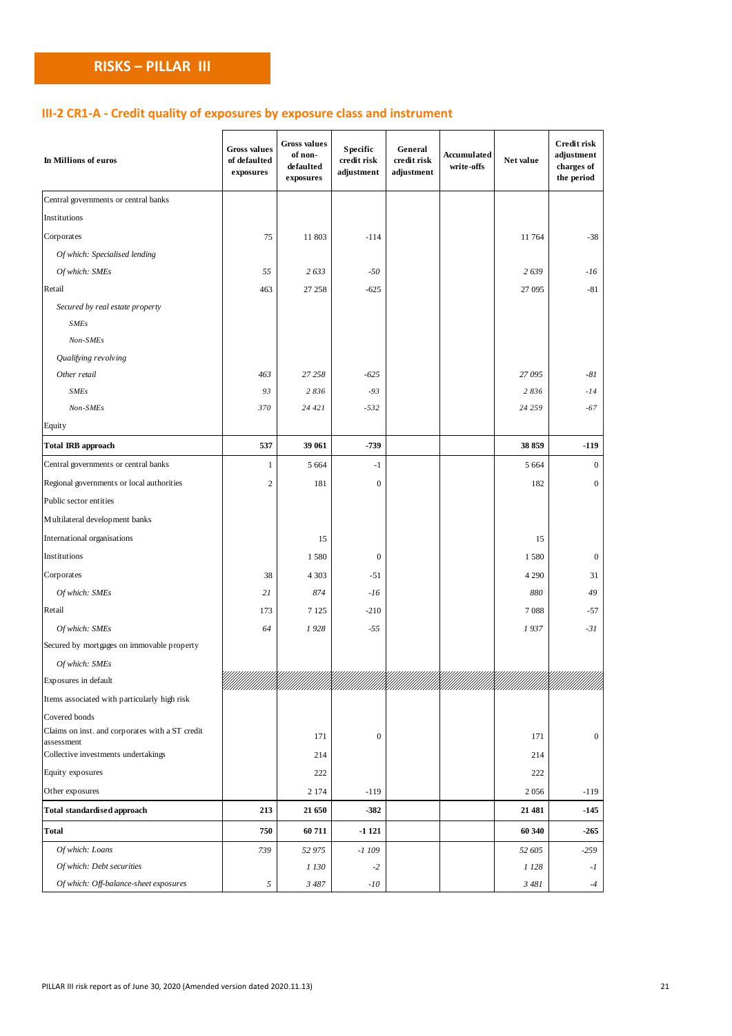# RISKS – PILLAR III

## III-2 CR1-A - Credit quality of exposures by exposure class and instrument

| In Millions of euros | Gross values of defaulted exposures | Gross values of non-defaulted exposures | Specific credit risk adjustment | General credit risk adjustment | Accumulated write-offs | Net value | Credit risk adjustment charges of the period |
|---|---|---|---|---|---|---|---|
| Central governments or central banks | | | | | | | |
| Institutions | | | | | | | |
| Corporates | 75 | 11 803 | -114 | | | 11 764 | -38 |
| *Of which: Specialised lending* | | | | | | | |
| *Of which: SMEs* | *55* | *2 633* | *-50* | | | *2 639* | *-16* |
| Retail | 463 | 27 258 | -625 | | | 27 095 | -81 |
| *Secured by real estate property* | | | | | | | |
| *SMEs* | | | | | | | |
| *Non-SMEs* | | | | | | | |
| *Qualifying revolving* | | | | | | | |
| *Other retail* | *463* | *27 258* | *-625* | | | *27 095* | *-81* |
| *SMEs* | *93* | *2 836* | *-93* | | | *2 836* | *-14* |
| *Non-SMEs* | *370* | *24 421* | *-532* | | | *24 259* | *-67* |
| Equity | | | | | | | |
| **Total IRB approach** | **537** | **39 061** | **-739** | | | **38 859** | **-119** |
| Central governments or central banks | 1 | 5 664 | -1 | | | 5 664 | 0 |
| Regional governments or local authorities | 2 | 181 | 0 | | | 182 | 0 |
| Public sector entities | | | | | | | |
| Multilateral development banks | | | | | | | |
| International organisations | | 15 | | | | 15 | |
| Institutions | | 1 580 | 0 | | | 1 580 | 0 |
| Corporates | 38 | 4 303 | -51 | | | 4 290 | 31 |
| *Of which: SMEs* | *21* | *874* | *-16* | | | *880* | *49* |
| Retail | 173 | 7 125 | -210 | | | 7 088 | -57 |
| *Of which: SMEs* | *64* | *1 928* | *-55* | | | *1 937* | *-31* |
| Secured by mortgages on immovable property | | | | | | | |
| *Of which: SMEs* | | | | | | | |
| Exposures in default | | | | | | | |
| Items associated with particularly high risk | | | | | | | |
| Covered bonds | | | | | | | |
| Claims on inst. and corporates with a ST credit assessment | | 171 | 0 | | | 171 | 0 |
| Collective investments undertakings | | 214 | | | | 214 | |
| Equity exposures | | 222 | | | | 222 | |
| Other exposures | | 2 174 | -119 | | | 2 056 | -119 |
| **Total standardised approach** | **213** | **21 650** | **-382** | | | **21 481** | **-145** |
| **Total** | **750** | **60 711** | **-1 121** | | | **60 340** | **-265** |
| *Of which: Loans* | *739* | *52 975* | *-1 109* | | | *52 605* | *-259* |
| *Of which: Debt securities* | | *1 130* | *-2* | | | *1 128* | *-1* |
| *Of which: Off-balance-sheet exposures* | *5* | *3 487* | *-10* | | | *3 481* | *-4* |

PILLAR III risk report as of June 30, 2020 (Amended version dated 2020.11.13)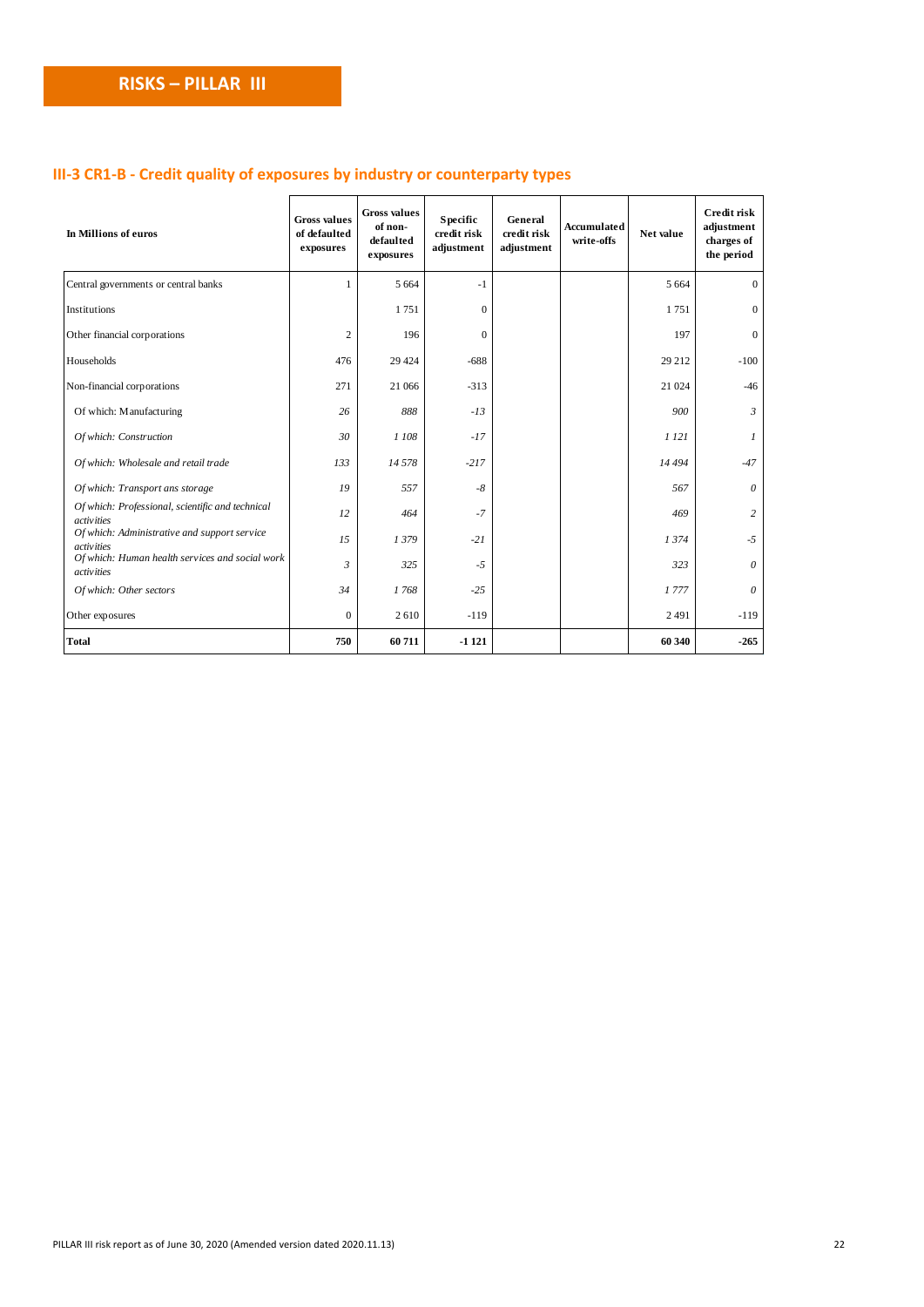# RISKS – PILLAR III

## III-3 CR1-B - Credit quality of exposures by industry or counterparty types

| In Millions of euros | Gross values of defaulted exposures | Gross values of non-defaulted exposures | Specific credit risk adjustment | General credit risk adjustment | Accumulated write-offs | Net value | Credit risk adjustment charges of the period |
|---|---|---|---|---|---|---|---|
| Central governments or central banks | 1 | 5 664 | -1 | | | 5 664 | 0 |
| Institutions | | 1 751 | 0 | | | 1 751 | 0 |
| Other financial corporations | 2 | 196 | 0 | | | 197 | 0 |
| Households | 476 | 29 424 | -688 | | | 29 212 | -100 |
| Non-financial corporations | 271 | 21 066 | -313 | | | 21 024 | -46 |
| Of which: Manufacturing | *26* | *888* | *-13* | | | *900* | *3* |
| *Of which: Construction* | *30* | *1 108* | *-17* | | | *1 121* | *1* |
| *Of which: Wholesale and retail trade* | *133* | *14 578* | *-217* | | | *14 494* | *-47* |
| *Of which: Transport ans storage* | *19* | *557* | *-8* | | | *567* | *0* |
| *Of which: Professional, scientific and technical activities* | *12* | *464* | *-7* | | | *469* | *2* |
| *Of which: Administrative and support service activities* | *15* | *1 379* | *-21* | | | *1 374* | *-5* |
| *Of which: Human health services and social work activities* | *3* | *325* | *-5* | | | *323* | *0* |
| *Of which: Other sectors* | *34* | *1 768* | *-25* | | | *1 777* | *0* |
| Other exposures | 0 | 2 610 | -119 | | | 2 491 | -119 |
| **Total** | **750** | **60 711** | **-1 121** | | | **60 340** | **-265** |

PILLAR III risk report as of June 30, 2020 (Amended version dated 2020.11.13)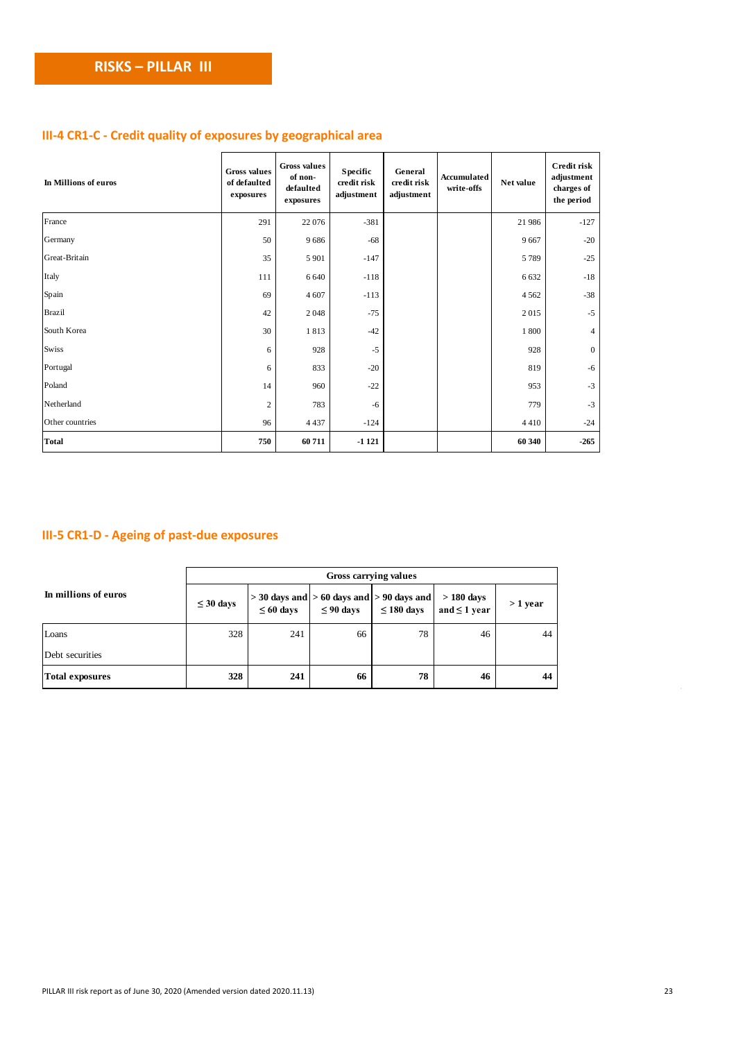# RISKS – PILLAR III

## III-4 CR1-C - Credit quality of exposures by geographical area

| In Millions of euros | Gross values of defaulted exposures | Gross values of non-defaulted exposures | Specific credit risk adjustment | General credit risk adjustment | Accumulated write-offs | Net value | Credit risk adjustment charges of the period |
|---|---|---|---|---|---|---|---|
| France | 291 | 22 076 | -381 | | | 21 986 | -127 |
| Germany | 50 | 9 686 | -68 | | | 9 667 | -20 |
| Great-Britain | 35 | 5 901 | -147 | | | 5 789 | -25 |
| Italy | 111 | 6 640 | -118 | | | 6 632 | -18 |
| Spain | 69 | 4 607 | -113 | | | 4 562 | -38 |
| Brazil | 42 | 2 048 | -75 | | | 2 015 | -5 |
| South Korea | 30 | 1 813 | -42 | | | 1 800 | 4 |
| Swiss | 6 | 928 | -5 | | | 928 | 0 |
| Portugal | 6 | 833 | -20 | | | 819 | -6 |
| Poland | 14 | 960 | -22 | | | 953 | -3 |
| Netherland | 2 | 783 | -6 | | | 779 | -3 |
| Other countries | 96 | 4 437 | -124 | | | 4 410 | -24 |
| **Total** | **750** | **60 711** | **-1 121** | | | **60 340** | **-265** |

## III-5 CR1-D - Ageing of past-due exposures

| In millions of euros | Gross carrying values | | | | | |
|---|---|---|---|---|---|---|
| | ≤ 30 days | > 30 days and ≤ 60 days | > 60 days and ≤ 90 days | > 90 days and ≤ 180 days | > 180 days and ≤ 1 year | > 1 year |
| Loans | 328 | 241 | 66 | 78 | 46 | 44 |
| Debt securities | | | | | | |
| **Total exposures** | **328** | **241** | **66** | **78** | **46** | **44** |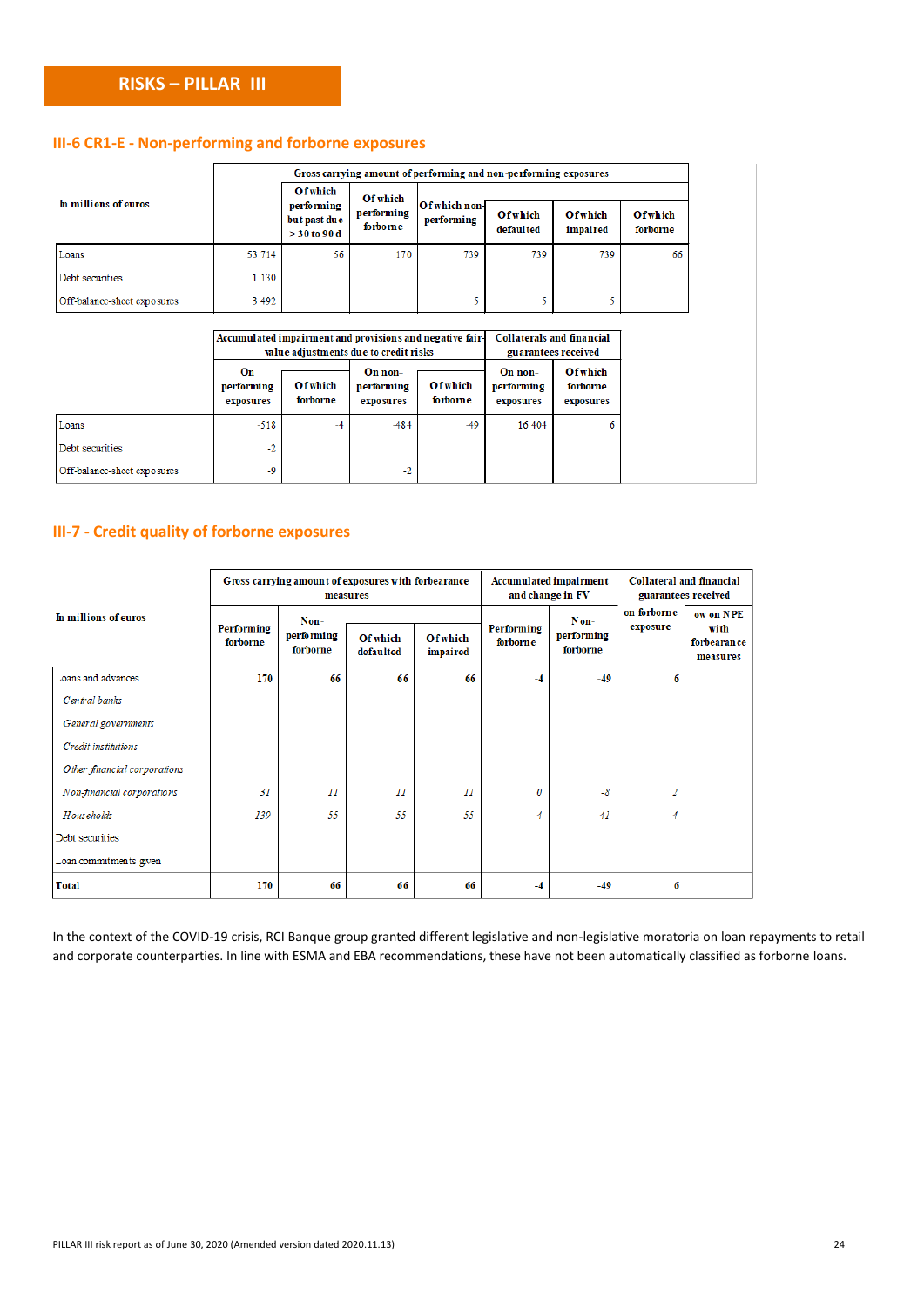RISKS – PILLAR III

## III-6 CR1-E - Non-performing and forborne exposures

| In millions of euros | Gross carrying amount of performing and non-performing exposures | | | | | | |
|---|---|---|---|---|---|---|---|
| | | Of which performing but past due > 30 to 90 d | Of which performing forborne | Of which non-performing | Of which defaulted | Of which impaired | Of which forborne |
| Loans | 53 714 | 56 | 170 | 739 | 739 | 739 | 66 |
| Debt securities | 1 130 | | | | | | |
| Off-balance-sheet exposures | 3 492 | | | 5 | 5 | 5 | |

| | Accumulated impairment and provisions and negative fair-value adjustments due to credit risks | | | | Collaterals and financial guarantees received | |
|---|---|---|---|---|---|---|
| | On performing exposures | Of which forborne | On non-performing exposures | Of which forborne | On non-performing exposures | Of which forborne exposures |
| Loans | -518 | -4 | -484 | -49 | 16 404 | 6 |
| Debt securities | -2 | | | | | |
| Off-balance-sheet exposures | -9 | | -2 | | | |

## III-7 - Credit quality of forborne exposures

| In millions of euros | Gross carrying amount of exposures with forbearance measures | | | | Accumulated impairment and change in FV | | Collateral and financial guarantees received | |
|---|---|---|---|---|---|---|---|---|
| | Performing forborne | Non-performing forborne | Of which defaulted | Of which impaired | Performing forborne | Non-performing forborne | on forborne exposure | ow on NPE with forbearance measures |
| Loans and advances | **170** | **66** | **66** | **66** | **-4** | **-49** | **6** | |
| *Central banks* | | | | | | | | |
| *General governments* | | | | | | | | |
| *Credit institutions* | | | | | | | | |
| *Other financial corporations* | | | | | | | | |
| *Non-financial corporations* | *31* | *11* | *11* | *11* | *0* | *-8* | *2* | |
| *Households* | *139* | *55* | *55* | *55* | *-4* | *-41* | *4* | |
| Debt securities | | | | | | | | |
| Loan commitments given | | | | | | | | |
| **Total** | **170** | **66** | **66** | **66** | **-4** | **-49** | **6** | |

In the context of the COVID-19 crisis, RCI Banque group granted different legislative and non-legislative moratoria on loan repayments to retail and corporate counterparties. In line with ESMA and EBA recommendations, these have not been automatically classified as forborne loans.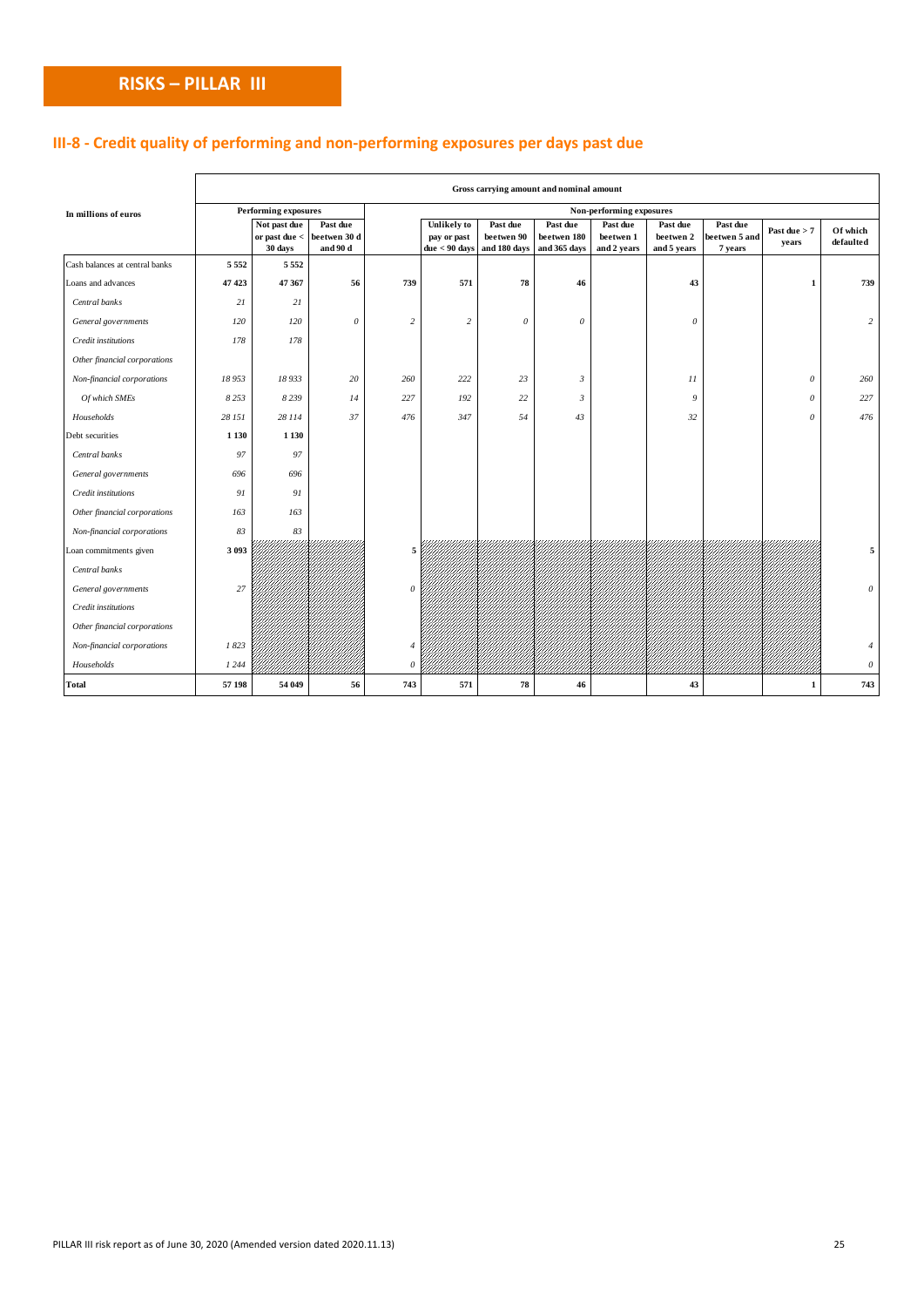# RISKS – PILLAR III

## III-8 - Credit quality of performing and non-performing exposures per days past due

| In millions of euros | Gross carrying amount and nominal amount | | | | | | | | | | | |
|---|---|---|---|---|---|---|---|---|---|---|---|---|
| | Performing exposures | | | Non-performing exposures | | | | | | | | |
| | | Not past due or past due < 30 days | Past due beetwen 30 d and 90 d | | Unlikely to pay or past due < 90 days | Past due beetwen 90 and 180 days | Past due beetwen 180 and 365 days | Past due beetwen 1 and 2 years | Past due beetwen 2 and 5 years | Past due beetwen 5 and 7 years | Past due > 7 years | Of which defaulted |
| Cash balances at central banks | **5 552** | **5 552** | | | | | | | | | | |
| Loans and advances | **47 423** | **47 367** | **56** | **739** | **571** | **78** | **46** | | **43** | | **1** | **739** |
| *Central banks* | *21* | *21* | | | | | | | | | | |
| *General governments* | *120* | *120* | *0* | *2* | *2* | *0* | *0* | | *0* | | | *2* |
| *Credit institutions* | *178* | *178* | | | | | | | | | | |
| *Other financial corporations* | | | | | | | | | | | | |
| *Non-financial corporations* | *18 953* | *18 933* | *20* | *260* | *222* | *23* | *3* | | *11* | | *0* | *260* |
| *Of which SMEs* | *8 253* | *8 239* | *14* | *227* | *192* | *22* | *3* | | *9* | | *0* | *227* |
| *Households* | *28 151* | *28 114* | *37* | *476* | *347* | *54* | *43* | | *32* | | *0* | *476* |
| Debt securities | **1 130** | **1 130** | | | | | | | | | | |
| *Central banks* | *97* | *97* | | | | | | | | | | |
| *General governments* | *696* | *696* | | | | | | | | | | |
| *Credit institutions* | *91* | *91* | | | | | | | | | | |
| *Other financial corporations* | *163* | *163* | | | | | | | | | | |
| *Non-financial corporations* | *83* | *83* | | | | | | | | | | |
| Loan commitments given | **3 093** | | | **5** | | | | | | | | **5** |
| *Central banks* | | | | | | | | | | | | |
| *General governments* | *27* | | | *0* | | | | | | | | *0* |
| *Credit institutions* | | | | | | | | | | | | |
| *Other financial corporations* | | | | | | | | | | | | |
| *Non-financial corporations* | *1 823* | | | *4* | | | | | | | | *4* |
| *Households* | *1 244* | | | *0* | | | | | | | | *0* |
| **Total** | **57 198** | **54 049** | **56** | **743** | **571** | **78** | **46** | | **43** | | **1** | **743** |

PILLAR III risk report as of June 30, 2020 (Amended version dated 2020.11.13)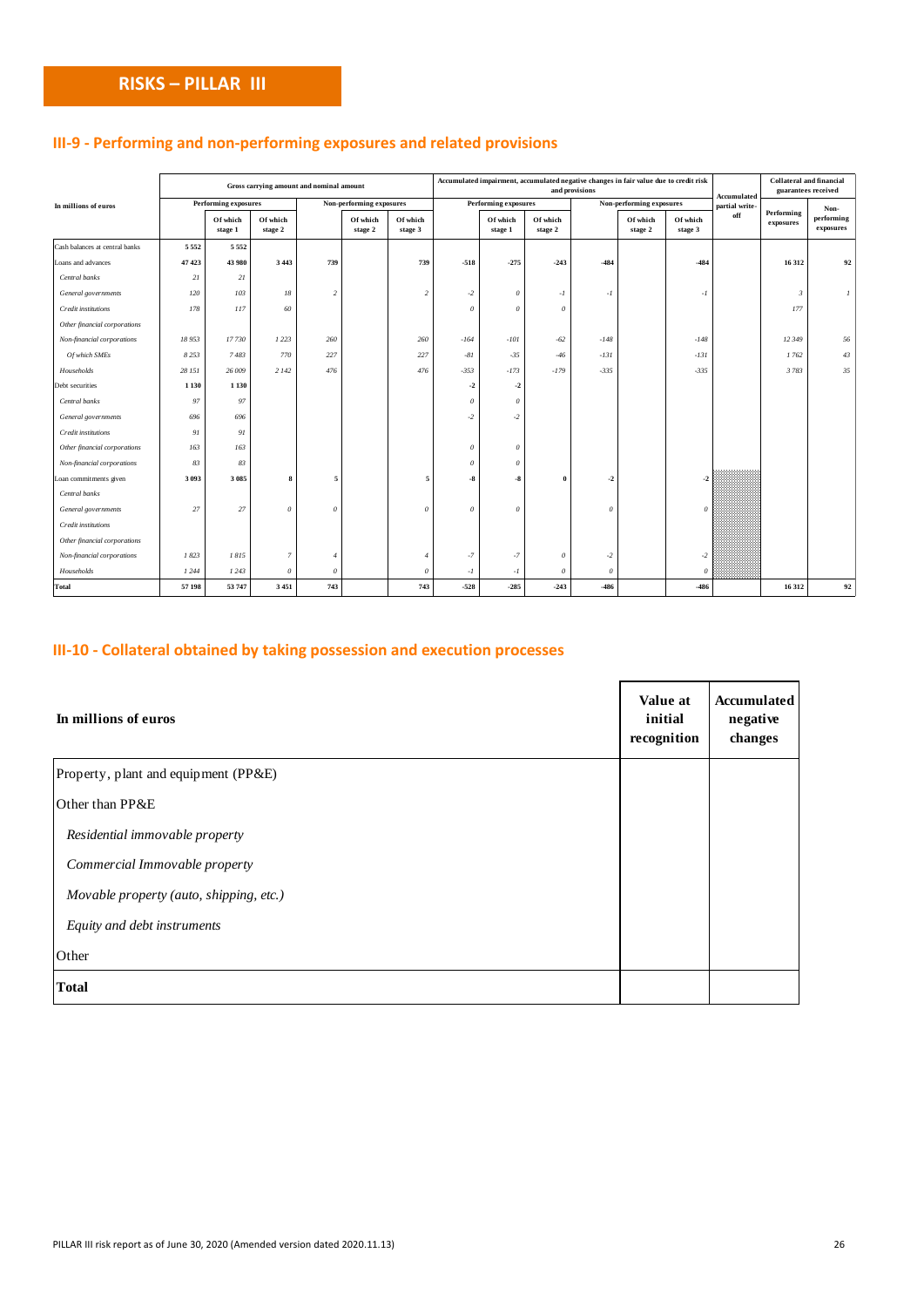# RISKS – PILLAR III

## III-9 - Performing and non-performing exposures and related provisions

| In millions of euros | Gross carrying amount and nominal amount | | | | | | Accumulated impairment, accumulated negative changes in fair value due to credit risk and provisions | | | | | | Accumulated partial write-off | Collateral and financial guarantees received | |
|---|---|---|---|---|---|---|---|---|---|---|---|---|---|---|---|
| | Performing exposures | | | Non-performing exposures | | | Performing exposures | | | Non-performing exposures | | | | Performing exposures | Non-performing exposures |
| | | Of which stage 1 | Of which stage 2 | | Of which stage 2 | Of which stage 3 | | Of which stage 1 | Of which stage 2 | | Of which stage 2 | Of which stage 3 | | | |
| Cash balances at central banks | **5 552** | **5 552** | | | | | | | | | | | | | |
| Loans and advances | **47 423** | **43 980** | **3 443** | **739** | | **739** | **-518** | **-275** | **-243** | **-484** | | **-484** | | **16 312** | **92** |
| *Central banks* | *21* | *21* | | | | | | | | | | | | | |
| *General governments* | *120* | *103* | *18* | *2* | | *2* | *-2* | *0* | *-1* | *-1* | | *-1* | | *3* | *1* |
| *Credit institutions* | *178* | *117* | *60* | | | | *0* | *0* | *0* | | | | | *177* | |
| *Other financial corporations* | | | | | | | | | | | | | | | |
| *Non-financial corporations* | *18 953* | *17 730* | *1 223* | *260* | | *260* | *-164* | *-101* | *-62* | *-148* | | *-148* | | *12 349* | *56* |
| *Of which SMEs* | *8 253* | *7 483* | *770* | *227* | | *227* | *-81* | *-35* | *-46* | *-131* | | *-131* | | *1 762* | *43* |
| *Households* | *28 151* | *26 009* | *2 142* | *476* | | *476* | *-353* | *-173* | *-179* | *-335* | | *-335* | | *3 783* | *35* |
| Debt securities | **1 130** | **1 130** | | | | | **-2** | **-2** | | | | | | | |
| *Central banks* | *97* | *97* | | | | | *0* | *0* | | | | | | | |
| *General governments* | *696* | *696* | | | | | *-2* | *-2* | | | | | | | |
| *Credit institutions* | *91* | *91* | | | | | | | | | | | | | |
| *Other financial corporations* | *163* | *163* | | | | | *0* | *0* | | | | | | | |
| *Non-financial corporations* | *83* | *83* | | | | | *0* | *0* | | | | | | | |
| Loan commitments given | **3 093** | **3 085** | **8** | **5** | | **5** | **-8** | **-8** | **0** | **-2** | | **-2** | | | |
| *Central banks* | | | | | | | | | | | | | | | |
| *General governments* | *27* | *27* | *0* | *0* | | *0* | *0* | *0* | | *0* | | *0* | | | |
| *Credit institutions* | | | | | | | | | | | | | | | |
| *Other financial corporations* | | | | | | | | | | | | | | | |
| *Non-financial corporations* | *1 823* | *1 815* | *7* | *4* | | *4* | *-7* | *-7* | *0* | *-2* | | *-2* | | | |
| *Households* | *1 244* | *1 243* | *0* | *0* | | *0* | *-1* | *-1* | *0* | *0* | | *0* | | | |
| **Total** | **57 198** | **53 747** | **3 451** | **743** | | **743** | **-528** | **-285** | **-243** | **-486** | | **-486** | | **16 312** | **92** |

## III-10 - Collateral obtained by taking possession and execution processes

| In millions of euros | Value at initial recognition | Accumulated negative changes |
|---|---|---|
| Property, plant and equipment (PP&E) | | |
| Other than PP&E | | |
| *Residential immovable property* | | |
| *Commercial Immovable property* | | |
| *Movable property (auto, shipping, etc.)* | | |
| *Equity and debt instruments* | | |
| Other | | |
| **Total** | | |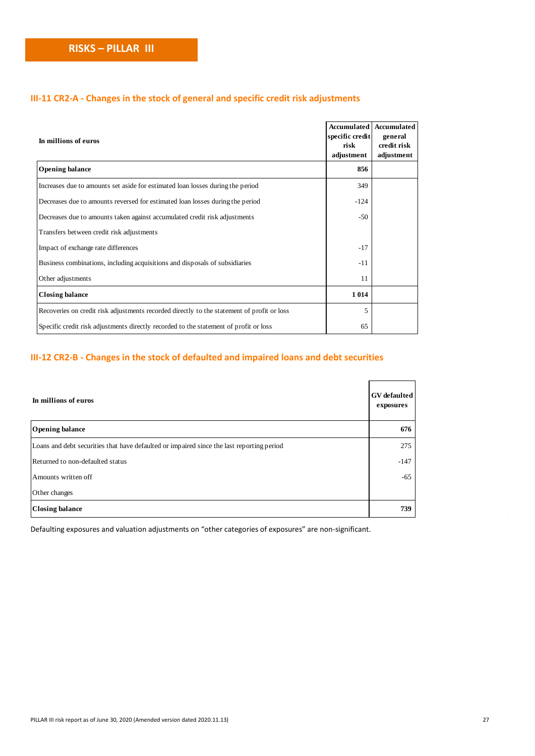## RISKS – PILLAR III

### III-11 CR2-A - Changes in the stock of general and specific credit risk adjustments

| In millions of euros | Accumulated specific credit risk adjustment | Accumulated general credit risk adjustment |
|---|---|---|
| **Opening balance** | **856** | |
| Increases due to amounts set aside for estimated loan losses during the period | 349 | |
| Decreases due to amounts reversed for estimated loan losses during the period | -124 | |
| Decreases due to amounts taken against accumulated credit risk adjustments | -50 | |
| Transfers between credit risk adjustments | | |
| Impact of exchange rate differences | -17 | |
| Business combinations, including acquisitions and disposals of subsidiaries | -11 | |
| Other adjustments | 11 | |
| **Closing balance** | **1 014** | |
| Recoveries on credit risk adjustments recorded directly to the statement of profit or loss | 5 | |
| Specific credit risk adjustments directly recorded to the statement of profit or loss | 65 | |

### III-12 CR2-B - Changes in the stock of defaulted and impaired loans and debt securities

| In millions of euros | GV defaulted exposures |
|---|---|
| **Opening balance** | **676** |
| Loans and debt securities that have defaulted or impaired since the last reporting period | 275 |
| Returned to non-defaulted status | -147 |
| Amounts written off | -65 |
| Other changes | |
| **Closing balance** | **739** |

Defaulting exposures and valuation adjustments on “other categories of exposures” are non-significant.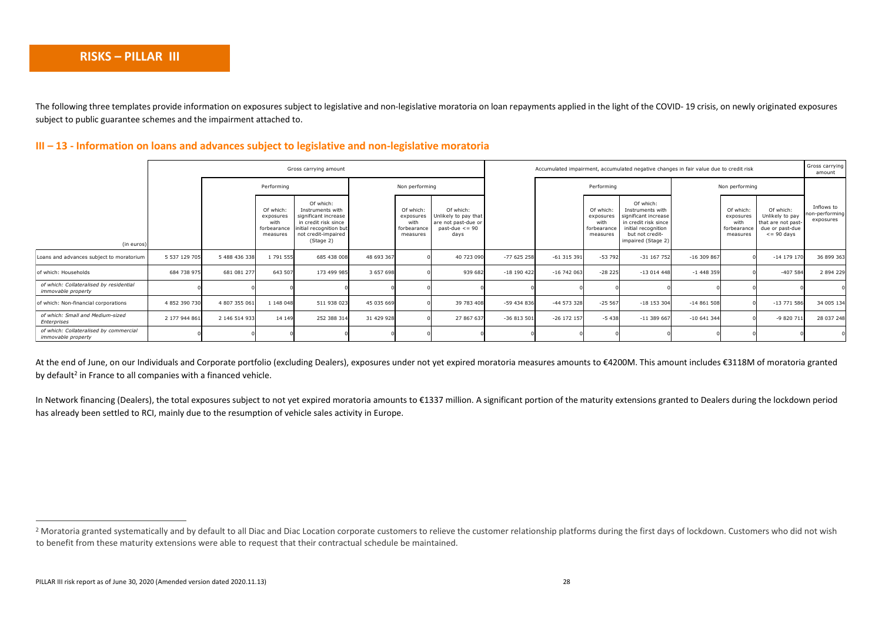## RISKS – PILLAR III

The following three templates provide information on exposures subject to legislative and non-legislative moratoria on loan repayments applied in the light of the COVID- 19 crisis, on newly originated exposures subject to public guarantee schemes and the impairment attached to.

### III – 13 - Information on loans and advances subject to legislative and non-legislative moratoria

| (in euros) | Gross carrying amount | | | | | | | Accumulated impairment, accumulated negative changes in fair value due to credit risk | | | | | | | Gross carrying amount |
|---|---|---|---|---|---|---|---|---|---|---|---|---|---|---|---|
| | | Performing | | | Non performing | | | | Performing | | | Non performing | | | |
| | | | Of which: exposures with forbearance measures | Of which: Instruments with significant increase in credit risk since initial recognition but not credit-impaired (Stage 2) | | Of which: exposures with forbearance measures | Of which: Unlikely to pay that are not past-due or past-due <= 90 days | | | Of which: exposures with forbearance measures | Of which: Instruments with significant increase in credit risk since initial recognition but not credit-impaired (Stage 2) | | Of which: exposures with forbearance measures | Of which: Unlikely to pay that are not past-due or past-due <= 90 days | Inflows to non-performing exposures |
| Loans and advances subject to moratorium | 5 537 129 705 | 5 488 436 338 | 1 791 555 | 685 438 008 | 48 693 367 | 0 | 40 723 090 | -77 625 258 | -61 315 391 | -53 792 | -31 167 752 | -16 309 867 | 0 | -14 179 170 | 36 899 363 |
| of which: Households | 684 738 975 | 681 081 277 | 643 507 | 173 499 985 | 3 657 698 | 0 | 939 682 | -18 190 422 | -16 742 063 | -28 225 | -13 014 448 | -1 448 359 | 0 | -407 584 | 2 894 229 |
| *of which: Collateralised by residential immovable property* | 0 | 0 | 0 | 0 | 0 | 0 | 0 | 0 | 0 | 0 | 0 | 0 | 0 | 0 | 0 |
| of which: Non-financial corporations | 4 852 390 730 | 4 807 355 061 | 1 148 048 | 511 938 023 | 45 035 669 | 0 | 39 783 408 | -59 434 836 | -44 573 328 | -25 567 | -18 153 304 | -14 861 508 | 0 | -13 771 586 | 34 005 134 |
| *of which: Small and Medium-sized Enterprises* | 2 177 944 861 | 2 146 514 933 | 14 149 | 252 388 314 | 31 429 928 | 0 | 27 867 637 | -36 813 501 | -26 172 157 | -5 438 | -11 389 667 | -10 641 344 | 0 | -9 820 711 | 28 037 248 |
| *of which: Collateralised by commercial immovable property* | 0 | 0 | 0 | 0 | 0 | 0 | 0 | 0 | 0 | 0 | 0 | 0 | 0 | 0 | 0 |

At the end of June, on our Individuals and Corporate portfolio (excluding Dealers), exposures under not yet expired moratoria measures amounts to €4200M. This amount includes €3118M of moratoria granted by default[2] in France to all companies with a financed vehicle.

In Network financing (Dealers), the total exposures subject to not yet expired moratoria amounts to €1337 million. A significant portion of the maturity extensions granted to Dealers during the lockdown period has already been settled to RCI, mainly due to the resumption of vehicle sales activity in Europe.

[2] Moratoria granted systematically and by default to all Diac and Diac Location corporate customers to relieve the customer relationship platforms during the first days of lockdown. Customers who did not wish to benefit from these maturity extensions were able to request that their contractual schedule be maintained.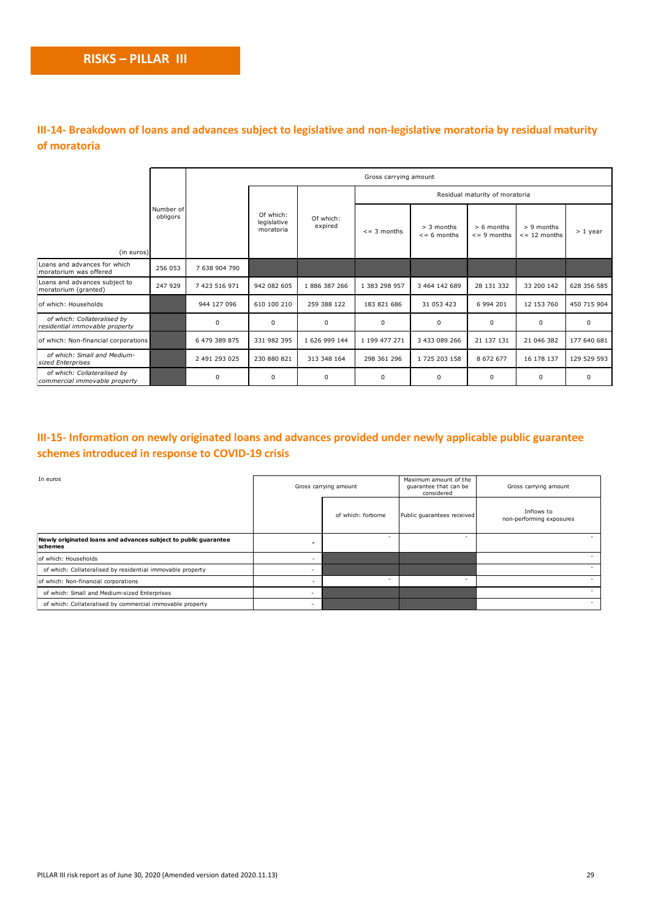## RISKS – PILLAR III

### III-14- Breakdown of loans and advances subject to legislative and non-legislative moratoria by residual maturity of moratoria

| (in euros) | Number of obligors | Gross carrying amount | | | | | | | |
|---|---|---|---|---|---|---|---|---|---|
| | | | Of which: legislative moratoria | Of which: expired | Residual maturity of moratoria | | | | |
| | | | | | <= 3 months | > 3 months <= 6 months | > 6 months <= 9 months | > 9 months <= 12 months | > 1 year |
| Loans and advances for which moratorium was offered | 256 053 | 7 638 904 790 | | | | | | | |
| Loans and advances subject to moratorium (granted) | 247 929 | 7 423 516 971 | 942 082 605 | 1 886 387 266 | 1 383 298 957 | 3 464 142 689 | 28 131 332 | 33 200 142 | 628 356 585 |
| of which: Households | | 944 127 096 | 610 100 210 | 259 388 122 | 183 821 686 | 31 053 423 | 6 994 201 | 12 153 760 | 450 715 904 |
| *of which: Collateralised by residential immovable property* | | 0 | 0 | 0 | 0 | 0 | 0 | 0 | 0 |
| of which: Non-financial corporations | | 6 479 389 875 | 331 982 395 | 1 626 999 144 | 1 199 477 271 | 3 433 089 266 | 21 137 131 | 21 046 382 | 177 640 681 |
| *of which: Small and Medium-sized Enterprises* | | 2 491 293 025 | 230 880 821 | 313 348 164 | 298 361 296 | 1 725 203 158 | 8 672 677 | 16 178 137 | 129 529 593 |
| *of which: Collateralised by commercial immovable property* | | 0 | 0 | 0 | 0 | 0 | 0 | 0 | 0 |

### III-15- Information on newly originated loans and advances provided under newly applicable public guarantee schemes introduced in response to COVID-19 crisis

| In euros | Gross carrying amount | | Maximum amount of the guarantee that can be considered | Gross carrying amount |
|---|---|---|---|---|
| | | of which: forborne | Public guarantees received | Inflows to non-performing exposures |
| **Newly originated loans and advances subject to public guarantee schemes** | - | - | - | - |
| of which: Households | - | | | - |
| of which: Collateralised by residential immovable property | - | | | - |
| of which: Non-financial corporations | - | - | - | - |
| of which: Small and Medium-sized Enterprises | - | | | - |
| of which: Collateralised by commercial immovable property | - | | | - |

PILLAR III risk report as of June 30, 2020 (Amended version dated 2020.11.13)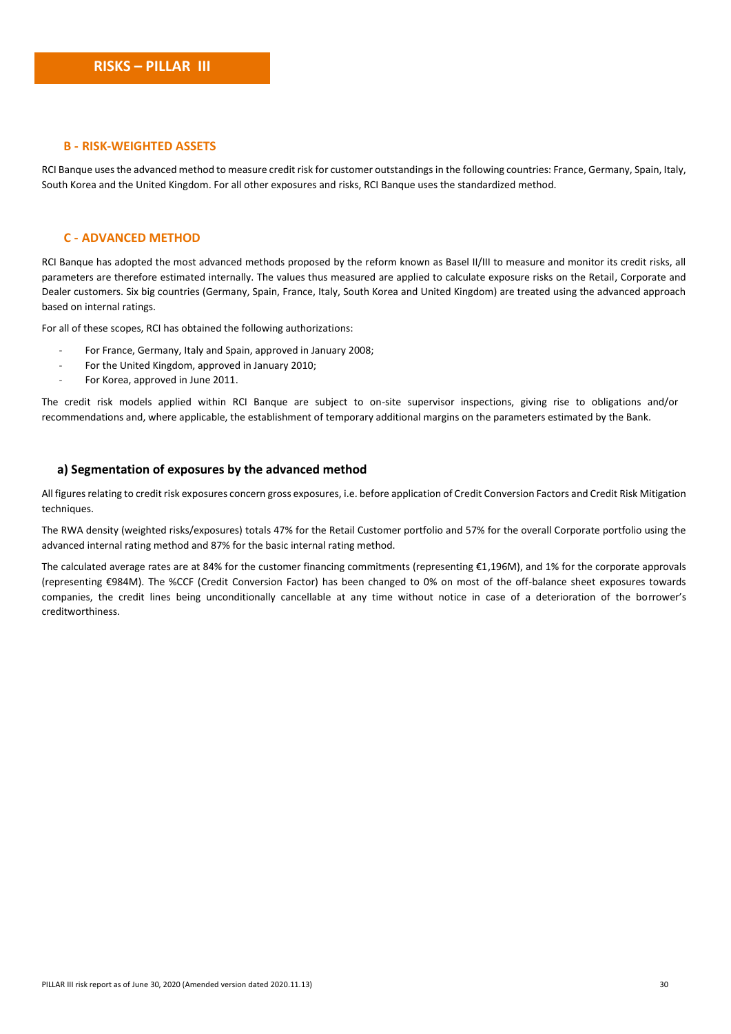## B - RISK-WEIGHTED ASSETS

RCI Banque uses the advanced method to measure credit risk for customer outstandings in the following countries: France, Germany, Spain, Italy, South Korea and the United Kingdom. For all other exposures and risks, RCI Banque uses the standardized method.

## C - ADVANCED METHOD

RCI Banque has adopted the most advanced methods proposed by the reform known as Basel II/III to measure and monitor its credit risks, all parameters are therefore estimated internally. The values thus measured are applied to calculate exposure risks on the Retail, Corporate and Dealer customers. Six big countries (Germany, Spain, France, Italy, South Korea and United Kingdom) are treated using the advanced approach based on internal ratings.

For all of these scopes, RCI has obtained the following authorizations:

- For France, Germany, Italy and Spain, approved in January 2008;
- For the United Kingdom, approved in January 2010;
- For Korea, approved in June 2011.

The credit risk models applied within RCI Banque are subject to on-site supervisor inspections, giving rise to obligations and/or recommendations and, where applicable, the establishment of temporary additional margins on the parameters estimated by the Bank.

### a) Segmentation of exposures by the advanced method

All figures relating to credit risk exposures concern gross exposures, i.e. before application of Credit Conversion Factors and Credit Risk Mitigation techniques.

The RWA density (weighted risks/exposures) totals 47% for the Retail Customer portfolio and 57% for the overall Corporate portfolio using the advanced internal rating method and 87% for the basic internal rating method.

The calculated average rates are at 84% for the customer financing commitments (representing €1,196M), and 1% for the corporate approvals (representing €984M). The %CCF (Credit Conversion Factor) has been changed to 0% on most of the off-balance sheet exposures towards companies, the credit lines being unconditionally cancellable at any time without notice in case of a deterioration of the borrower's creditworthiness.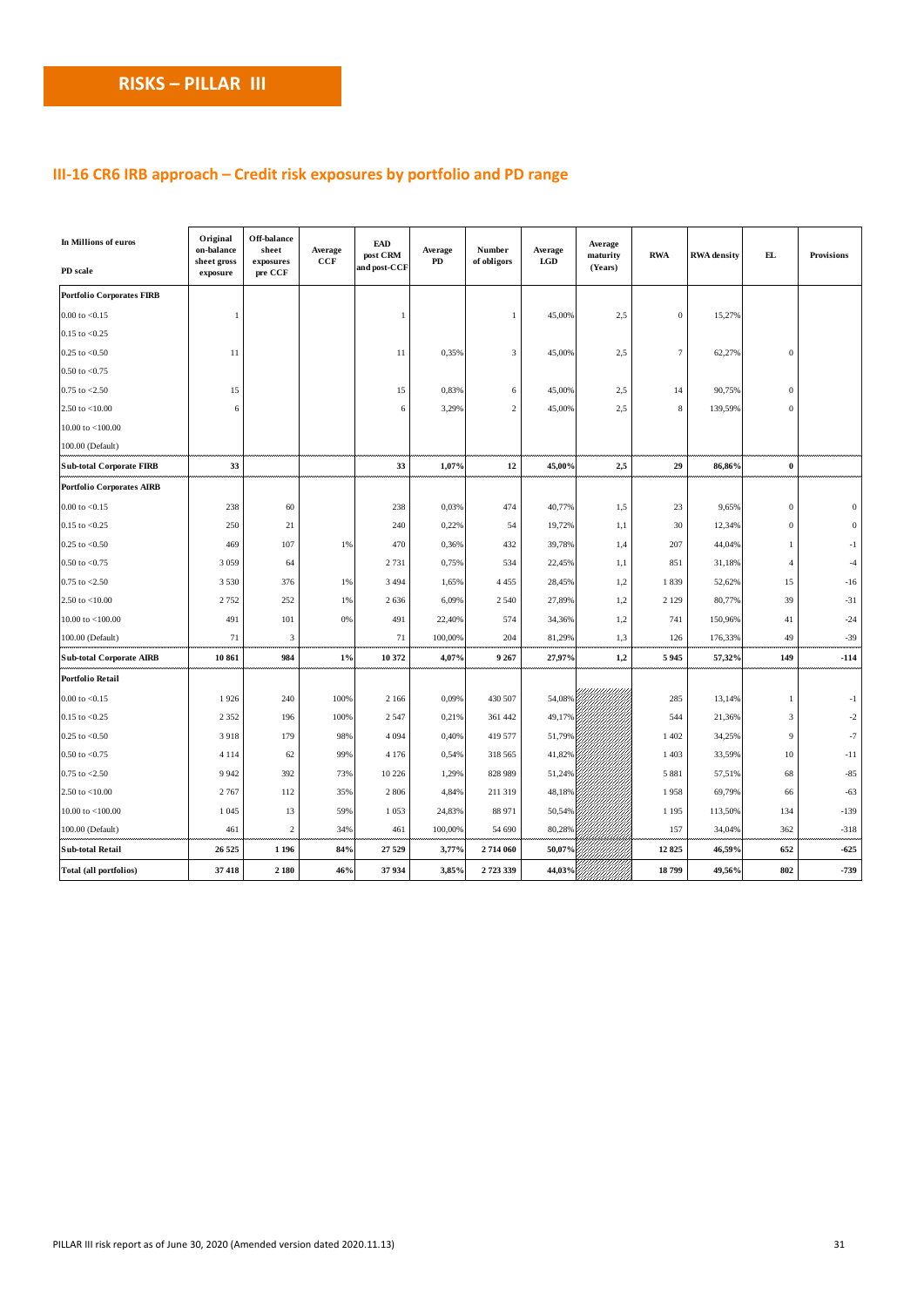## RISKS – PILLAR III

### III-16 CR6 IRB approach – Credit risk exposures by portfolio and PD range

| In Millions of euros<br>PD scale | Original on-balance sheet gross exposure | Off-balance sheet exposures pre CCF | Average CCF | EAD post CRM and post-CCF | Average PD | Number of obligors | Average LGD | Average maturity (Years) | RWA | RWA density | EL | Provisions |
|---|---|---|---|---|---|---|---|---|---|---|---|---|
| **Portfolio Corporates FIRB** | | | | | | | | | | | | |
| 0.00 to <0.15 | 1 | | | 1 | | 1 | 45,00% | 2,5 | 0 | 15,27% | | |
| 0.15 to <0.25 | | | | | | | | | | | | |
| 0.25 to <0.50 | 11 | | | 11 | 0,35% | 3 | 45,00% | 2,5 | 7 | 62,27% | 0 | |
| 0.50 to <0.75 | | | | | | | | | | | | |
| 0.75 to <2.50 | 15 | | | 15 | 0,83% | 6 | 45,00% | 2,5 | 14 | 90,75% | 0 | |
| 2.50 to <10.00 | 6 | | | 6 | 3,29% | 2 | 45,00% | 2,5 | 8 | 139,59% | 0 | |
| 10.00 to <100.00 | | | | | | | | | | | | |
| 100.00 (Default) | | | | | | | | | | | | |
| **Sub-total Corporate FIRB** | **33** | | | **33** | **1,07%** | **12** | **45,00%** | **2,5** | **29** | **86,86%** | **0** | |
| **Portfolio Corporates AIRB** | | | | | | | | | | | | |
| 0.00 to <0.15 | 238 | 60 | | 238 | 0,03% | 474 | 40,77% | 1,5 | 23 | 9,65% | 0 | 0 |
| 0.15 to <0.25 | 250 | 21 | | 240 | 0,22% | 54 | 19,72% | 1,1 | 30 | 12,34% | 0 | 0 |
| 0.25 to <0.50 | 469 | 107 | 1% | 470 | 0,36% | 432 | 39,78% | 1,4 | 207 | 44,04% | 1 | -1 |
| 0.50 to <0.75 | 3 059 | 64 | | 2 731 | 0,75% | 534 | 22,45% | 1,1 | 851 | 31,18% | 4 | -4 |
| 0.75 to <2.50 | 3 530 | 376 | 1% | 3 494 | 1,65% | 4 455 | 28,45% | 1,2 | 1 839 | 52,62% | 15 | -16 |
| 2.50 to <10.00 | 2 752 | 252 | 1% | 2 636 | 6,09% | 2 540 | 27,89% | 1,2 | 2 129 | 80,77% | 39 | -31 |
| 10.00 to <100.00 | 491 | 101 | 0% | 491 | 22,40% | 574 | 34,36% | 1,2 | 741 | 150,96% | 41 | -24 |
| 100.00 (Default) | 71 | 3 | | 71 | 100,00% | 204 | 81,29% | 1,3 | 126 | 176,33% | 49 | -39 |
| **Sub-total Corporate AIRB** | **10 861** | **984** | **1%** | **10 372** | **4,07%** | **9 267** | **27,97%** | **1,2** | **5 945** | **57,32%** | **149** | **-114** |
| **Portfolio Retail** | | | | | | | | | | | | |
| 0.00 to <0.15 | 1 926 | 240 | 100% | 2 166 | 0,09% | 430 507 | 54,08% | | 285 | 13,14% | 1 | -1 |
| 0.15 to <0.25 | 2 352 | 196 | 100% | 2 547 | 0,21% | 361 442 | 49,17% | | 544 | 21,36% | 3 | -2 |
| 0.25 to <0.50 | 3 918 | 179 | 98% | 4 094 | 0,40% | 419 577 | 51,79% | | 1 402 | 34,25% | 9 | -7 |
| 0.50 to <0.75 | 4 114 | 62 | 99% | 4 176 | 0,54% | 318 565 | 41,82% | | 1 403 | 33,59% | 10 | -11 |
| 0.75 to <2.50 | 9 942 | 392 | 73% | 10 226 | 1,29% | 828 989 | 51,24% | | 5 881 | 57,51% | 68 | -85 |
| 2.50 to <10.00 | 2 767 | 112 | 35% | 2 806 | 4,84% | 211 319 | 48,18% | | 1 958 | 69,79% | 66 | -63 |
| 10.00 to <100.00 | 1 045 | 13 | 59% | 1 053 | 24,83% | 88 971 | 50,54% | | 1 195 | 113,50% | 134 | -139 |
| 100.00 (Default) | 461 | 2 | 34% | 461 | 100,00% | 54 690 | 80,28% | | 157 | 34,04% | 362 | -318 |
| **Sub-total Retail** | **26 525** | **1 196** | **84%** | **27 529** | **3,77%** | **2 714 060** | **50,07%** | | **12 825** | **46,59%** | **652** | **-625** |
| **Total (all portfolios)** | **37 418** | **2 180** | **46%** | **37 934** | **3,85%** | **2 723 339** | **44,03%** | | **18 799** | **49,56%** | **802** | **-739** |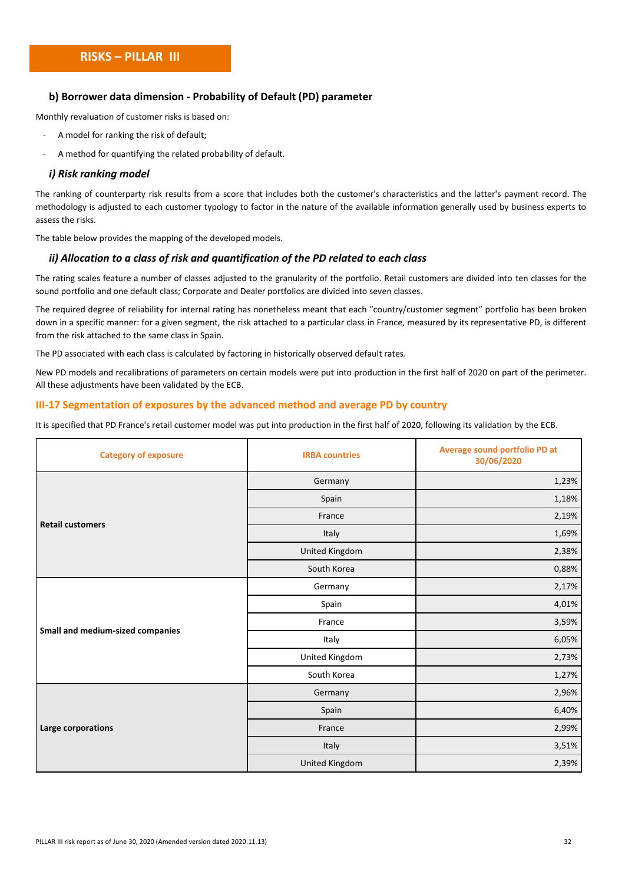# RISKS – PILLAR III

### b) Borrower data dimension - Probability of Default (PD) parameter

Monthly revaluation of customer risks is based on:

- A model for ranking the risk of default;
- A method for quantifying the related probability of default.

#### *i) Risk ranking model*

The ranking of counterparty risk results from a score that includes both the customer's characteristics and the latter's payment record. The methodology is adjusted to each customer typology to factor in the nature of the available information generally used by business experts to assess the risks.

The table below provides the mapping of the developed models.

#### *ii) Allocation to a class of risk and quantification of the PD related to each class*

The rating scales feature a number of classes adjusted to the granularity of the portfolio. Retail customers are divided into ten classes for the sound portfolio and one default class; Corporate and Dealer portfolios are divided into seven classes.

The required degree of reliability for internal rating has nonetheless meant that each "country/customer segment" portfolio has been broken down in a specific manner: for a given segment, the risk attached to a particular class in France, measured by its representative PD, is different from the risk attached to the same class in Spain.

The PD associated with each class is calculated by factoring in historically observed default rates.

New PD models and recalibrations of parameters on certain models were put into production in the first half of 2020 on part of the perimeter. All these adjustments have been validated by the ECB.

### III-17 Segmentation of exposures by the advanced method and average PD by country

It is specified that PD France's retail customer model was put into production in the first half of 2020, following its validation by the ECB.

| Category of exposure | IRBA countries | Average sound portfolio PD at 30/06/2020 |
|---|---|---|
| **Retail customers** | Germany | 1,23% |
| | Spain | 1,18% |
| | France | 2,19% |
| | Italy | 1,69% |
| | United Kingdom | 2,38% |
| | South Korea | 0,88% |
| **Small and medium-sized companies** | Germany | 2,17% |
| | Spain | 4,01% |
| | France | 3,59% |
| | Italy | 6,05% |
| | United Kingdom | 2,73% |
| | South Korea | 1,27% |
| **Large corporations** | Germany | 2,96% |
| | Spain | 6,40% |
| | France | 2,99% |
| | Italy | 3,51% |
| | United Kingdom | 2,39% |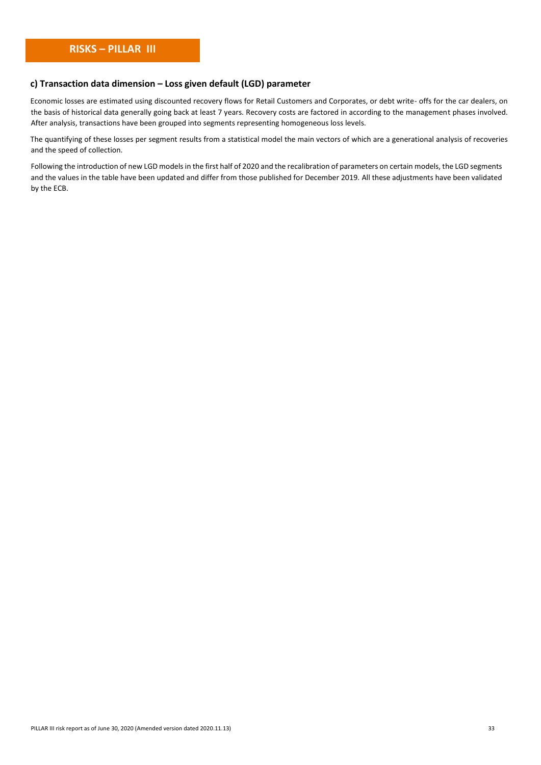### c) Transaction data dimension – Loss given default (LGD) parameter

Economic losses are estimated using discounted recovery flows for Retail Customers and Corporates, or debt write- offs for the car dealers, on the basis of historical data generally going back at least 7 years. Recovery costs are factored in according to the management phases involved. After analysis, transactions have been grouped into segments representing homogeneous loss levels.

The quantifying of these losses per segment results from a statistical model the main vectors of which are a generational analysis of recoveries and the speed of collection.

Following the introduction of new LGD models in the first half of 2020 and the recalibration of parameters on certain models, the LGD segments and the values in the table have been updated and differ from those published for December 2019. All these adjustments have been validated by the ECB.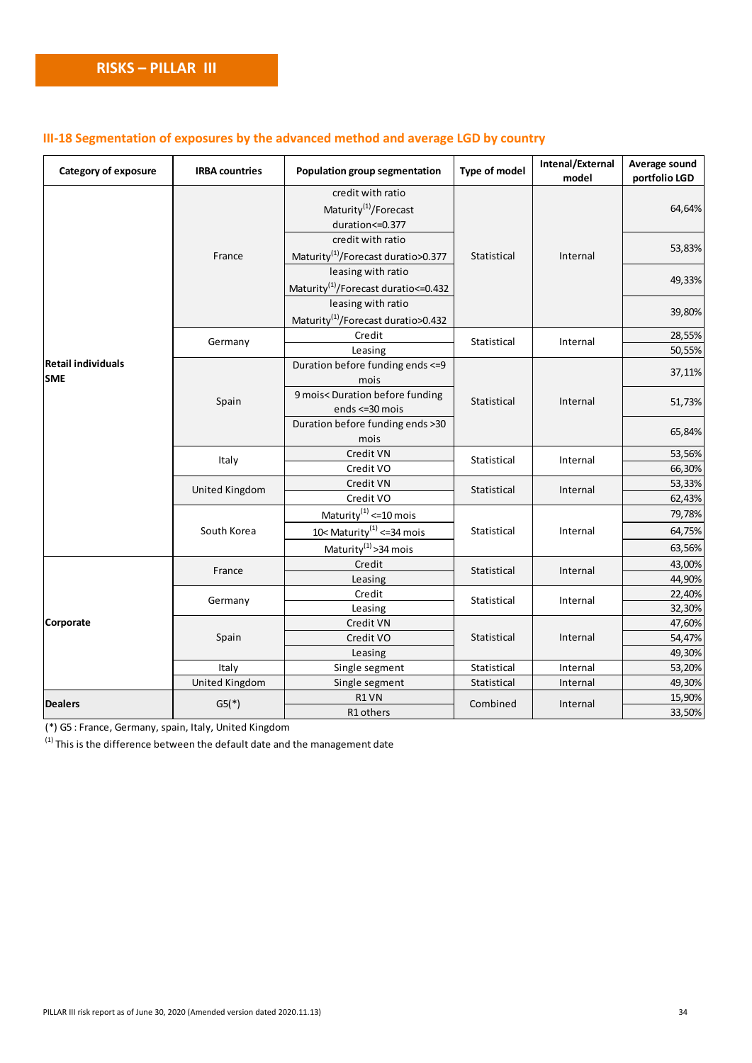## RISKS – PILLAR III

### III-18 Segmentation of exposures by the advanced method and average LGD by country

| Category of exposure | IRBA countries | Population group segmentation | Type of model | Intenal/External model | Average sound portfolio LGD |
|---|---|---|---|---|---|
| Retail individuals SME | France | credit with ratio Maturity[1]/Forecast duration<=0.377 | Statistical | Internal | 64,64% |
| | | credit with ratio Maturity[1]/Forecast duratio>0.377 | | | 53,83% |
| | | leasing with ratio Maturity[1]/Forecast duratio<=0.432 | | | 49,33% |
| | | leasing with ratio Maturity[1]/Forecast duratio>0.432 | | | 39,80% |
| | Germany | Credit | Statistical | Internal | 28,55% |
| | | Leasing | | | 50,55% |
| | Spain | Duration before funding ends <=9 mois | Statistical | Internal | 37,11% |
| | | 9 mois< Duration before funding ends <=30 mois | | | 51,73% |
| | | Duration before funding ends >30 mois | | | 65,84% |
| | Italy | Credit VN | Statistical | Internal | 53,56% |
| | | Credit VO | | | 66,30% |
| | United Kingdom | Credit VN | Statistical | Internal | 53,33% |
| | | Credit VO | | | 62,43% |
| | South Korea | Maturity[1] <=10 mois | Statistical | Internal | 79,78% |
| | | 10< Maturity[1] <=34 mois | | | 64,75% |
| | | Maturity[1] >34 mois | | | 63,56% |
| Corporate | France | Credit | Statistical | Internal | 43,00% |
| | | Leasing | | | 44,90% |
| | Germany | Credit | Statistical | Internal | 22,40% |
| | | Leasing | | | 32,30% |
| | Spain | Credit VN | Statistical | Internal | 47,60% |
| | | Credit VO | | | 54,47% |
| | | Leasing | | | 49,30% |
| | Italy | Single segment | Statistical | Internal | 53,20% |
| | United Kingdom | Single segment | Statistical | Internal | 49,30% |
| Dealers | G5(*) | R1 VN | Combined | Internal | 15,90% |
| | | R1 others | | | 33,50% |

(*) G5 : France, Germany, spain, Italy, United Kingdom

[1] This is the difference between the default date and the management date

PILLAR III risk report as of June 30, 2020 (Amended version dated 2020.11.13)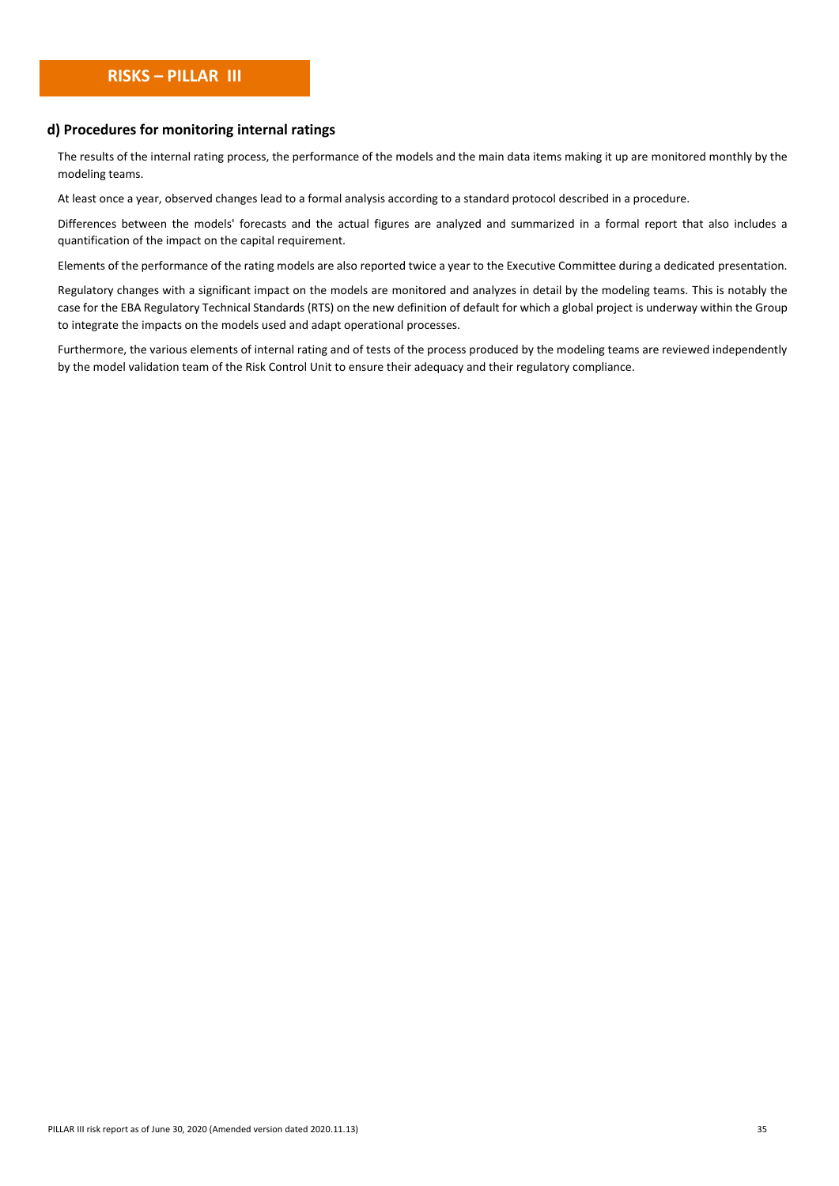#### d) Procedures for monitoring internal ratings

The results of the internal rating process, the performance of the models and the main data items making it up are monitored monthly by the modeling teams.

At least once a year, observed changes lead to a formal analysis according to a standard protocol described in a procedure.

Differences between the models' forecasts and the actual figures are analyzed and summarized in a formal report that also includes a quantification of the impact on the capital requirement.

Elements of the performance of the rating models are also reported twice a year to the Executive Committee during a dedicated presentation.

Regulatory changes with a significant impact on the models are monitored and analyzes in detail by the modeling teams. This is notably the case for the EBA Regulatory Technical Standards (RTS) on the new definition of default for which a global project is underway within the Group to integrate the impacts on the models used and adapt operational processes.

Furthermore, the various elements of internal rating and of tests of the process produced by the modeling teams are reviewed independently by the model validation team of the Risk Control Unit to ensure their adequacy and their regulatory compliance.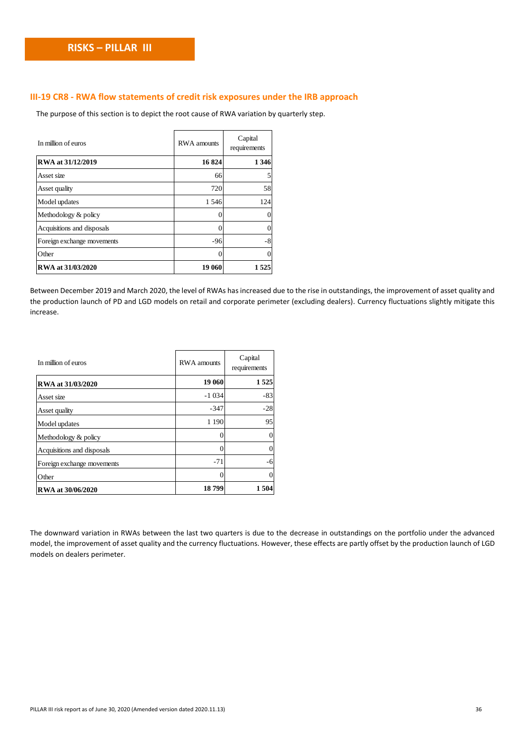## III-19 CR8 - RWA flow statements of credit risk exposures under the IRB approach

The purpose of this section is to depict the root cause of RWA variation by quarterly step.

| In million of euros | RWA amounts | Capital requirements |
|---|---|---|
| **RWA at 31/12/2019** | **16 824** | **1 346** |
| Asset size | 66 | 5 |
| Asset quality | 720 | 58 |
| Model updates | 1 546 | 124 |
| Methodology & policy | 0 | 0 |
| Acquisitions and disposals | 0 | 0 |
| Foreign exchange movements | -96 | -8 |
| Other | 0 | 0 |
| **RWA at 31/03/2020** | **19 060** | **1 525** |

Between December 2019 and March 2020, the level of RWAs has increased due to the rise in outstandings, the improvement of asset quality and the production launch of PD and LGD models on retail and corporate perimeter (excluding dealers). Currency fluctuations slightly mitigate this increase.

| In million of euros | RWA amounts | Capital requirements |
|---|---|---|
| **RWA at 31/03/2020** | **19 060** | **1 525** |
| Asset size | -1 034 | -83 |
| Asset quality | -347 | -28 |
| Model updates | 1 190 | 95 |
| Methodology & policy | 0 | 0 |
| Acquisitions and disposals | 0 | 0 |
| Foreign exchange movements | -71 | -6 |
| Other | 0 | 0 |
| **RWA at 30/06/2020** | **18 799** | **1 504** |

The downward variation in RWAs between the last two quarters is due to the decrease in outstandings on the portfolio under the advanced model, the improvement of asset quality and the currency fluctuations. However, these effects are partly offset by the production launch of LGD models on dealers perimeter.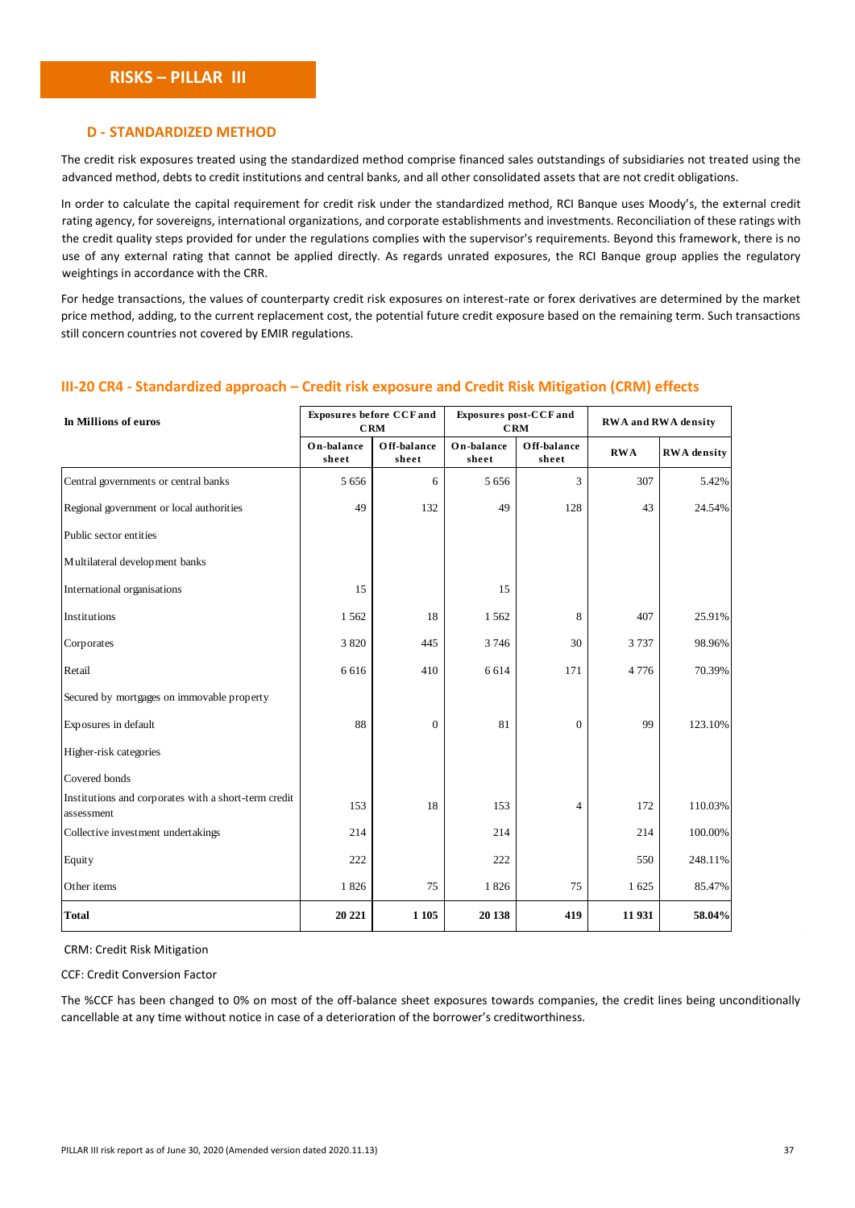# RISKS – PILLAR III

## D - STANDARDIZED METHOD

The credit risk exposures treated using the standardized method comprise financed sales outstandings of subsidiaries not treated using the advanced method, debts to credit institutions and central banks, and all other consolidated assets that are not credit obligations.

In order to calculate the capital requirement for credit risk under the standardized method, RCI Banque uses Moody's, the external credit rating agency, for sovereigns, international organizations, and corporate establishments and investments. Reconciliation of these ratings with the credit quality steps provided for under the regulations complies with the supervisor's requirements. Beyond this framework, there is no use of any external rating that cannot be applied directly. As regards unrated exposures, the RCI Banque group applies the regulatory weightings in accordance with the CRR.

For hedge transactions, the values of counterparty credit risk exposures on interest-rate or forex derivatives are determined by the market price method, adding, to the current replacement cost, the potential future credit exposure based on the remaining term. Such transactions still concern countries not covered by EMIR regulations.

### III-20 CR4 - Standardized approach – Credit risk exposure and Credit Risk Mitigation (CRM) effects

| In Millions of euros | Exposures before CCF and CRM | | Exposures post-CCF and CRM | | RWA and RWA density | |
|---|---|---|---|---|---|---|
| | On-balance sheet | Off-balance sheet | On-balance sheet | Off-balance sheet | RWA | RWA density |
| Central governments or central banks | 5 656 | 6 | 5 656 | 3 | 307 | 5.42% |
| Regional government or local authorities | 49 | 132 | 49 | 128 | 43 | 24.54% |
| Public sector entities | | | | | | |
| Multilateral development banks | | | | | | |
| International organisations | 15 | | 15 | | | |
| Institutions | 1 562 | 18 | 1 562 | 8 | 407 | 25.91% |
| Corporates | 3 820 | 445 | 3 746 | 30 | 3 737 | 98.96% |
| Retail | 6 616 | 410 | 6 614 | 171 | 4 776 | 70.39% |
| Secured by mortgages on immovable property | | | | | | |
| Exposures in default | 88 | 0 | 81 | 0 | 99 | 123.10% |
| Higher-risk categories | | | | | | |
| Covered bonds | | | | | | |
| Institutions and corporates with a short-term credit assessment | 153 | 18 | 153 | 4 | 172 | 110.03% |
| Collective investment undertakings | 214 | | 214 | | 214 | 100.00% |
| Equity | 222 | | 222 | | 550 | 248.11% |
| Other items | 1 826 | 75 | 1 826 | 75 | 1 625 | 85.47% |
| **Total** | **20 221** | **1 105** | **20 138** | **419** | **11 931** | **58.04%** |

CRM: Credit Risk Mitigation

CCF: Credit Conversion Factor

The %CCF has been changed to 0% on most of the off-balance sheet exposures towards companies, the credit lines being unconditionally cancellable at any time without notice in case of a deterioration of the borrower's creditworthiness.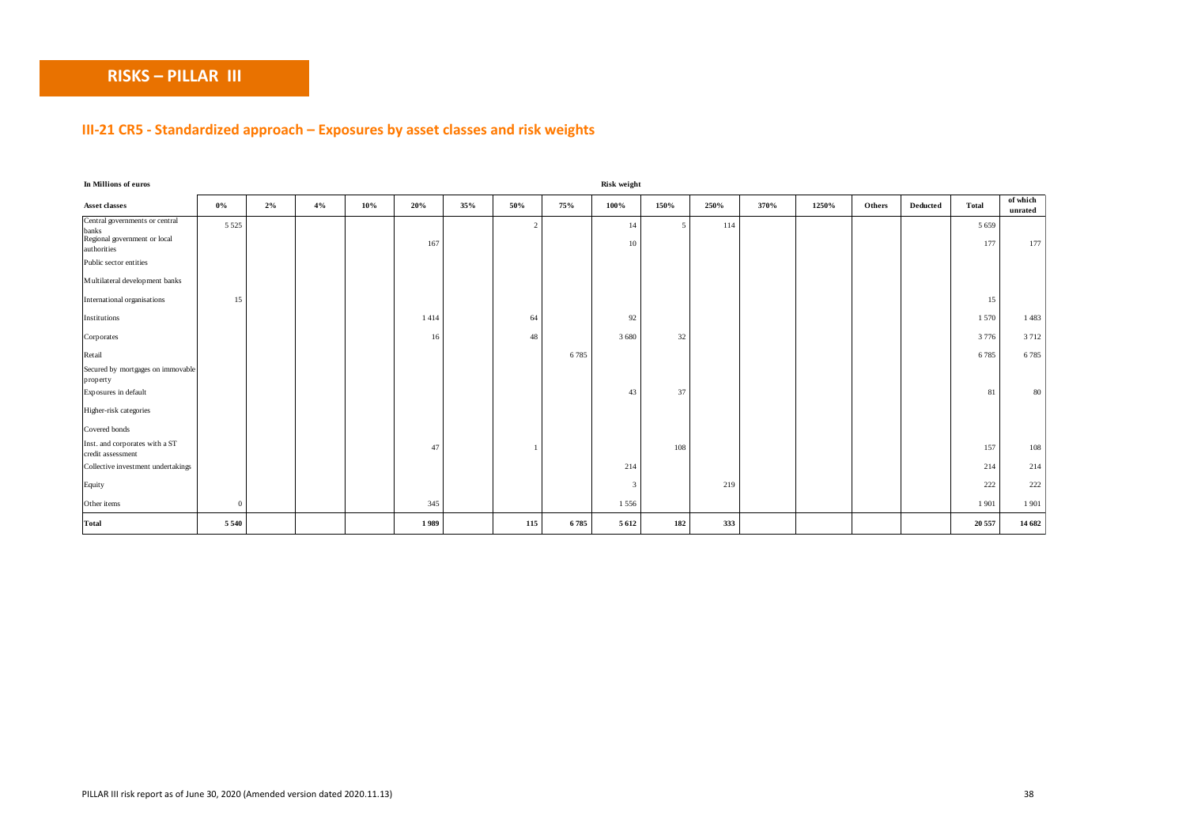# RISKS – PILLAR III

## III-21 CR5 - Standardized approach – Exposures by asset classes and risk weights

**In Millions of euros**

| | Risk weight | | | | | | | | | | | | | | | | |
|---|---|---|---|---|---|---|---|---|---|---|---|---|---|---|---|---|---|
| **Asset classes** | **0%** | **2%** | **4%** | **10%** | **20%** | **35%** | **50%** | **75%** | **100%** | **150%** | **250%** | **370%** | **1250%** | **Others** | **Deducted** | **Total** | **of which unrated** |
| Central governments or central banks | 5 525 | | | | | | 2 | | 14 | 5 | 114 | | | | | 5 659 | |
| Regional government or local authorities | | | | | 167 | | | | 10 | | | | | | | 177 | 177 |
| Public sector entities | | | | | | | | | | | | | | | | | |
| Multilateral development banks | | | | | | | | | | | | | | | | | |
| International organisations | 15 | | | | | | | | | | | | | | | 15 | |
| Institutions | | | | | 1 414 | | 64 | | 92 | | | | | | | 1 570 | 1 483 |
| Corporates | | | | | 16 | | 48 | | 3 680 | 32 | | | | | | 3 776 | 3 712 |
| Retail | | | | | | | | 6 785 | | | | | | | | 6 785 | 6 785 |
| Secured by mortgages on immovable property | | | | | | | | | | | | | | | | | |
| Exposures in default | | | | | | | | | 43 | 37 | | | | | | 81 | 80 |
| Higher-risk categories | | | | | | | | | | | | | | | | | |
| Covered bonds | | | | | | | | | | | | | | | | | |
| Inst. and corporates with a ST credit assessment | | | | | 47 | | 1 | | | 108 | | | | | | 157 | 108 |
| Collective investment undertakings | | | | | | | | | 214 | | | | | | | 214 | 214 |
| Equity | | | | | | | | | 3 | | 219 | | | | | 222 | 222 |
| Other items | 0 | | | | 345 | | | | 1 556 | | | | | | | 1 901 | 1 901 |
| **Total** | **5 540** | | | | **1 989** | | **115** | **6 785** | **5 612** | **182** | **333** | | | | | **20 557** | **14 682** |

PILLAR III risk report as of June 30, 2020 (Amended version dated 2020.11.13)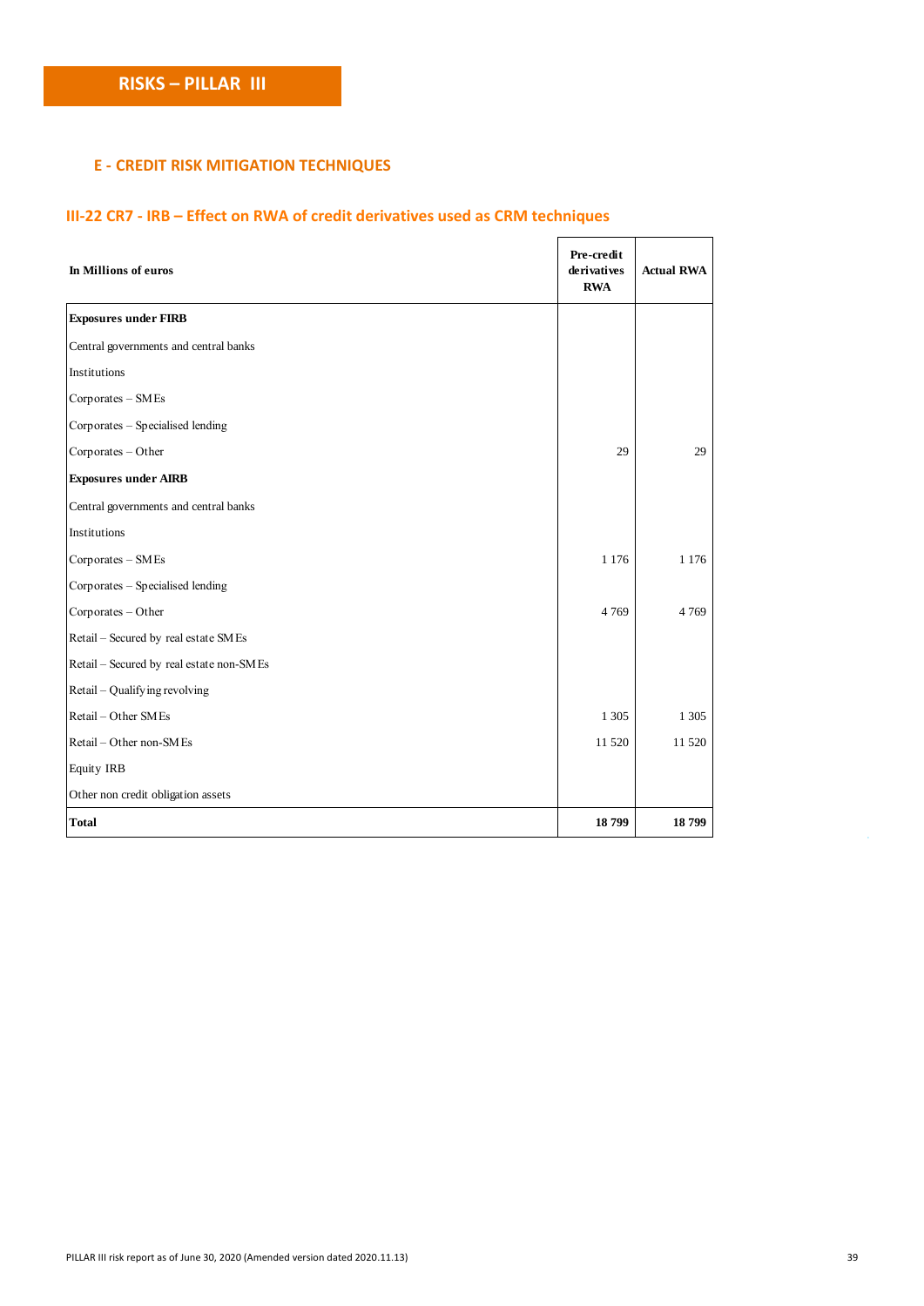# RISKS – PILLAR III

## E - CREDIT RISK MITIGATION TECHNIQUES

### III-22 CR7 - IRB – Effect on RWA of credit derivatives used as CRM techniques

| In Millions of euros | Pre-credit derivatives RWA | Actual RWA |
|---|---|---|
| **Exposures under FIRB** | | |
| Central governments and central banks | | |
| Institutions | | |
| Corporates – SMEs | | |
| Corporates – Specialised lending | | |
| Corporates – Other | 29 | 29 |
| **Exposures under AIRB** | | |
| Central governments and central banks | | |
| Institutions | | |
| Corporates – SMEs | 1 176 | 1 176 |
| Corporates – Specialised lending | | |
| Corporates – Other | 4 769 | 4 769 |
| Retail – Secured by real estate SMEs | | |
| Retail – Secured by real estate non-SMEs | | |
| Retail – Qualifying revolving | | |
| Retail – Other SMEs | 1 305 | 1 305 |
| Retail – Other non-SMEs | 11 520 | 11 520 |
| Equity IRB | | |
| Other non credit obligation assets | | |
| **Total** | **18 799** | **18 799** |

PILLAR III risk report as of June 30, 2020 (Amended version dated 2020.11.13)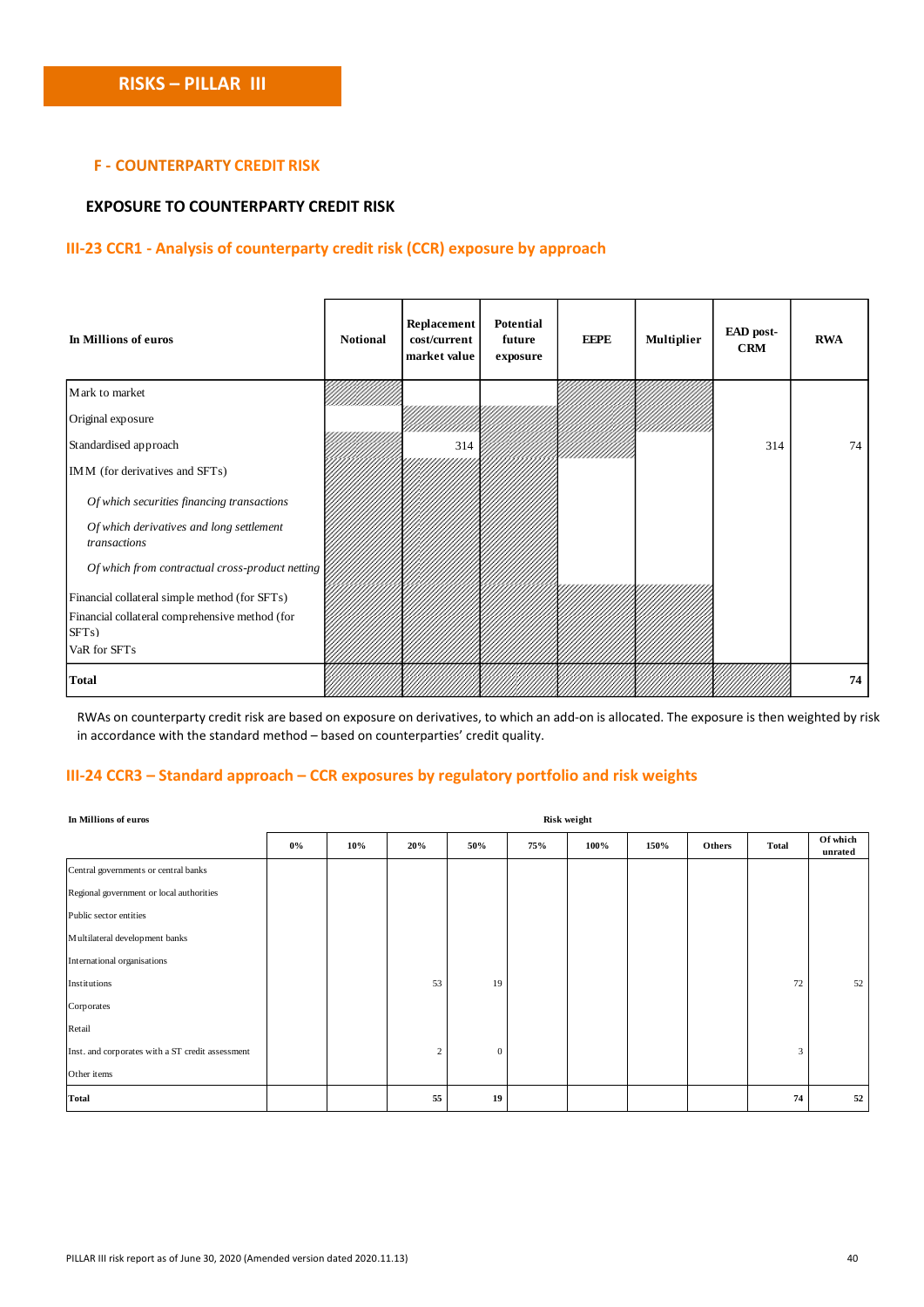**RISKS – PILLAR III**

## F - COUNTERPARTY CREDIT RISK

### EXPOSURE TO COUNTERPARTY CREDIT RISK

### III-23 CCR1 - Analysis of counterparty credit risk (CCR) exposure by approach

| In Millions of euros | Notional | Replacement cost/current market value | Potential future exposure | EEPE | Multiplier | EAD post-CRM | RWA |
|---|---|---|---|---|---|---|---|
| Mark to market | | | | | | | |
| Original exposure | | | | | | | |
| Standardised approach | | 314 | | | | 314 | 74 |
| IMM (for derivatives and SFTs) | | | | | | | |
| *Of which securities financing transactions* | | | | | | | |
| *Of which derivatives and long settlement transactions* | | | | | | | |
| *Of which from contractual cross-product netting* | | | | | | | |
| Financial collateral simple method (for SFTs) | | | | | | | |
| Financial collateral comprehensive method (for SFTs) | | | | | | | |
| VaR for SFTs | | | | | | | |
| **Total** | | | | | | | **74** |

RWAs on counterparty credit risk are based on exposure on derivatives, to which an add-on is allocated. The exposure is then weighted by risk in accordance with the standard method – based on counterparties' credit quality.

### III-24 CCR3 – Standard approach – CCR exposures by regulatory portfolio and risk weights

| In Millions of euros | Risk weight | | | | | | | | | |
|---|---|---|---|---|---|---|---|---|---|---|
| | 0% | 10% | 20% | 50% | 75% | 100% | 150% | Others | Total | Of which unrated |
| Central governments or central banks | | | | | | | | | | |
| Regional government or local authorities | | | | | | | | | | |
| Public sector entities | | | | | | | | | | |
| Multilateral development banks | | | | | | | | | | |
| International organisations | | | | | | | | | | |
| Institutions | | | 53 | 19 | | | | | 72 | 52 |
| Corporates | | | | | | | | | | |
| Retail | | | | | | | | | | |
| Inst. and corporates with a ST credit assessment | | | 2 | 0 | | | | | 3 | |
| Other items | | | | | | | | | | |
| **Total** | | | **55** | **19** | | | | | **74** | **52** |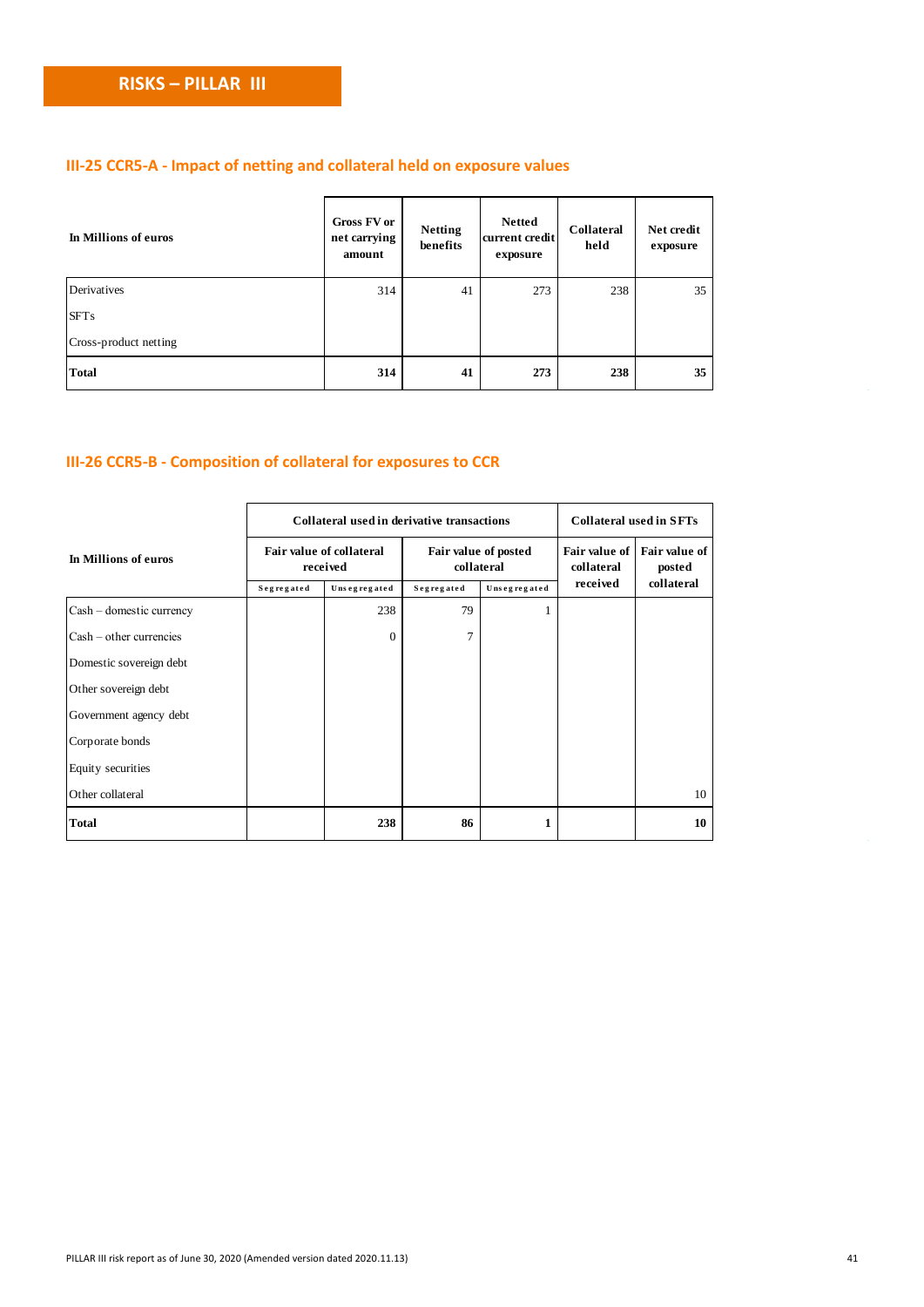## RISKS – PILLAR III

### III-25 CCR5-A - Impact of netting and collateral held on exposure values

| In Millions of euros | Gross FV or net carrying amount | Netting benefits | Netted current credit exposure | Collateral held | Net credit exposure |
|---|---|---|---|---|---|
| Derivatives | 314 | 41 | 273 | 238 | 35 |
| SFTs | | | | | |
| Cross-product netting | | | | | |
| **Total** | **314** | **41** | **273** | **238** | **35** |

### III-26 CCR5-B - Composition of collateral for exposures to CCR

| In Millions of euros | Collateral used in derivative transactions | | | | Collateral used in SFTs | |
|---|---|---|---|---|---|---|
| | Fair value of collateral received | | Fair value of posted collateral | | Fair value of collateral received | Fair value of posted collateral |
| | Segregated | Unsegregated | Segregated | Unsegregated | | |
| Cash – domestic currency | | 238 | 79 | 1 | | |
| Cash – other currencies | | 0 | 7 | | | |
| Domestic sovereign debt | | | | | | |
| Other sovereign debt | | | | | | |
| Government agency debt | | | | | | |
| Corporate bonds | | | | | | |
| Equity securities | | | | | | |
| Other collateral | | | | | | 10 |
| **Total** | | **238** | **86** | **1** | | **10** |

PILLAR III risk report as of June 30, 2020 (Amended version dated 2020.11.13)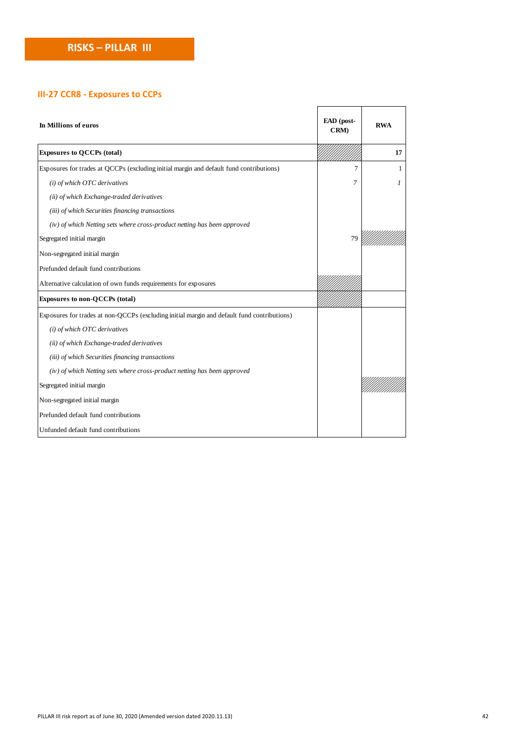## III-27 CCR8 - Exposures to CCPs

| In Millions of euros | EAD (post-CRM) | RWA |
|---|---|---|
| **Exposures to QCCPs (total)** | | **17** |
| Exposures for trades at QCCPs (excluding initial margin and default fund contributions) | 7 | 1 |
| *(i) of which OTC derivatives* | *7* | *1* |
| *(ii) of which Exchange-traded derivatives* | | |
| *(iii) of which Securities financing transactions* | | |
| *(iv) of which Netting sets where cross-product netting has been approved* | | |
| Segregated initial margin | 79 | |
| Non-segregated initial margin | | |
| Prefunded default fund contributions | | |
| Alternative calculation of own funds requirements for exposures | | |
| **Exposures to non-QCCPs (total)** | | |
| Exposures for trades at non-QCCPs (excluding initial margin and default fund contributions) | | |
| *(i) of which OTC derivatives* | | |
| *(ii) of which Exchange-traded derivatives* | | |
| *(iii) of which Securities financing transactions* | | |
| *(iv) of which Netting sets where cross-product netting has been approved* | | |
| Segregated initial margin | | |
| Non-segregated initial margin | | |
| Prefunded default fund contributions | | |
| Unfunded default fund contributions | | |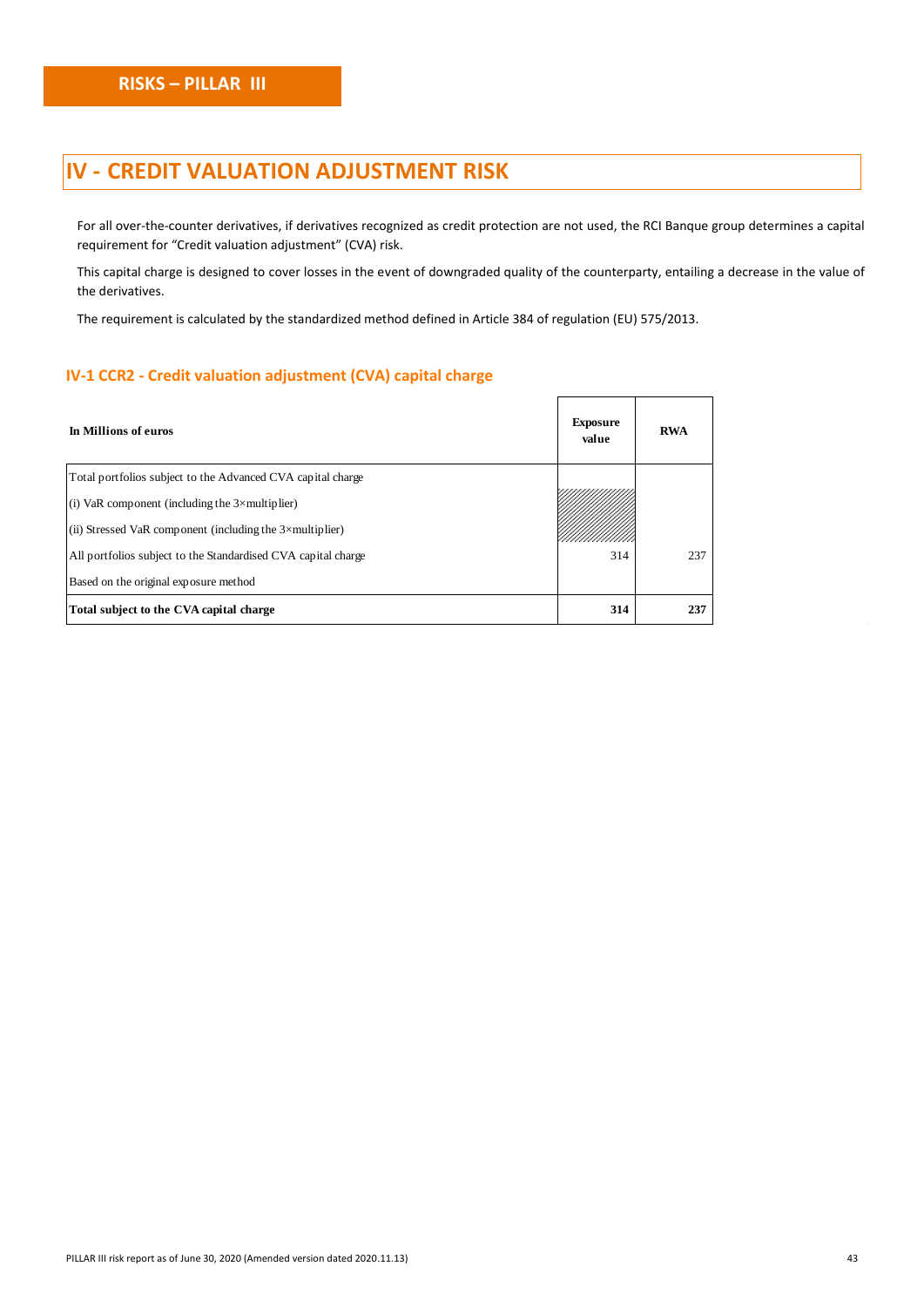# IV - CREDIT VALUATION ADJUSTMENT RISK

For all over-the-counter derivatives, if derivatives recognized as credit protection are not used, the RCI Banque group determines a capital requirement for "Credit valuation adjustment" (CVA) risk.

This capital charge is designed to cover losses in the event of downgraded quality of the counterparty, entailing a decrease in the value of the derivatives.

The requirement is calculated by the standardized method defined in Article 384 of regulation (EU) 575/2013.

## IV-1 CCR2 - Credit valuation adjustment (CVA) capital charge

| In Millions of euros | Exposure value | RWA |
|---|---|---|
| Total portfolios subject to the Advanced CVA capital charge | | |
| (i) VaR component (including the 3×multiplier) | | |
| (ii) Stressed VaR component (including the 3×multiplier) | | |
| All portfolios subject to the Standardised CVA capital charge | 314 | 237 |
| Based on the original exposure method | | |
| **Total subject to the CVA capital charge** | **314** | **237** |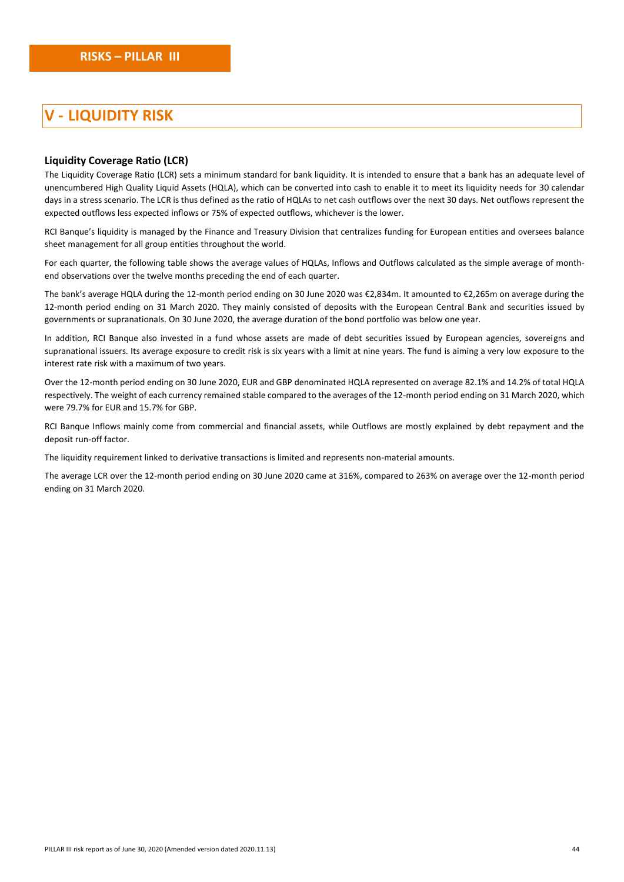# V - LIQUIDITY RISK

## Liquidity Coverage Ratio (LCR)

The Liquidity Coverage Ratio (LCR) sets a minimum standard for bank liquidity. It is intended to ensure that a bank has an adequate level of unencumbered High Quality Liquid Assets (HQLA), which can be converted into cash to enable it to meet its liquidity needs for 30 calendar days in a stress scenario. The LCR is thus defined as the ratio of HQLAs to net cash outflows over the next 30 days. Net outflows represent the expected outflows less expected inflows or 75% of expected outflows, whichever is the lower.

RCI Banque's liquidity is managed by the Finance and Treasury Division that centralizes funding for European entities and oversees balance sheet management for all group entities throughout the world.

For each quarter, the following table shows the average values of HQLAs, Inflows and Outflows calculated as the simple average of month-end observations over the twelve months preceding the end of each quarter.

The bank's average HQLA during the 12-month period ending on 30 June 2020 was €2,834m. It amounted to €2,265m on average during the 12-month period ending on 31 March 2020. They mainly consisted of deposits with the European Central Bank and securities issued by governments or supranationals. On 30 June 2020, the average duration of the bond portfolio was below one year.

In addition, RCI Banque also invested in a fund whose assets are made of debt securities issued by European agencies, sovereigns and supranational issuers. Its average exposure to credit risk is six years with a limit at nine years. The fund is aiming a very low exposure to the interest rate risk with a maximum of two years.

Over the 12-month period ending on 30 June 2020, EUR and GBP denominated HQLA represented on average 82.1% and 14.2% of total HQLA respectively. The weight of each currency remained stable compared to the averages of the 12-month period ending on 31 March 2020, which were 79.7% for EUR and 15.7% for GBP.

RCI Banque Inflows mainly come from commercial and financial assets, while Outflows are mostly explained by debt repayment and the deposit run-off factor.

The liquidity requirement linked to derivative transactions is limited and represents non-material amounts.

The average LCR over the 12-month period ending on 30 June 2020 came at 316%, compared to 263% on average over the 12-month period ending on 31 March 2020.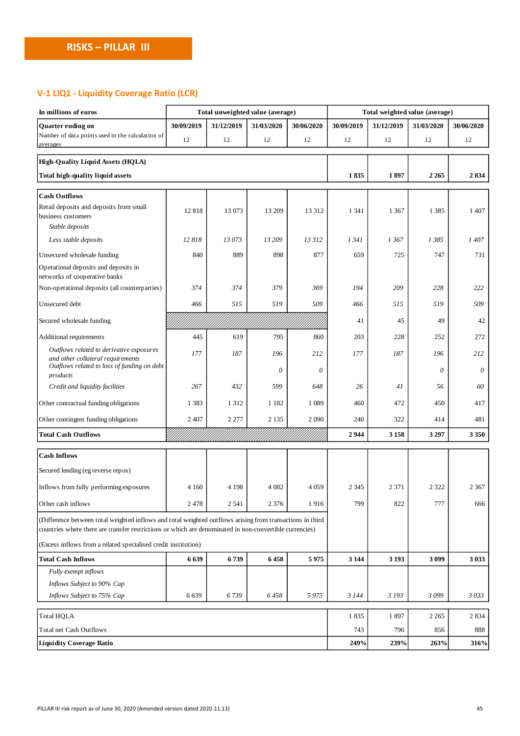## RISKS – PILLAR III

### V-1 LIQ1 - Liquidity Coverage Ratio (LCR)

| In millions of euros | Total unweighted value (average) | | | | Total weighted value (average) | | | |
|---|---|---|---|---|---|---|---|---|
| **Quarter ending on** | **30/09/2019** | **31/12/2019** | **31/03/2020** | **30/06/2020** | **30/09/2019** | **31/12/2019** | **31/03/2020** | **30/06/2020** |
| Number of data points used in the calculation of averages | 12 | 12 | 12 | 12 | 12 | 12 | 12 | 12 |
| **High-Quality Liquid Assets (HQLA)** | | | | | | | | |
| **Total high-quality liquid assets** | | | | | **1 835** | **1 897** | **2 265** | **2 834** |
| **Cash Outflows** | | | | | | | | |
| Retail deposits and deposits from small business customers | 12 818 | 13 073 | 13 209 | 13 312 | 1 341 | 1 367 | 1 385 | 1 407 |
| *Stable deposits* | | | | | | | | |
| *Less stable deposits* | *12 818* | *13 073* | *13 209* | *13 312* | *1 341* | *1 367* | *1 385* | *1 407* |
| Unsecured wholesale funding | 840 | 889 | 898 | 877 | 659 | 725 | 747 | 731 |
| Operational deposits and deposits in networks of cooperative banks | | | | | | | | |
| Non-operational deposits (all counterparties) | *374* | *374* | *379* | *369* | *194* | *209* | *228* | *222* |
| Unsecured debt | *466* | *515* | *519* | *509* | *466* | *515* | *519* | *509* |
| Secured wholesale funding | | | | | 41 | 45 | 49 | 42 |
| Additional requirements | 445 | 619 | 795 | 860 | 203 | 228 | 252 | 272 |
| *Outflows related to derivative exposures and other collateral requirements* | *177* | *187* | *196* | *212* | *177* | *187* | *196* | *212* |
| *Outflows related to loss of funding on debt products* | | | *0* | *0* | | | *0* | *0* |
| *Credit and liquidity facilities* | *267* | *432* | *599* | *648* | *26* | *41* | *56* | *60* |
| Other contractual funding obligations | 1 383 | 1 312 | 1 182 | 1 089 | 460 | 472 | 450 | 417 |
| Other contingent funding obligations | 2 407 | 2 277 | 2 135 | 2 090 | 240 | 322 | 414 | 481 |
| **Total Cash Outflows** | | | | | **2 944** | **3 158** | **3 297** | **3 350** |
| **Cash Inflows** | | | | | | | | |
| Secured lending (eg reverse repos) | | | | | | | | |
| Inflows from fully performing exposures | 4 160 | 4 198 | 4 082 | 4 059 | 2 345 | 2 371 | 2 322 | 2 367 |
| Other cash inflows | 2 478 | 2 541 | 2 376 | 1 916 | 799 | 822 | 777 | 666 |
| (Difference between total weighted inflows and total weighted outflows arising from transactions in third countries where there are transfer restrictions or which are denominated in non-convertible currencies) | | | | | | | | |
| (Excess inflows from a related specialised credit institution) | | | | | | | | |
| **Total Cash Inflows** | **6 639** | **6 739** | **6 458** | **5 975** | **3 144** | **3 193** | **3 099** | **3 033** |
| *Fully exempt inflows* | | | | | | | | |
| *Inflows Subject to 90% Cap* | | | | | | | | |
| *Inflows Subject to 75% Cap* | *6 639* | *6 739* | *6 458* | *5 975* | *3 144* | *3 193* | *3 099* | *3 033* |
| Total HQLA | | | | | 1 835 | 1 897 | 2 265 | 2 834 |
| Total net Cash Outflows | | | | | 743 | 796 | 856 | 888 |
| **Liquidity Coverage Ratio** | | | | | **249%** | **239%** | **263%** | **316%** |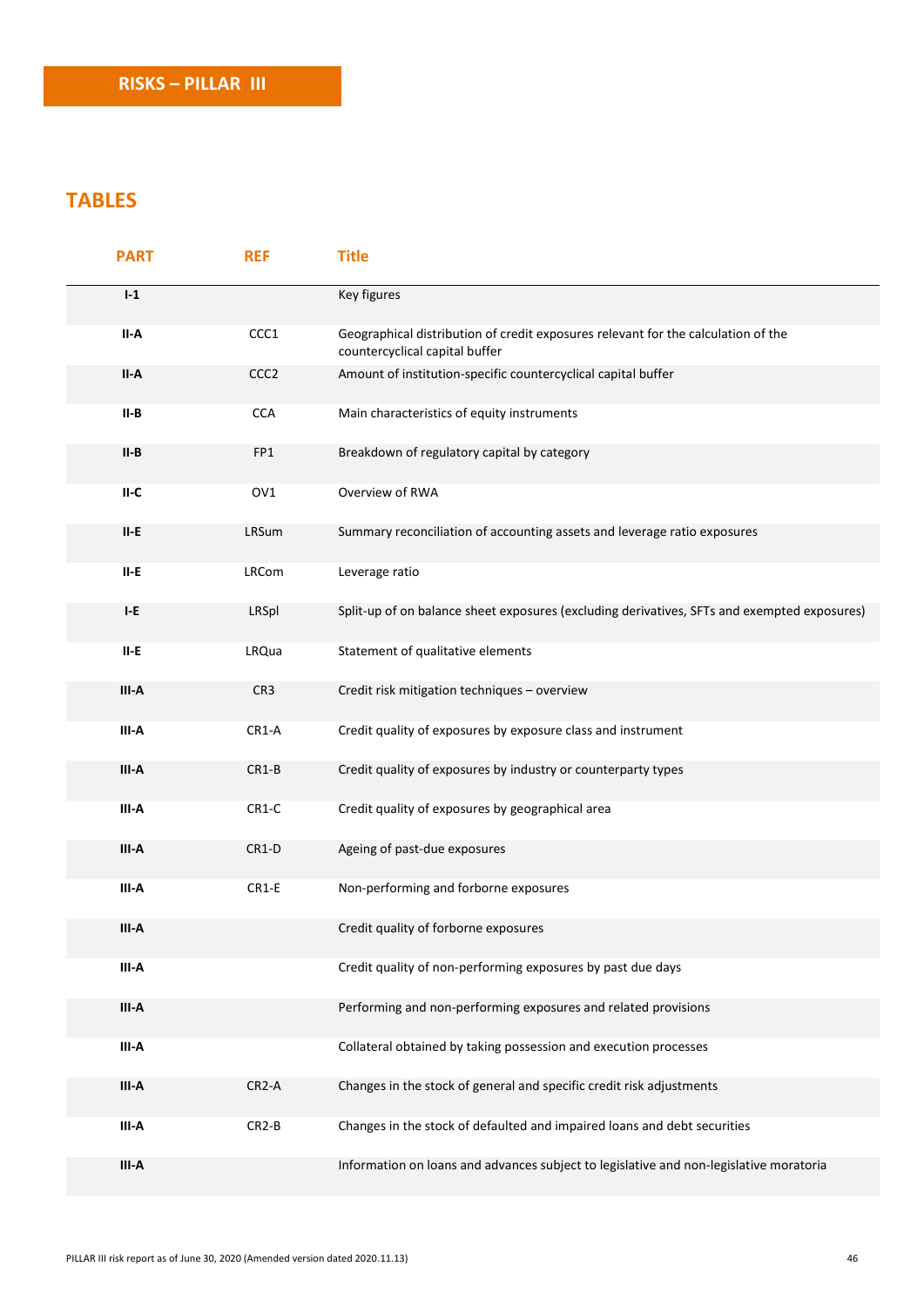## RISKS – PILLAR III

# TABLES

| PART | REF | Title |
|---|---|---|
| I-1 | | Key figures |
| II-A | CCC1 | Geographical distribution of credit exposures relevant for the calculation of the countercyclical capital buffer |
| II-A | CCC2 | Amount of institution-specific countercyclical capital buffer |
| II-B | CCA | Main characteristics of equity instruments |
| II-B | FP1 | Breakdown of regulatory capital by category |
| II-C | OV1 | Overview of RWA |
| II-E | LRSum | Summary reconciliation of accounting assets and leverage ratio exposures |
| II-E | LRCom | Leverage ratio |
| I-E | LRSpl | Split-up of on balance sheet exposures (excluding derivatives, SFTs and exempted exposures) |
| II-E | LRQua | Statement of qualitative elements |
| III-A | CR3 | Credit risk mitigation techniques – overview |
| III-A | CR1-A | Credit quality of exposures by exposure class and instrument |
| III-A | CR1-B | Credit quality of exposures by industry or counterparty types |
| III-A | CR1-C | Credit quality of exposures by geographical area |
| III-A | CR1-D | Ageing of past-due exposures |
| III-A | CR1-E | Non-performing and forborne exposures |
| III-A | | Credit quality of forborne exposures |
| III-A | | Credit quality of non-performing exposures by past due days |
| III-A | | Performing and non-performing exposures and related provisions |
| III-A | | Collateral obtained by taking possession and execution processes |
| III-A | CR2-A | Changes in the stock of general and specific credit risk adjustments |
| III-A | CR2-B | Changes in the stock of defaulted and impaired loans and debt securities |
| III-A | | Information on loans and advances subject to legislative and non-legislative moratoria |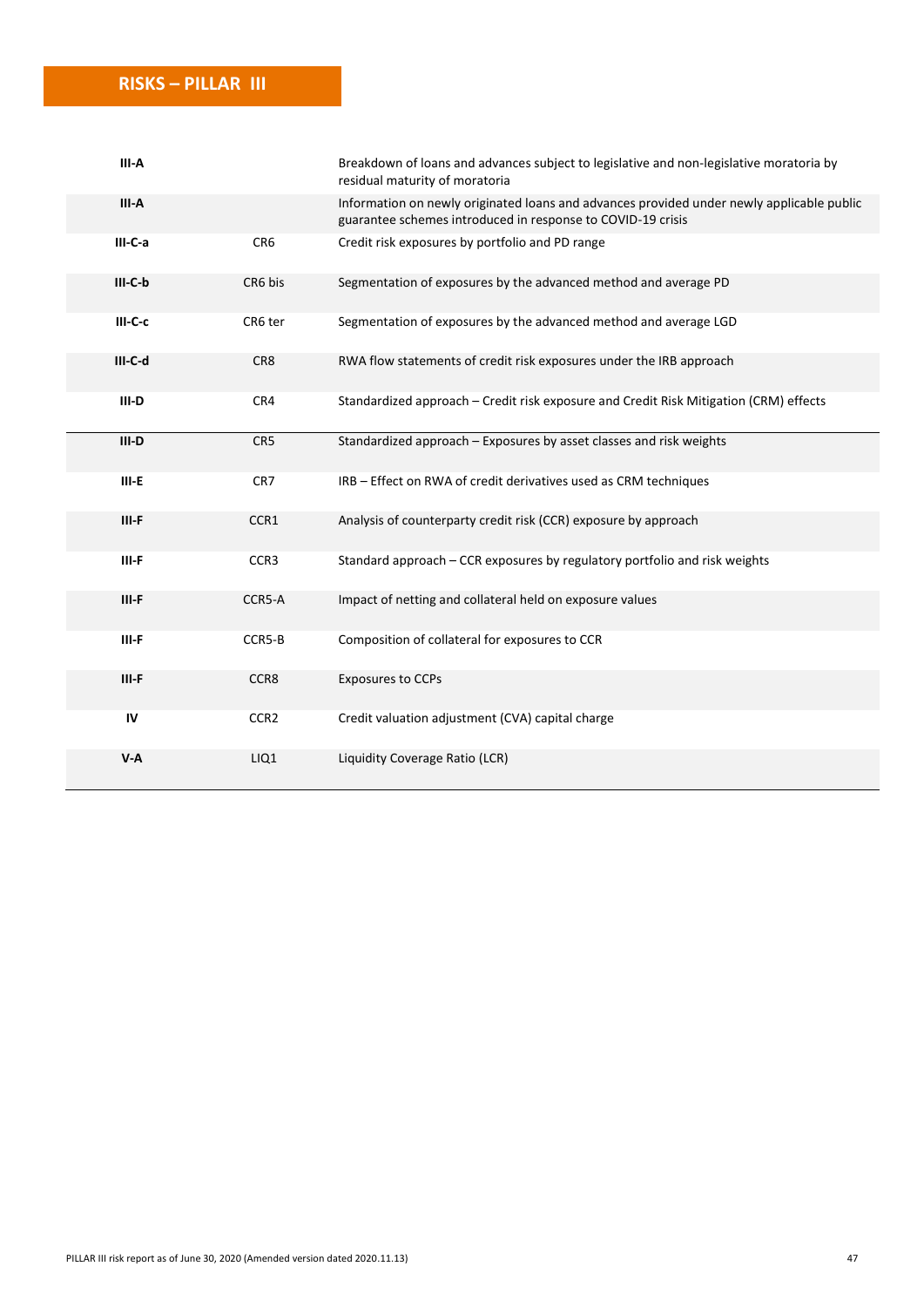## RISKS – PILLAR III

| | | |
|---|---|---|
| **III-A** | | Breakdown of loans and advances subject to legislative and non-legislative moratoria by residual maturity of moratoria |
| **III-A** | | Information on newly originated loans and advances provided under newly applicable public guarantee schemes introduced in response to COVID-19 crisis |
| **III-C-a** | CR6 | Credit risk exposures by portfolio and PD range |
| **III-C-b** | CR6 bis | Segmentation of exposures by the advanced method and average PD |
| **III-C-c** | CR6 ter | Segmentation of exposures by the advanced method and average LGD |
| **III-C-d** | CR8 | RWA flow statements of credit risk exposures under the IRB approach |
| **III-D** | CR4 | Standardized approach – Credit risk exposure and Credit Risk Mitigation (CRM) effects |
| **III-D** | CR5 | Standardized approach – Exposures by asset classes and risk weights |
| **III-E** | CR7 | IRB – Effect on RWA of credit derivatives used as CRM techniques |
| **III-F** | CCR1 | Analysis of counterparty credit risk (CCR) exposure by approach |
| **III-F** | CCR3 | Standard approach – CCR exposures by regulatory portfolio and risk weights |
| **III-F** | CCR5-A | Impact of netting and collateral held on exposure values |
| **III-F** | CCR5-B | Composition of collateral for exposures to CCR |
| **III-F** | CCR8 | Exposures to CCPs |
| **IV** | CCR2 | Credit valuation adjustment (CVA) capital charge |
| **V-A** | LIQ1 | Liquidity Coverage Ratio (LCR) |